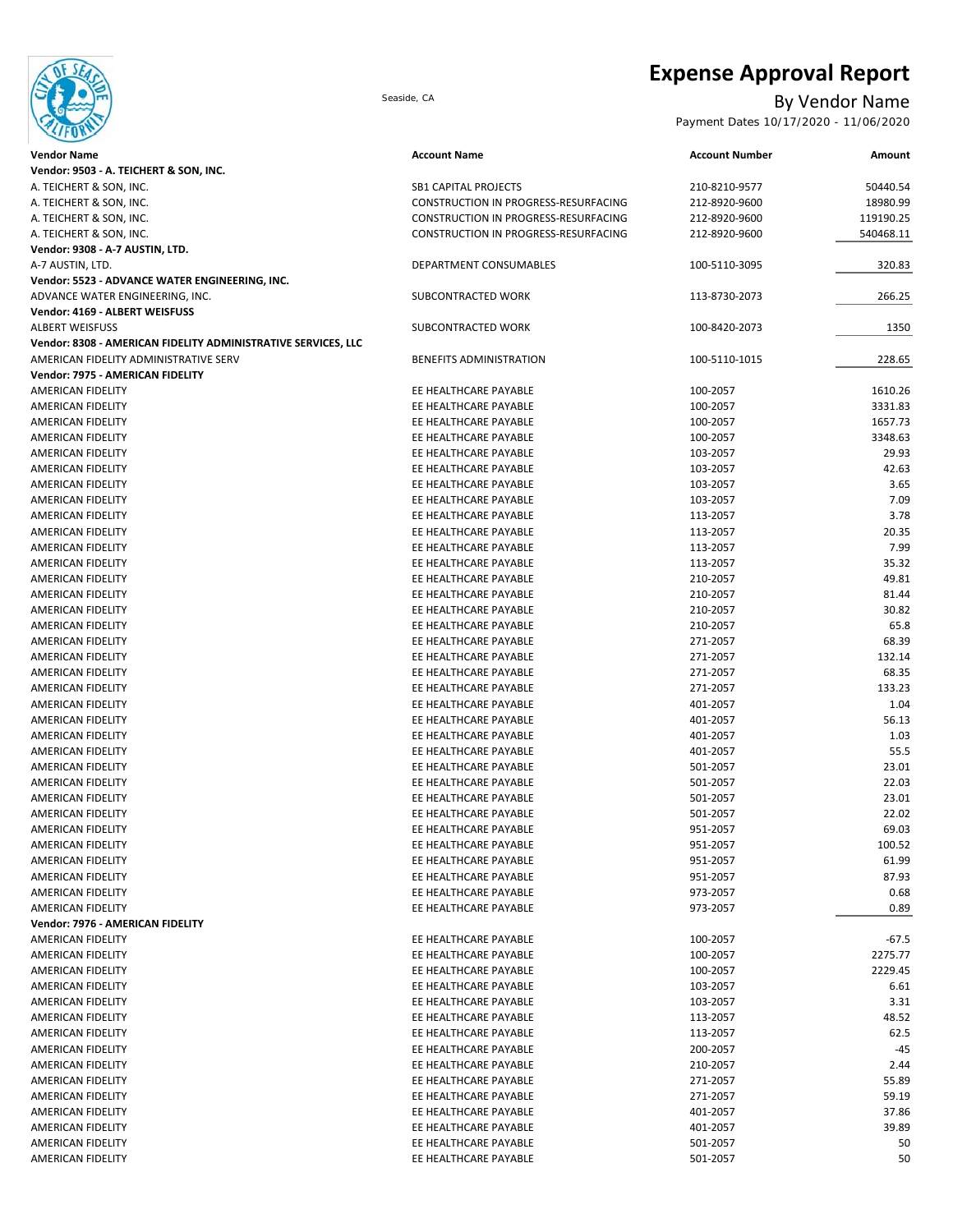# Expense Approval Report

Seaside, CA

By Vendor Name

Payment Dates 10/17/2020 - 11/06/2020

| Vendor Name | Account Name | Account Number | Amount |
|---|---|---|---|
| **Vendor: 9503 - A. TEICHERT & SON, INC.** | | | |
| A. TEICHERT & SON, INC. | SB1 CAPITAL PROJECTS | 210-8210-9577 | 50440.54 |
| A. TEICHERT & SON, INC. | CONSTRUCTION IN PROGRESS-RESURFACING | 212-8920-9600 | 18980.99 |
| A. TEICHERT & SON, INC. | CONSTRUCTION IN PROGRESS-RESURFACING | 212-8920-9600 | 119190.25 |
| A. TEICHERT & SON, INC. | CONSTRUCTION IN PROGRESS-RESURFACING | 212-8920-9600 | 540468.11 |
| **Vendor: 9308 - A-7 AUSTIN, LTD.** | | | |
| A-7 AUSTIN, LTD. | DEPARTMENT CONSUMABLES | 100-5110-3095 | 320.83 |
| **Vendor: 5523 - ADVANCE WATER ENGINEERING, INC.** | | | |
| ADVANCE WATER ENGINEERING, INC. | SUBCONTRACTED WORK | 113-8730-2073 | 266.25 |
| **Vendor: 4169 - ALBERT WEISFUSS** | | | |
| ALBERT WEISFUSS | SUBCONTRACTED WORK | 100-8420-2073 | 1350 |
| **Vendor: 8308 - AMERICAN FIDELITY ADMINISTRATIVE SERVICES, LLC** | | | |
| AMERICAN FIDELITY ADMINISTRATIVE SERV | BENEFITS ADMINISTRATION | 100-5110-1015 | 228.65 |
| **Vendor: 7975 - AMERICAN FIDELITY** | | | |
| AMERICAN FIDELITY | EE HEALTHCARE PAYABLE | 100-2057 | 1610.26 |
| AMERICAN FIDELITY | EE HEALTHCARE PAYABLE | 100-2057 | 3331.83 |
| AMERICAN FIDELITY | EE HEALTHCARE PAYABLE | 100-2057 | 1657.73 |
| AMERICAN FIDELITY | EE HEALTHCARE PAYABLE | 100-2057 | 3348.63 |
| AMERICAN FIDELITY | EE HEALTHCARE PAYABLE | 103-2057 | 29.93 |
| AMERICAN FIDELITY | EE HEALTHCARE PAYABLE | 103-2057 | 42.63 |
| AMERICAN FIDELITY | EE HEALTHCARE PAYABLE | 103-2057 | 3.65 |
| AMERICAN FIDELITY | EE HEALTHCARE PAYABLE | 103-2057 | 7.09 |
| AMERICAN FIDELITY | EE HEALTHCARE PAYABLE | 113-2057 | 3.78 |
| AMERICAN FIDELITY | EE HEALTHCARE PAYABLE | 113-2057 | 20.35 |
| AMERICAN FIDELITY | EE HEALTHCARE PAYABLE | 113-2057 | 7.99 |
| AMERICAN FIDELITY | EE HEALTHCARE PAYABLE | 113-2057 | 35.32 |
| AMERICAN FIDELITY | EE HEALTHCARE PAYABLE | 210-2057 | 49.81 |
| AMERICAN FIDELITY | EE HEALTHCARE PAYABLE | 210-2057 | 81.44 |
| AMERICAN FIDELITY | EE HEALTHCARE PAYABLE | 210-2057 | 30.82 |
| AMERICAN FIDELITY | EE HEALTHCARE PAYABLE | 210-2057 | 65.8 |
| AMERICAN FIDELITY | EE HEALTHCARE PAYABLE | 271-2057 | 68.39 |
| AMERICAN FIDELITY | EE HEALTHCARE PAYABLE | 271-2057 | 132.14 |
| AMERICAN FIDELITY | EE HEALTHCARE PAYABLE | 271-2057 | 68.35 |
| AMERICAN FIDELITY | EE HEALTHCARE PAYABLE | 271-2057 | 133.23 |
| AMERICAN FIDELITY | EE HEALTHCARE PAYABLE | 401-2057 | 1.04 |
| AMERICAN FIDELITY | EE HEALTHCARE PAYABLE | 401-2057 | 56.13 |
| AMERICAN FIDELITY | EE HEALTHCARE PAYABLE | 401-2057 | 1.03 |
| AMERICAN FIDELITY | EE HEALTHCARE PAYABLE | 401-2057 | 55.5 |
| AMERICAN FIDELITY | EE HEALTHCARE PAYABLE | 501-2057 | 23.01 |
| AMERICAN FIDELITY | EE HEALTHCARE PAYABLE | 501-2057 | 22.03 |
| AMERICAN FIDELITY | EE HEALTHCARE PAYABLE | 501-2057 | 23.01 |
| AMERICAN FIDELITY | EE HEALTHCARE PAYABLE | 501-2057 | 22.02 |
| AMERICAN FIDELITY | EE HEALTHCARE PAYABLE | 951-2057 | 69.03 |
| AMERICAN FIDELITY | EE HEALTHCARE PAYABLE | 951-2057 | 100.52 |
| AMERICAN FIDELITY | EE HEALTHCARE PAYABLE | 951-2057 | 61.99 |
| AMERICAN FIDELITY | EE HEALTHCARE PAYABLE | 951-2057 | 87.93 |
| AMERICAN FIDELITY | EE HEALTHCARE PAYABLE | 973-2057 | 0.68 |
| AMERICAN FIDELITY | EE HEALTHCARE PAYABLE | 973-2057 | 0.89 |
| **Vendor: 7976 - AMERICAN FIDELITY** | | | |
| AMERICAN FIDELITY | EE HEALTHCARE PAYABLE | 100-2057 | -67.5 |
| AMERICAN FIDELITY | EE HEALTHCARE PAYABLE | 100-2057 | 2275.77 |
| AMERICAN FIDELITY | EE HEALTHCARE PAYABLE | 100-2057 | 2229.45 |
| AMERICAN FIDELITY | EE HEALTHCARE PAYABLE | 103-2057 | 6.61 |
| AMERICAN FIDELITY | EE HEALTHCARE PAYABLE | 103-2057 | 3.31 |
| AMERICAN FIDELITY | EE HEALTHCARE PAYABLE | 113-2057 | 48.52 |
| AMERICAN FIDELITY | EE HEALTHCARE PAYABLE | 113-2057 | 62.5 |
| AMERICAN FIDELITY | EE HEALTHCARE PAYABLE | 200-2057 | -45 |
| AMERICAN FIDELITY | EE HEALTHCARE PAYABLE | 210-2057 | 2.44 |
| AMERICAN FIDELITY | EE HEALTHCARE PAYABLE | 271-2057 | 55.89 |
| AMERICAN FIDELITY | EE HEALTHCARE PAYABLE | 271-2057 | 59.19 |
| AMERICAN FIDELITY | EE HEALTHCARE PAYABLE | 401-2057 | 37.86 |
| AMERICAN FIDELITY | EE HEALTHCARE PAYABLE | 401-2057 | 39.89 |
| AMERICAN FIDELITY | EE HEALTHCARE PAYABLE | 501-2057 | 50 |
| AMERICAN FIDELITY | EE HEALTHCARE PAYABLE | 501-2057 | 50 |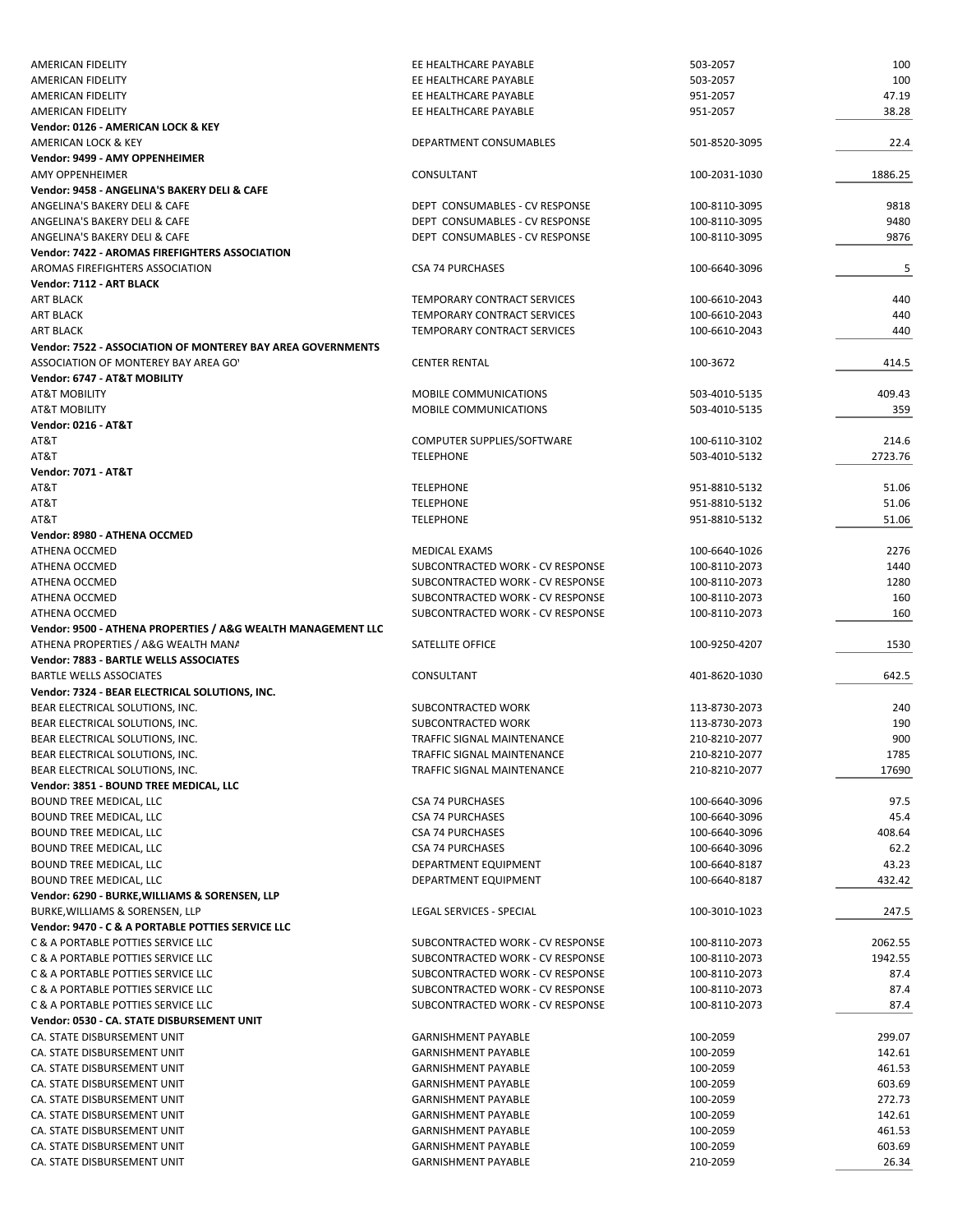| | | | |
|---|---|---|---|
| AMERICAN FIDELITY | EE HEALTHCARE PAYABLE | 503-2057 | 100 |
| AMERICAN FIDELITY | EE HEALTHCARE PAYABLE | 503-2057 | 100 |
| AMERICAN FIDELITY | EE HEALTHCARE PAYABLE | 951-2057 | 47.19 |
| AMERICAN FIDELITY | EE HEALTHCARE PAYABLE | 951-2057 | 38.28 |
| **Vendor: 0126 - AMERICAN LOCK & KEY** | | | |
| AMERICAN LOCK & KEY | DEPARTMENT CONSUMABLES | 501-8520-3095 | 22.4 |
| **Vendor: 9499 - AMY OPPENHEIMER** | | | |
| AMY OPPENHEIMER | CONSULTANT | 100-2031-1030 | 1886.25 |
| **Vendor: 9458 - ANGELINA'S BAKERY DELI & CAFE** | | | |
| ANGELINA'S BAKERY DELI & CAFE | DEPT CONSUMABLES - CV RESPONSE | 100-8110-3095 | 9818 |
| ANGELINA'S BAKERY DELI & CAFE | DEPT CONSUMABLES - CV RESPONSE | 100-8110-3095 | 9480 |
| ANGELINA'S BAKERY DELI & CAFE | DEPT CONSUMABLES - CV RESPONSE | 100-8110-3095 | 9876 |
| **Vendor: 7422 - AROMAS FIREFIGHTERS ASSOCIATION** | | | |
| AROMAS FIREFIGHTERS ASSOCIATION | CSA 74 PURCHASES | 100-6640-3096 | 5 |
| **Vendor: 7112 - ART BLACK** | | | |
| ART BLACK | TEMPORARY CONTRACT SERVICES | 100-6610-2043 | 440 |
| ART BLACK | TEMPORARY CONTRACT SERVICES | 100-6610-2043 | 440 |
| ART BLACK | TEMPORARY CONTRACT SERVICES | 100-6610-2043 | 440 |
| **Vendor: 7522 - ASSOCIATION OF MONTEREY BAY AREA GOVERNMENTS** | | | |
| ASSOCIATION OF MONTEREY BAY AREA GO' | CENTER RENTAL | 100-3672 | 414.5 |
| **Vendor: 6747 - AT&T MOBILITY** | | | |
| AT&T MOBILITY | MOBILE COMMUNICATIONS | 503-4010-5135 | 409.43 |
| AT&T MOBILITY | MOBILE COMMUNICATIONS | 503-4010-5135 | 359 |
| **Vendor: 0216 - AT&T** | | | |
| AT&T | COMPUTER SUPPLIES/SOFTWARE | 100-6110-3102 | 214.6 |
| AT&T | TELEPHONE | 503-4010-5132 | 2723.76 |
| **Vendor: 7071 - AT&T** | | | |
| AT&T | TELEPHONE | 951-8810-5132 | 51.06 |
| AT&T | TELEPHONE | 951-8810-5132 | 51.06 |
| AT&T | TELEPHONE | 951-8810-5132 | 51.06 |
| **Vendor: 8980 - ATHENA OCCMED** | | | |
| ATHENA OCCMED | MEDICAL EXAMS | 100-6640-1026 | 2276 |
| ATHENA OCCMED | SUBCONTRACTED WORK - CV RESPONSE | 100-8110-2073 | 1440 |
| ATHENA OCCMED | SUBCONTRACTED WORK - CV RESPONSE | 100-8110-2073 | 1280 |
| ATHENA OCCMED | SUBCONTRACTED WORK - CV RESPONSE | 100-8110-2073 | 160 |
| ATHENA OCCMED | SUBCONTRACTED WORK - CV RESPONSE | 100-8110-2073 | 160 |
| **Vendor: 9500 - ATHENA PROPERTIES / A&G WEALTH MANAGEMENT LLC** | | | |
| ATHENA PROPERTIES / A&G WEALTH MANA | SATELLITE OFFICE | 100-9250-4207 | 1530 |
| **Vendor: 7883 - BARTLE WELLS ASSOCIATES** | | | |
| BARTLE WELLS ASSOCIATES | CONSULTANT | 401-8620-1030 | 642.5 |
| **Vendor: 7324 - BEAR ELECTRICAL SOLUTIONS, INC.** | | | |
| BEAR ELECTRICAL SOLUTIONS, INC. | SUBCONTRACTED WORK | 113-8730-2073 | 240 |
| BEAR ELECTRICAL SOLUTIONS, INC. | SUBCONTRACTED WORK | 113-8730-2073 | 190 |
| BEAR ELECTRICAL SOLUTIONS, INC. | TRAFFIC SIGNAL MAINTENANCE | 210-8210-2077 | 900 |
| BEAR ELECTRICAL SOLUTIONS, INC. | TRAFFIC SIGNAL MAINTENANCE | 210-8210-2077 | 1785 |
| BEAR ELECTRICAL SOLUTIONS, INC. | TRAFFIC SIGNAL MAINTENANCE | 210-8210-2077 | 17690 |
| **Vendor: 3851 - BOUND TREE MEDICAL, LLC** | | | |
| BOUND TREE MEDICAL, LLC | CSA 74 PURCHASES | 100-6640-3096 | 97.5 |
| BOUND TREE MEDICAL, LLC | CSA 74 PURCHASES | 100-6640-3096 | 45.4 |
| BOUND TREE MEDICAL, LLC | CSA 74 PURCHASES | 100-6640-3096 | 408.64 |
| BOUND TREE MEDICAL, LLC | CSA 74 PURCHASES | 100-6640-3096 | 62.2 |
| BOUND TREE MEDICAL, LLC | DEPARTMENT EQUIPMENT | 100-6640-8187 | 43.23 |
| BOUND TREE MEDICAL, LLC | DEPARTMENT EQUIPMENT | 100-6640-8187 | 432.42 |
| **Vendor: 6290 - BURKE,WILLIAMS & SORENSEN, LLP** | | | |
| BURKE,WILLIAMS & SORENSEN, LLP | LEGAL SERVICES - SPECIAL | 100-3010-1023 | 247.5 |
| **Vendor: 9470 - C & A PORTABLE POTTIES SERVICE LLC** | | | |
| C & A PORTABLE POTTIES SERVICE LLC | SUBCONTRACTED WORK - CV RESPONSE | 100-8110-2073 | 2062.55 |
| C & A PORTABLE POTTIES SERVICE LLC | SUBCONTRACTED WORK - CV RESPONSE | 100-8110-2073 | 1942.55 |
| C & A PORTABLE POTTIES SERVICE LLC | SUBCONTRACTED WORK - CV RESPONSE | 100-8110-2073 | 87.4 |
| C & A PORTABLE POTTIES SERVICE LLC | SUBCONTRACTED WORK - CV RESPONSE | 100-8110-2073 | 87.4 |
| C & A PORTABLE POTTIES SERVICE LLC | SUBCONTRACTED WORK - CV RESPONSE | 100-8110-2073 | 87.4 |
| **Vendor: 0530 - CA. STATE DISBURSEMENT UNIT** | | | |
| CA. STATE DISBURSEMENT UNIT | GARNISHMENT PAYABLE | 100-2059 | 299.07 |
| CA. STATE DISBURSEMENT UNIT | GARNISHMENT PAYABLE | 100-2059 | 142.61 |
| CA. STATE DISBURSEMENT UNIT | GARNISHMENT PAYABLE | 100-2059 | 461.53 |
| CA. STATE DISBURSEMENT UNIT | GARNISHMENT PAYABLE | 100-2059 | 603.69 |
| CA. STATE DISBURSEMENT UNIT | GARNISHMENT PAYABLE | 100-2059 | 272.73 |
| CA. STATE DISBURSEMENT UNIT | GARNISHMENT PAYABLE | 100-2059 | 142.61 |
| CA. STATE DISBURSEMENT UNIT | GARNISHMENT PAYABLE | 100-2059 | 461.53 |
| CA. STATE DISBURSEMENT UNIT | GARNISHMENT PAYABLE | 100-2059 | 603.69 |
| CA. STATE DISBURSEMENT UNIT | GARNISHMENT PAYABLE | 210-2059 | 26.34 |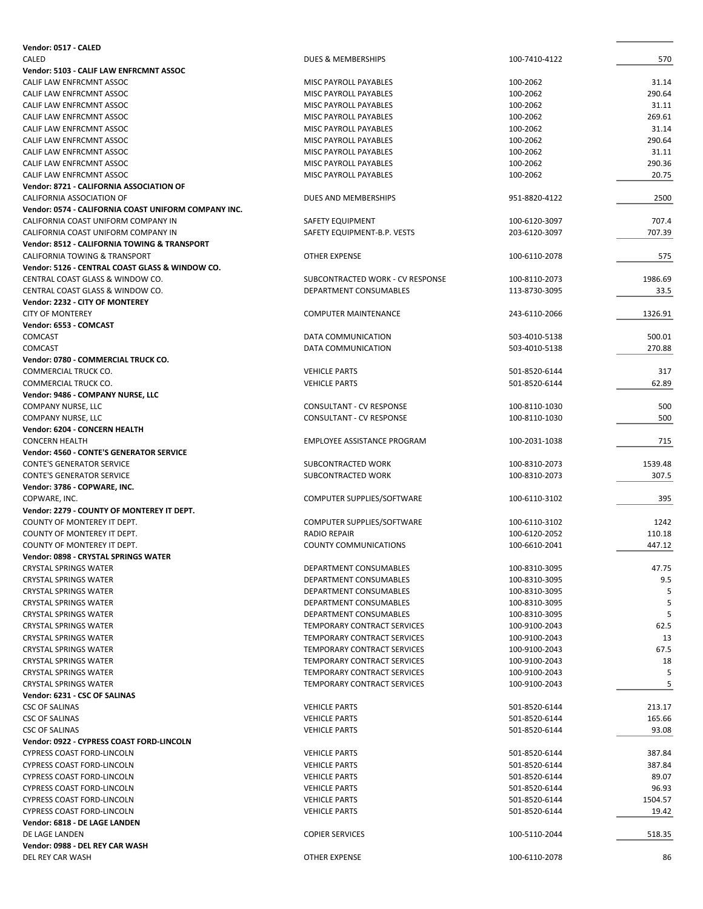| | | | |
|---|---|---|---|
| **Vendor: 0517 - CALED** | | | |
| CALED | DUES & MEMBERSHIPS | 100-7410-4122 | 570 |
| **Vendor: 5103 - CALIF LAW ENFRCMNT ASSOC** | | | |
| CALIF LAW ENFRCMNT ASSOC | MISC PAYROLL PAYABLES | 100-2062 | 31.14 |
| CALIF LAW ENFRCMNT ASSOC | MISC PAYROLL PAYABLES | 100-2062 | 290.64 |
| CALIF LAW ENFRCMNT ASSOC | MISC PAYROLL PAYABLES | 100-2062 | 31.11 |
| CALIF LAW ENFRCMNT ASSOC | MISC PAYROLL PAYABLES | 100-2062 | 269.61 |
| CALIF LAW ENFRCMNT ASSOC | MISC PAYROLL PAYABLES | 100-2062 | 31.14 |
| CALIF LAW ENFRCMNT ASSOC | MISC PAYROLL PAYABLES | 100-2062 | 290.64 |
| CALIF LAW ENFRCMNT ASSOC | MISC PAYROLL PAYABLES | 100-2062 | 31.11 |
| CALIF LAW ENFRCMNT ASSOC | MISC PAYROLL PAYABLES | 100-2062 | 290.36 |
| CALIF LAW ENFRCMNT ASSOC | MISC PAYROLL PAYABLES | 100-2062 | 20.75 |
| **Vendor: 8721 - CALIFORNIA ASSOCIATION OF** | | | |
| CALIFORNIA ASSOCIATION OF | DUES AND MEMBERSHIPS | 951-8820-4122 | 2500 |
| **Vendor: 0574 - CALIFORNIA COAST UNIFORM COMPANY INC.** | | | |
| CALIFORNIA COAST UNIFORM COMPANY IN | SAFETY EQUIPMENT | 100-6120-3097 | 707.4 |
| CALIFORNIA COAST UNIFORM COMPANY IN | SAFETY EQUIPMENT-B.P. VESTS | 203-6120-3097 | 707.39 |
| **Vendor: 8512 - CALIFORNIA TOWING & TRANSPORT** | | | |
| CALIFORNIA TOWING & TRANSPORT | OTHER EXPENSE | 100-6110-2078 | 575 |
| **Vendor: 5126 - CENTRAL COAST GLASS & WINDOW CO.** | | | |
| CENTRAL COAST GLASS & WINDOW CO. | SUBCONTRACTED WORK - CV RESPONSE | 100-8110-2073 | 1986.69 |
| CENTRAL COAST GLASS & WINDOW CO. | DEPARTMENT CONSUMABLES | 113-8730-3095 | 33.5 |
| **Vendor: 2232 - CITY OF MONTEREY** | | | |
| CITY OF MONTEREY | COMPUTER MAINTENANCE | 243-6110-2066 | 1326.91 |
| **Vendor: 6553 - COMCAST** | | | |
| COMCAST | DATA COMMUNICATION | 503-4010-5138 | 500.01 |
| COMCAST | DATA COMMUNICATION | 503-4010-5138 | 270.88 |
| **Vendor: 0780 - COMMERCIAL TRUCK CO.** | | | |
| COMMERCIAL TRUCK CO. | VEHICLE PARTS | 501-8520-6144 | 317 |
| COMMERCIAL TRUCK CO. | VEHICLE PARTS | 501-8520-6144 | 62.89 |
| **Vendor: 9486 - COMPANY NURSE, LLC** | | | |
| COMPANY NURSE, LLC | CONSULTANT - CV RESPONSE | 100-8110-1030 | 500 |
| COMPANY NURSE, LLC | CONSULTANT - CV RESPONSE | 100-8110-1030 | 500 |
| **Vendor: 6204 - CONCERN HEALTH** | | | |
| CONCERN HEALTH | EMPLOYEE ASSISTANCE PROGRAM | 100-2031-1038 | 715 |
| **Vendor: 4560 - CONTE'S GENERATOR SERVICE** | | | |
| CONTE'S GENERATOR SERVICE | SUBCONTRACTED WORK | 100-8310-2073 | 1539.48 |
| CONTE'S GENERATOR SERVICE | SUBCONTRACTED WORK | 100-8310-2073 | 307.5 |
| **Vendor: 3786 - COPWARE, INC.** | | | |
| COPWARE, INC. | COMPUTER SUPPLIES/SOFTWARE | 100-6110-3102 | 395 |
| **Vendor: 2279 - COUNTY OF MONTEREY IT DEPT.** | | | |
| COUNTY OF MONTEREY IT DEPT. | COMPUTER SUPPLIES/SOFTWARE | 100-6110-3102 | 1242 |
| COUNTY OF MONTEREY IT DEPT. | RADIO REPAIR | 100-6120-2052 | 110.18 |
| COUNTY OF MONTEREY IT DEPT. | COUNTY COMMUNICATIONS | 100-6610-2041 | 447.12 |
| **Vendor: 0898 - CRYSTAL SPRINGS WATER** | | | |
| CRYSTAL SPRINGS WATER | DEPARTMENT CONSUMABLES | 100-8310-3095 | 47.75 |
| CRYSTAL SPRINGS WATER | DEPARTMENT CONSUMABLES | 100-8310-3095 | 9.5 |
| CRYSTAL SPRINGS WATER | DEPARTMENT CONSUMABLES | 100-8310-3095 | 5 |
| CRYSTAL SPRINGS WATER | DEPARTMENT CONSUMABLES | 100-8310-3095 | 5 |
| CRYSTAL SPRINGS WATER | DEPARTMENT CONSUMABLES | 100-8310-3095 | 5 |
| CRYSTAL SPRINGS WATER | TEMPORARY CONTRACT SERVICES | 100-9100-2043 | 62.5 |
| CRYSTAL SPRINGS WATER | TEMPORARY CONTRACT SERVICES | 100-9100-2043 | 13 |
| CRYSTAL SPRINGS WATER | TEMPORARY CONTRACT SERVICES | 100-9100-2043 | 67.5 |
| CRYSTAL SPRINGS WATER | TEMPORARY CONTRACT SERVICES | 100-9100-2043 | 18 |
| CRYSTAL SPRINGS WATER | TEMPORARY CONTRACT SERVICES | 100-9100-2043 | 5 |
| CRYSTAL SPRINGS WATER | TEMPORARY CONTRACT SERVICES | 100-9100-2043 | 5 |
| **Vendor: 6231 - CSC OF SALINAS** | | | |
| CSC OF SALINAS | VEHICLE PARTS | 501-8520-6144 | 213.17 |
| CSC OF SALINAS | VEHICLE PARTS | 501-8520-6144 | 165.66 |
| CSC OF SALINAS | VEHICLE PARTS | 501-8520-6144 | 93.08 |
| **Vendor: 0922 - CYPRESS COAST FORD-LINCOLN** | | | |
| CYPRESS COAST FORD-LINCOLN | VEHICLE PARTS | 501-8520-6144 | 387.84 |
| CYPRESS COAST FORD-LINCOLN | VEHICLE PARTS | 501-8520-6144 | 387.84 |
| CYPRESS COAST FORD-LINCOLN | VEHICLE PARTS | 501-8520-6144 | 89.07 |
| CYPRESS COAST FORD-LINCOLN | VEHICLE PARTS | 501-8520-6144 | 96.93 |
| CYPRESS COAST FORD-LINCOLN | VEHICLE PARTS | 501-8520-6144 | 1504.57 |
| CYPRESS COAST FORD-LINCOLN | VEHICLE PARTS | 501-8520-6144 | 19.42 |
| **Vendor: 6818 - DE LAGE LANDEN** | | | |
| DE LAGE LANDEN | COPIER SERVICES | 100-5110-2044 | 518.35 |
| **Vendor: 0988 - DEL REY CAR WASH** | | | |
| DEL REY CAR WASH | OTHER EXPENSE | 100-6110-2078 | 86 |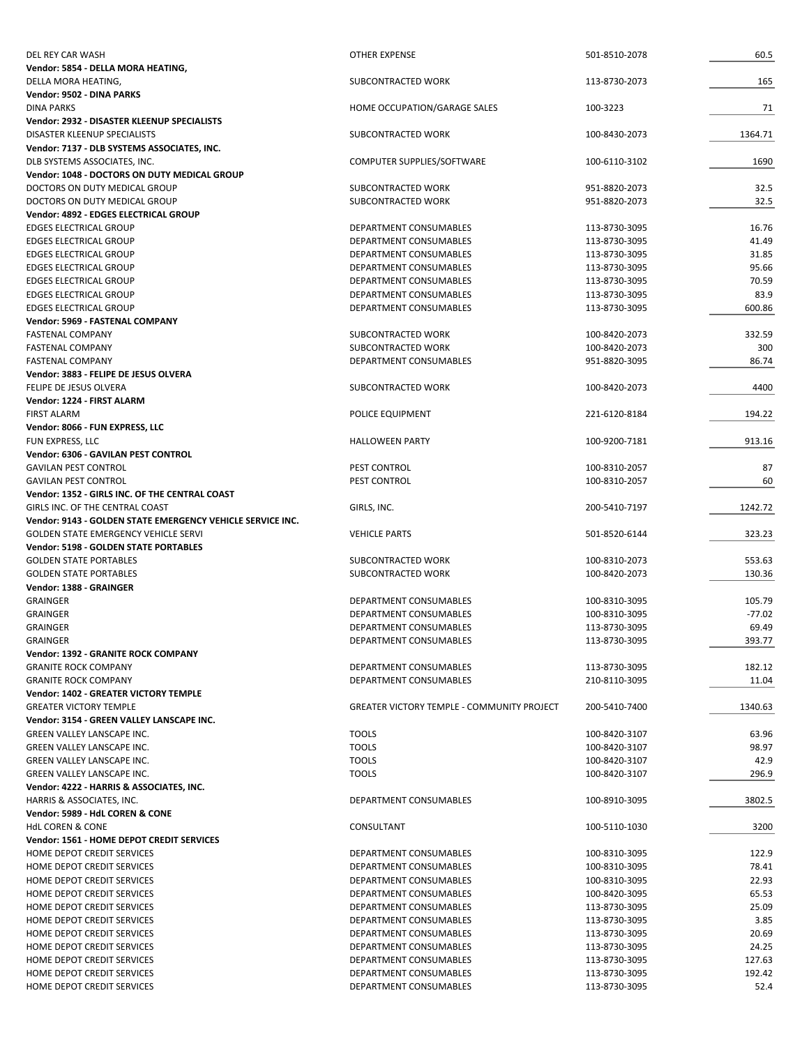| | | | |
|---|---|---|---|
| DEL REY CAR WASH | OTHER EXPENSE | 501-8510-2078 | 60.5 |
| **Vendor: 5854 - DELLA MORA HEATING,** | | | |
| DELLA MORA HEATING, | SUBCONTRACTED WORK | 113-8730-2073 | 165 |
| **Vendor: 9502 - DINA PARKS** | | | |
| DINA PARKS | HOME OCCUPATION/GARAGE SALES | 100-3223 | 71 |
| **Vendor: 2932 - DISASTER KLEENUP SPECIALISTS** | | | |
| DISASTER KLEENUP SPECIALISTS | SUBCONTRACTED WORK | 100-8430-2073 | 1364.71 |
| **Vendor: 7137 - DLB SYSTEMS ASSOCIATES, INC.** | | | |
| DLB SYSTEMS ASSOCIATES, INC. | COMPUTER SUPPLIES/SOFTWARE | 100-6110-3102 | 1690 |
| **Vendor: 1048 - DOCTORS ON DUTY MEDICAL GROUP** | | | |
| DOCTORS ON DUTY MEDICAL GROUP | SUBCONTRACTED WORK | 951-8820-2073 | 32.5 |
| DOCTORS ON DUTY MEDICAL GROUP | SUBCONTRACTED WORK | 951-8820-2073 | 32.5 |
| **Vendor: 4892 - EDGES ELECTRICAL GROUP** | | | |
| EDGES ELECTRICAL GROUP | DEPARTMENT CONSUMABLES | 113-8730-3095 | 16.76 |
| EDGES ELECTRICAL GROUP | DEPARTMENT CONSUMABLES | 113-8730-3095 | 41.49 |
| EDGES ELECTRICAL GROUP | DEPARTMENT CONSUMABLES | 113-8730-3095 | 31.85 |
| EDGES ELECTRICAL GROUP | DEPARTMENT CONSUMABLES | 113-8730-3095 | 95.66 |
| EDGES ELECTRICAL GROUP | DEPARTMENT CONSUMABLES | 113-8730-3095 | 70.59 |
| EDGES ELECTRICAL GROUP | DEPARTMENT CONSUMABLES | 113-8730-3095 | 83.9 |
| EDGES ELECTRICAL GROUP | DEPARTMENT CONSUMABLES | 113-8730-3095 | 600.86 |
| **Vendor: 5969 - FASTENAL COMPANY** | | | |
| FASTENAL COMPANY | SUBCONTRACTED WORK | 100-8420-2073 | 332.59 |
| FASTENAL COMPANY | SUBCONTRACTED WORK | 100-8420-2073 | 300 |
| FASTENAL COMPANY | DEPARTMENT CONSUMABLES | 951-8820-3095 | 86.74 |
| **Vendor: 3883 - FELIPE DE JESUS OLVERA** | | | |
| FELIPE DE JESUS OLVERA | SUBCONTRACTED WORK | 100-8420-2073 | 4400 |
| **Vendor: 1224 - FIRST ALARM** | | | |
| FIRST ALARM | POLICE EQUIPMENT | 221-6120-8184 | 194.22 |
| **Vendor: 8066 - FUN EXPRESS, LLC** | | | |
| FUN EXPRESS, LLC | HALLOWEEN PARTY | 100-9200-7181 | 913.16 |
| **Vendor: 6306 - GAVILAN PEST CONTROL** | | | |
| GAVILAN PEST CONTROL | PEST CONTROL | 100-8310-2057 | 87 |
| GAVILAN PEST CONTROL | PEST CONTROL | 100-8310-2057 | 60 |
| **Vendor: 1352 - GIRLS INC. OF THE CENTRAL COAST** | | | |
| GIRLS INC. OF THE CENTRAL COAST | GIRLS, INC. | 200-5410-7197 | 1242.72 |
| **Vendor: 9143 - GOLDEN STATE EMERGENCY VEHICLE SERVICE INC.** | | | |
| GOLDEN STATE EMERGENCY VEHICLE SERVI | VEHICLE PARTS | 501-8520-6144 | 323.23 |
| **Vendor: 5198 - GOLDEN STATE PORTABLES** | | | |
| GOLDEN STATE PORTABLES | SUBCONTRACTED WORK | 100-8310-2073 | 553.63 |
| GOLDEN STATE PORTABLES | SUBCONTRACTED WORK | 100-8420-2073 | 130.36 |
| **Vendor: 1388 - GRAINGER** | | | |
| GRAINGER | DEPARTMENT CONSUMABLES | 100-8310-3095 | 105.79 |
| GRAINGER | DEPARTMENT CONSUMABLES | 100-8310-3095 | -77.02 |
| GRAINGER | DEPARTMENT CONSUMABLES | 113-8730-3095 | 69.49 |
| GRAINGER | DEPARTMENT CONSUMABLES | 113-8730-3095 | 393.77 |
| **Vendor: 1392 - GRANITE ROCK COMPANY** | | | |
| GRANITE ROCK COMPANY | DEPARTMENT CONSUMABLES | 113-8730-3095 | 182.12 |
| GRANITE ROCK COMPANY | DEPARTMENT CONSUMABLES | 210-8110-3095 | 11.04 |
| **Vendor: 1402 - GREATER VICTORY TEMPLE** | | | |
| GREATER VICTORY TEMPLE | GREATER VICTORY TEMPLE - COMMUNITY PROJECT | 200-5410-7400 | 1340.63 |
| **Vendor: 3154 - GREEN VALLEY LANSCAPE INC.** | | | |
| GREEN VALLEY LANSCAPE INC. | TOOLS | 100-8420-3107 | 63.96 |
| GREEN VALLEY LANSCAPE INC. | TOOLS | 100-8420-3107 | 98.97 |
| GREEN VALLEY LANSCAPE INC. | TOOLS | 100-8420-3107 | 42.9 |
| GREEN VALLEY LANSCAPE INC. | TOOLS | 100-8420-3107 | 296.9 |
| **Vendor: 4222 - HARRIS & ASSOCIATES, INC.** | | | |
| HARRIS & ASSOCIATES, INC. | DEPARTMENT CONSUMABLES | 100-8910-3095 | 3802.5 |
| **Vendor: 5989 - HdL COREN & CONE** | | | |
| HdL COREN & CONE | CONSULTANT | 100-5110-1030 | 3200 |
| **Vendor: 1561 - HOME DEPOT CREDIT SERVICES** | | | |
| HOME DEPOT CREDIT SERVICES | DEPARTMENT CONSUMABLES | 100-8310-3095 | 122.9 |
| HOME DEPOT CREDIT SERVICES | DEPARTMENT CONSUMABLES | 100-8310-3095 | 78.41 |
| HOME DEPOT CREDIT SERVICES | DEPARTMENT CONSUMABLES | 100-8310-3095 | 22.93 |
| HOME DEPOT CREDIT SERVICES | DEPARTMENT CONSUMABLES | 100-8420-3095 | 65.53 |
| HOME DEPOT CREDIT SERVICES | DEPARTMENT CONSUMABLES | 113-8730-3095 | 25.09 |
| HOME DEPOT CREDIT SERVICES | DEPARTMENT CONSUMABLES | 113-8730-3095 | 3.85 |
| HOME DEPOT CREDIT SERVICES | DEPARTMENT CONSUMABLES | 113-8730-3095 | 20.69 |
| HOME DEPOT CREDIT SERVICES | DEPARTMENT CONSUMABLES | 113-8730-3095 | 24.25 |
| HOME DEPOT CREDIT SERVICES | DEPARTMENT CONSUMABLES | 113-8730-3095 | 127.63 |
| HOME DEPOT CREDIT SERVICES | DEPARTMENT CONSUMABLES | 113-8730-3095 | 192.42 |
| HOME DEPOT CREDIT SERVICES | DEPARTMENT CONSUMABLES | 113-8730-3095 | 52.4 |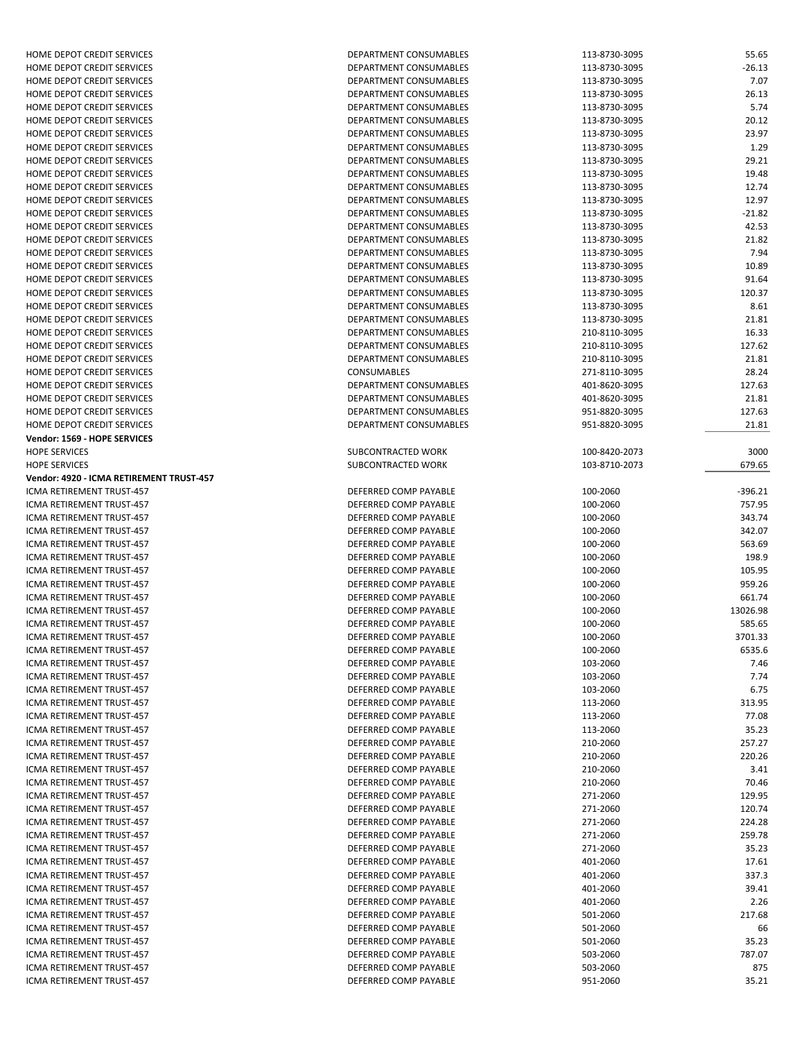| | | | |
|---|---|---|---|
| HOME DEPOT CREDIT SERVICES | DEPARTMENT CONSUMABLES | 113-8730-3095 | 55.65 |
| HOME DEPOT CREDIT SERVICES | DEPARTMENT CONSUMABLES | 113-8730-3095 | -26.13 |
| HOME DEPOT CREDIT SERVICES | DEPARTMENT CONSUMABLES | 113-8730-3095 | 7.07 |
| HOME DEPOT CREDIT SERVICES | DEPARTMENT CONSUMABLES | 113-8730-3095 | 26.13 |
| HOME DEPOT CREDIT SERVICES | DEPARTMENT CONSUMABLES | 113-8730-3095 | 5.74 |
| HOME DEPOT CREDIT SERVICES | DEPARTMENT CONSUMABLES | 113-8730-3095 | 20.12 |
| HOME DEPOT CREDIT SERVICES | DEPARTMENT CONSUMABLES | 113-8730-3095 | 23.97 |
| HOME DEPOT CREDIT SERVICES | DEPARTMENT CONSUMABLES | 113-8730-3095 | 1.29 |
| HOME DEPOT CREDIT SERVICES | DEPARTMENT CONSUMABLES | 113-8730-3095 | 29.21 |
| HOME DEPOT CREDIT SERVICES | DEPARTMENT CONSUMABLES | 113-8730-3095 | 19.48 |
| HOME DEPOT CREDIT SERVICES | DEPARTMENT CONSUMABLES | 113-8730-3095 | 12.74 |
| HOME DEPOT CREDIT SERVICES | DEPARTMENT CONSUMABLES | 113-8730-3095 | 12.97 |
| HOME DEPOT CREDIT SERVICES | DEPARTMENT CONSUMABLES | 113-8730-3095 | -21.82 |
| HOME DEPOT CREDIT SERVICES | DEPARTMENT CONSUMABLES | 113-8730-3095 | 42.53 |
| HOME DEPOT CREDIT SERVICES | DEPARTMENT CONSUMABLES | 113-8730-3095 | 21.82 |
| HOME DEPOT CREDIT SERVICES | DEPARTMENT CONSUMABLES | 113-8730-3095 | 7.94 |
| HOME DEPOT CREDIT SERVICES | DEPARTMENT CONSUMABLES | 113-8730-3095 | 10.89 |
| HOME DEPOT CREDIT SERVICES | DEPARTMENT CONSUMABLES | 113-8730-3095 | 91.64 |
| HOME DEPOT CREDIT SERVICES | DEPARTMENT CONSUMABLES | 113-8730-3095 | 120.37 |
| HOME DEPOT CREDIT SERVICES | DEPARTMENT CONSUMABLES | 113-8730-3095 | 8.61 |
| HOME DEPOT CREDIT SERVICES | DEPARTMENT CONSUMABLES | 113-8730-3095 | 21.81 |
| HOME DEPOT CREDIT SERVICES | DEPARTMENT CONSUMABLES | 210-8110-3095 | 16.33 |
| HOME DEPOT CREDIT SERVICES | DEPARTMENT CONSUMABLES | 210-8110-3095 | 127.62 |
| HOME DEPOT CREDIT SERVICES | DEPARTMENT CONSUMABLES | 210-8110-3095 | 21.81 |
| HOME DEPOT CREDIT SERVICES | CONSUMABLES | 271-8110-3095 | 28.24 |
| HOME DEPOT CREDIT SERVICES | DEPARTMENT CONSUMABLES | 401-8620-3095 | 127.63 |
| HOME DEPOT CREDIT SERVICES | DEPARTMENT CONSUMABLES | 401-8620-3095 | 21.81 |
| HOME DEPOT CREDIT SERVICES | DEPARTMENT CONSUMABLES | 951-8820-3095 | 127.63 |
| HOME DEPOT CREDIT SERVICES | DEPARTMENT CONSUMABLES | 951-8820-3095 | 21.81 |
| **Vendor: 1569 - HOPE SERVICES** | | | |
| HOPE SERVICES | SUBCONTRACTED WORK | 100-8420-2073 | 3000 |
| HOPE SERVICES | SUBCONTRACTED WORK | 103-8710-2073 | 679.65 |
| **Vendor: 4920 - ICMA RETIREMENT TRUST-457** | | | |
| ICMA RETIREMENT TRUST-457 | DEFERRED COMP PAYABLE | 100-2060 | -396.21 |
| ICMA RETIREMENT TRUST-457 | DEFERRED COMP PAYABLE | 100-2060 | 757.95 |
| ICMA RETIREMENT TRUST-457 | DEFERRED COMP PAYABLE | 100-2060 | 343.74 |
| ICMA RETIREMENT TRUST-457 | DEFERRED COMP PAYABLE | 100-2060 | 342.07 |
| ICMA RETIREMENT TRUST-457 | DEFERRED COMP PAYABLE | 100-2060 | 563.69 |
| ICMA RETIREMENT TRUST-457 | DEFERRED COMP PAYABLE | 100-2060 | 198.9 |
| ICMA RETIREMENT TRUST-457 | DEFERRED COMP PAYABLE | 100-2060 | 105.95 |
| ICMA RETIREMENT TRUST-457 | DEFERRED COMP PAYABLE | 100-2060 | 959.26 |
| ICMA RETIREMENT TRUST-457 | DEFERRED COMP PAYABLE | 100-2060 | 661.74 |
| ICMA RETIREMENT TRUST-457 | DEFERRED COMP PAYABLE | 100-2060 | 13026.98 |
| ICMA RETIREMENT TRUST-457 | DEFERRED COMP PAYABLE | 100-2060 | 585.65 |
| ICMA RETIREMENT TRUST-457 | DEFERRED COMP PAYABLE | 100-2060 | 3701.33 |
| ICMA RETIREMENT TRUST-457 | DEFERRED COMP PAYABLE | 100-2060 | 6535.6 |
| ICMA RETIREMENT TRUST-457 | DEFERRED COMP PAYABLE | 103-2060 | 7.46 |
| ICMA RETIREMENT TRUST-457 | DEFERRED COMP PAYABLE | 103-2060 | 7.74 |
| ICMA RETIREMENT TRUST-457 | DEFERRED COMP PAYABLE | 103-2060 | 6.75 |
| ICMA RETIREMENT TRUST-457 | DEFERRED COMP PAYABLE | 113-2060 | 313.95 |
| ICMA RETIREMENT TRUST-457 | DEFERRED COMP PAYABLE | 113-2060 | 77.08 |
| ICMA RETIREMENT TRUST-457 | DEFERRED COMP PAYABLE | 113-2060 | 35.23 |
| ICMA RETIREMENT TRUST-457 | DEFERRED COMP PAYABLE | 210-2060 | 257.27 |
| ICMA RETIREMENT TRUST-457 | DEFERRED COMP PAYABLE | 210-2060 | 220.26 |
| ICMA RETIREMENT TRUST-457 | DEFERRED COMP PAYABLE | 210-2060 | 3.41 |
| ICMA RETIREMENT TRUST-457 | DEFERRED COMP PAYABLE | 210-2060 | 70.46 |
| ICMA RETIREMENT TRUST-457 | DEFERRED COMP PAYABLE | 271-2060 | 129.95 |
| ICMA RETIREMENT TRUST-457 | DEFERRED COMP PAYABLE | 271-2060 | 120.74 |
| ICMA RETIREMENT TRUST-457 | DEFERRED COMP PAYABLE | 271-2060 | 224.28 |
| ICMA RETIREMENT TRUST-457 | DEFERRED COMP PAYABLE | 271-2060 | 259.78 |
| ICMA RETIREMENT TRUST-457 | DEFERRED COMP PAYABLE | 271-2060 | 35.23 |
| ICMA RETIREMENT TRUST-457 | DEFERRED COMP PAYABLE | 401-2060 | 17.61 |
| ICMA RETIREMENT TRUST-457 | DEFERRED COMP PAYABLE | 401-2060 | 337.3 |
| ICMA RETIREMENT TRUST-457 | DEFERRED COMP PAYABLE | 401-2060 | 39.41 |
| ICMA RETIREMENT TRUST-457 | DEFERRED COMP PAYABLE | 401-2060 | 2.26 |
| ICMA RETIREMENT TRUST-457 | DEFERRED COMP PAYABLE | 501-2060 | 217.68 |
| ICMA RETIREMENT TRUST-457 | DEFERRED COMP PAYABLE | 501-2060 | 66 |
| ICMA RETIREMENT TRUST-457 | DEFERRED COMP PAYABLE | 501-2060 | 35.23 |
| ICMA RETIREMENT TRUST-457 | DEFERRED COMP PAYABLE | 503-2060 | 787.07 |
| ICMA RETIREMENT TRUST-457 | DEFERRED COMP PAYABLE | 503-2060 | 875 |
| ICMA RETIREMENT TRUST-457 | DEFERRED COMP PAYABLE | 951-2060 | 35.21 |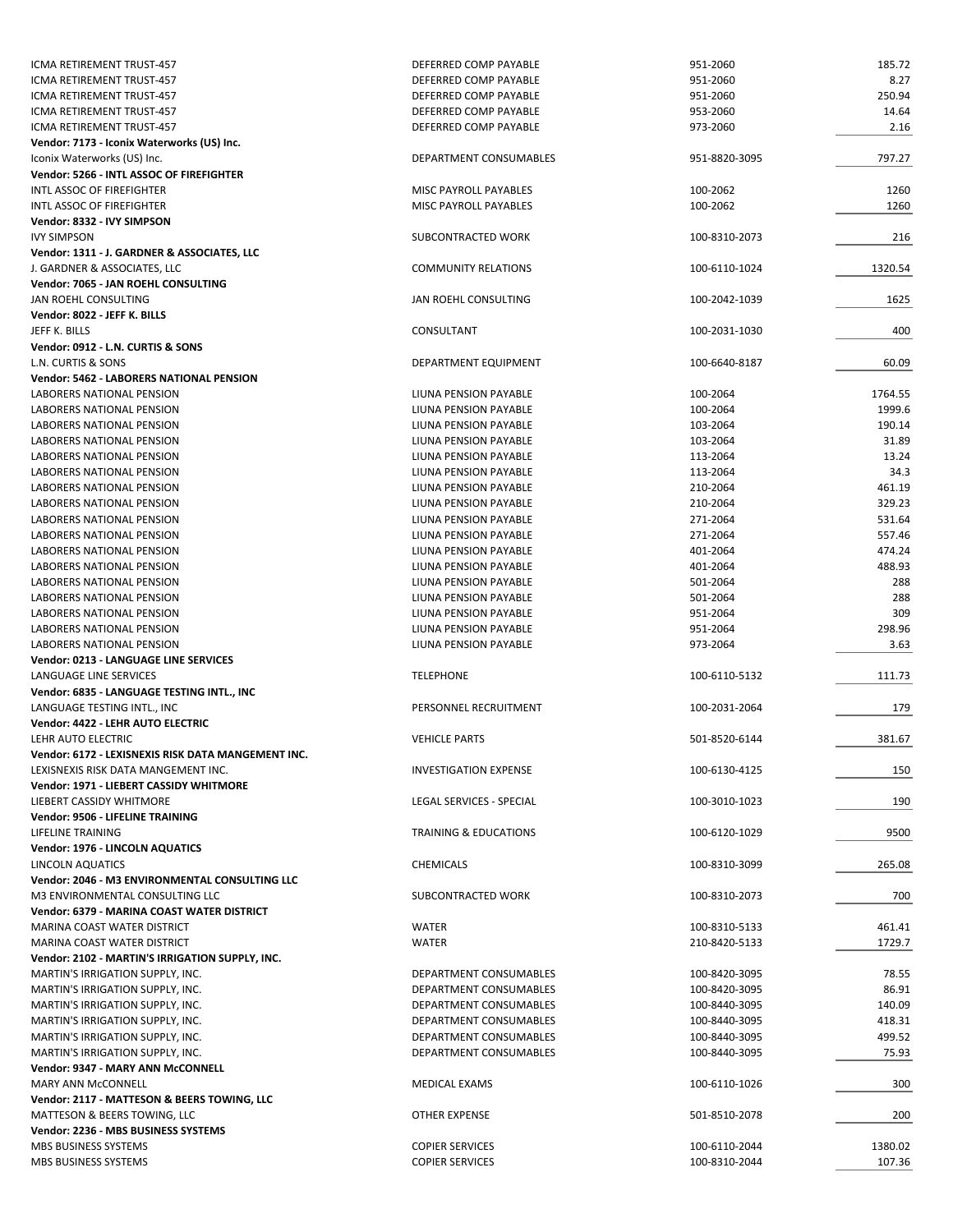| | | | |
|---|---|---|---|
| ICMA RETIREMENT TRUST-457 | DEFERRED COMP PAYABLE | 951-2060 | 185.72 |
| ICMA RETIREMENT TRUST-457 | DEFERRED COMP PAYABLE | 951-2060 | 8.27 |
| ICMA RETIREMENT TRUST-457 | DEFERRED COMP PAYABLE | 951-2060 | 250.94 |
| ICMA RETIREMENT TRUST-457 | DEFERRED COMP PAYABLE | 953-2060 | 14.64 |
| ICMA RETIREMENT TRUST-457 | DEFERRED COMP PAYABLE | 973-2060 | 2.16 |
| **Vendor: 7173 - Iconix Waterworks (US) Inc.** | | | |
| Iconix Waterworks (US) Inc. | DEPARTMENT CONSUMABLES | 951-8820-3095 | 797.27 |
| **Vendor: 5266 - INTL ASSOC OF FIREFIGHTER** | | | |
| INTL ASSOC OF FIREFIGHTER | MISC PAYROLL PAYABLES | 100-2062 | 1260 |
| INTL ASSOC OF FIREFIGHTER | MISC PAYROLL PAYABLES | 100-2062 | 1260 |
| **Vendor: 8332 - IVY SIMPSON** | | | |
| IVY SIMPSON | SUBCONTRACTED WORK | 100-8310-2073 | 216 |
| **Vendor: 1311 - J. GARDNER & ASSOCIATES, LLC** | | | |
| J. GARDNER & ASSOCIATES, LLC | COMMUNITY RELATIONS | 100-6110-1024 | 1320.54 |
| **Vendor: 7065 - JAN ROEHL CONSULTING** | | | |
| JAN ROEHL CONSULTING | JAN ROEHL CONSULTING | 100-2042-1039 | 1625 |
| **Vendor: 8022 - JEFF K. BILLS** | | | |
| JEFF K. BILLS | CONSULTANT | 100-2031-1030 | 400 |
| **Vendor: 0912 - L.N. CURTIS & SONS** | | | |
| L.N. CURTIS & SONS | DEPARTMENT EQUIPMENT | 100-6640-8187 | 60.09 |
| **Vendor: 5462 - LABORERS NATIONAL PENSION** | | | |
| LABORERS NATIONAL PENSION | LIUNA PENSION PAYABLE | 100-2064 | 1764.55 |
| LABORERS NATIONAL PENSION | LIUNA PENSION PAYABLE | 100-2064 | 1999.6 |
| LABORERS NATIONAL PENSION | LIUNA PENSION PAYABLE | 103-2064 | 190.14 |
| LABORERS NATIONAL PENSION | LIUNA PENSION PAYABLE | 103-2064 | 31.89 |
| LABORERS NATIONAL PENSION | LIUNA PENSION PAYABLE | 113-2064 | 13.24 |
| LABORERS NATIONAL PENSION | LIUNA PENSION PAYABLE | 113-2064 | 34.3 |
| LABORERS NATIONAL PENSION | LIUNA PENSION PAYABLE | 210-2064 | 461.19 |
| LABORERS NATIONAL PENSION | LIUNA PENSION PAYABLE | 210-2064 | 329.23 |
| LABORERS NATIONAL PENSION | LIUNA PENSION PAYABLE | 271-2064 | 531.64 |
| LABORERS NATIONAL PENSION | LIUNA PENSION PAYABLE | 271-2064 | 557.46 |
| LABORERS NATIONAL PENSION | LIUNA PENSION PAYABLE | 401-2064 | 474.24 |
| LABORERS NATIONAL PENSION | LIUNA PENSION PAYABLE | 401-2064 | 488.93 |
| LABORERS NATIONAL PENSION | LIUNA PENSION PAYABLE | 501-2064 | 288 |
| LABORERS NATIONAL PENSION | LIUNA PENSION PAYABLE | 501-2064 | 288 |
| LABORERS NATIONAL PENSION | LIUNA PENSION PAYABLE | 951-2064 | 309 |
| LABORERS NATIONAL PENSION | LIUNA PENSION PAYABLE | 951-2064 | 298.96 |
| LABORERS NATIONAL PENSION | LIUNA PENSION PAYABLE | 973-2064 | 3.63 |
| **Vendor: 0213 - LANGUAGE LINE SERVICES** | | | |
| LANGUAGE LINE SERVICES | TELEPHONE | 100-6110-5132 | 111.73 |
| **Vendor: 6835 - LANGUAGE TESTING INTL., INC** | | | |
| LANGUAGE TESTING INTL., INC | PERSONNEL RECRUITMENT | 100-2031-2064 | 179 |
| **Vendor: 4422 - LEHR AUTO ELECTRIC** | | | |
| LEHR AUTO ELECTRIC | VEHICLE PARTS | 501-8520-6144 | 381.67 |
| **Vendor: 6172 - LEXISNEXIS RISK DATA MANGEMENT INC.** | | | |
| LEXISNEXIS RISK DATA MANGEMENT INC. | INVESTIGATION EXPENSE | 100-6130-4125 | 150 |
| **Vendor: 1971 - LIEBERT CASSIDY WHITMORE** | | | |
| LIEBERT CASSIDY WHITMORE | LEGAL SERVICES - SPECIAL | 100-3010-1023 | 190 |
| **Vendor: 9506 - LIFELINE TRAINING** | | | |
| LIFELINE TRAINING | TRAINING & EDUCATIONS | 100-6120-1029 | 9500 |
| **Vendor: 1976 - LINCOLN AQUATICS** | | | |
| LINCOLN AQUATICS | CHEMICALS | 100-8310-3099 | 265.08 |
| **Vendor: 2046 - M3 ENVIRONMENTAL CONSULTING LLC** | | | |
| M3 ENVIRONMENTAL CONSULTING LLC | SUBCONTRACTED WORK | 100-8310-2073 | 700 |
| **Vendor: 6379 - MARINA COAST WATER DISTRICT** | | | |
| MARINA COAST WATER DISTRICT | WATER | 100-8310-5133 | 461.41 |
| MARINA COAST WATER DISTRICT | WATER | 210-8420-5133 | 1729.7 |
| **Vendor: 2102 - MARTIN'S IRRIGATION SUPPLY, INC.** | | | |
| MARTIN'S IRRIGATION SUPPLY, INC. | DEPARTMENT CONSUMABLES | 100-8420-3095 | 78.55 |
| MARTIN'S IRRIGATION SUPPLY, INC. | DEPARTMENT CONSUMABLES | 100-8420-3095 | 86.91 |
| MARTIN'S IRRIGATION SUPPLY, INC. | DEPARTMENT CONSUMABLES | 100-8440-3095 | 140.09 |
| MARTIN'S IRRIGATION SUPPLY, INC. | DEPARTMENT CONSUMABLES | 100-8440-3095 | 418.31 |
| MARTIN'S IRRIGATION SUPPLY, INC. | DEPARTMENT CONSUMABLES | 100-8440-3095 | 499.52 |
| MARTIN'S IRRIGATION SUPPLY, INC. | DEPARTMENT CONSUMABLES | 100-8440-3095 | 75.93 |
| **Vendor: 9347 - MARY ANN McCONNELL** | | | |
| MARY ANN McCONNELL | MEDICAL EXAMS | 100-6110-1026 | 300 |
| **Vendor: 2117 - MATTESON & BEERS TOWING, LLC** | | | |
| MATTESON & BEERS TOWING, LLC | OTHER EXPENSE | 501-8510-2078 | 200 |
| **Vendor: 2236 - MBS BUSINESS SYSTEMS** | | | |
| MBS BUSINESS SYSTEMS | COPIER SERVICES | 100-6110-2044 | 1380.02 |
| MBS BUSINESS SYSTEMS | COPIER SERVICES | 100-8310-2044 | 107.36 |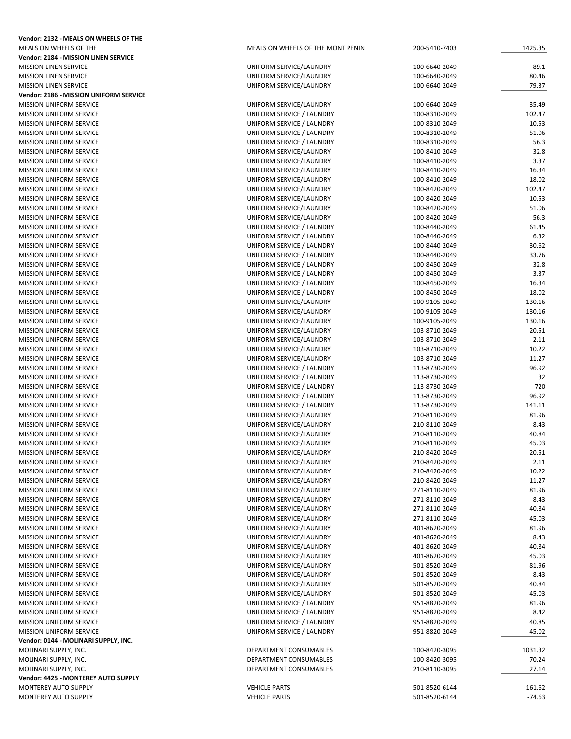| | | | |
|---|---|---|---|
| **Vendor: 2132 - MEALS ON WHEELS OF THE** | | | |
| MEALS ON WHEELS OF THE | MEALS ON WHEELS OF THE MONT PENIN | 200-5410-7403 | 1425.35 |
| **Vendor: 2184 - MISSION LINEN SERVICE** | | | |
| MISSION LINEN SERVICE | UNIFORM SERVICE/LAUNDRY | 100-6640-2049 | 89.1 |
| MISSION LINEN SERVICE | UNIFORM SERVICE/LAUNDRY | 100-6640-2049 | 80.46 |
| MISSION LINEN SERVICE | UNIFORM SERVICE/LAUNDRY | 100-6640-2049 | 79.37 |
| **Vendor: 2186 - MISSION UNIFORM SERVICE** | | | |
| MISSION UNIFORM SERVICE | UNIFORM SERVICE/LAUNDRY | 100-6640-2049 | 35.49 |
| MISSION UNIFORM SERVICE | UNIFORM SERVICE / LAUNDRY | 100-8310-2049 | 102.47 |
| MISSION UNIFORM SERVICE | UNIFORM SERVICE / LAUNDRY | 100-8310-2049 | 10.53 |
| MISSION UNIFORM SERVICE | UNIFORM SERVICE / LAUNDRY | 100-8310-2049 | 51.06 |
| MISSION UNIFORM SERVICE | UNIFORM SERVICE / LAUNDRY | 100-8310-2049 | 56.3 |
| MISSION UNIFORM SERVICE | UNIFORM SERVICE/LAUNDRY | 100-8410-2049 | 32.8 |
| MISSION UNIFORM SERVICE | UNIFORM SERVICE/LAUNDRY | 100-8410-2049 | 3.37 |
| MISSION UNIFORM SERVICE | UNIFORM SERVICE/LAUNDRY | 100-8410-2049 | 16.34 |
| MISSION UNIFORM SERVICE | UNIFORM SERVICE/LAUNDRY | 100-8410-2049 | 18.02 |
| MISSION UNIFORM SERVICE | UNIFORM SERVICE/LAUNDRY | 100-8420-2049 | 102.47 |
| MISSION UNIFORM SERVICE | UNIFORM SERVICE/LAUNDRY | 100-8420-2049 | 10.53 |
| MISSION UNIFORM SERVICE | UNIFORM SERVICE/LAUNDRY | 100-8420-2049 | 51.06 |
| MISSION UNIFORM SERVICE | UNIFORM SERVICE/LAUNDRY | 100-8420-2049 | 56.3 |
| MISSION UNIFORM SERVICE | UNIFORM SERVICE / LAUNDRY | 100-8440-2049 | 61.45 |
| MISSION UNIFORM SERVICE | UNIFORM SERVICE / LAUNDRY | 100-8440-2049 | 6.32 |
| MISSION UNIFORM SERVICE | UNIFORM SERVICE / LAUNDRY | 100-8440-2049 | 30.62 |
| MISSION UNIFORM SERVICE | UNIFORM SERVICE / LAUNDRY | 100-8440-2049 | 33.76 |
| MISSION UNIFORM SERVICE | UNIFORM SERVICE / LAUNDRY | 100-8450-2049 | 32.8 |
| MISSION UNIFORM SERVICE | UNIFORM SERVICE / LAUNDRY | 100-8450-2049 | 3.37 |
| MISSION UNIFORM SERVICE | UNIFORM SERVICE / LAUNDRY | 100-8450-2049 | 16.34 |
| MISSION UNIFORM SERVICE | UNIFORM SERVICE / LAUNDRY | 100-8450-2049 | 18.02 |
| MISSION UNIFORM SERVICE | UNIFORM SERVICE/LAUNDRY | 100-9105-2049 | 130.16 |
| MISSION UNIFORM SERVICE | UNIFORM SERVICE/LAUNDRY | 100-9105-2049 | 130.16 |
| MISSION UNIFORM SERVICE | UNIFORM SERVICE/LAUNDRY | 100-9105-2049 | 130.16 |
| MISSION UNIFORM SERVICE | UNIFORM SERVICE/LAUNDRY | 103-8710-2049 | 20.51 |
| MISSION UNIFORM SERVICE | UNIFORM SERVICE/LAUNDRY | 103-8710-2049 | 2.11 |
| MISSION UNIFORM SERVICE | UNIFORM SERVICE/LAUNDRY | 103-8710-2049 | 10.22 |
| MISSION UNIFORM SERVICE | UNIFORM SERVICE/LAUNDRY | 103-8710-2049 | 11.27 |
| MISSION UNIFORM SERVICE | UNIFORM SERVICE / LAUNDRY | 113-8730-2049 | 96.92 |
| MISSION UNIFORM SERVICE | UNIFORM SERVICE / LAUNDRY | 113-8730-2049 | 32 |
| MISSION UNIFORM SERVICE | UNIFORM SERVICE / LAUNDRY | 113-8730-2049 | 720 |
| MISSION UNIFORM SERVICE | UNIFORM SERVICE / LAUNDRY | 113-8730-2049 | 96.92 |
| MISSION UNIFORM SERVICE | UNIFORM SERVICE / LAUNDRY | 113-8730-2049 | 141.11 |
| MISSION UNIFORM SERVICE | UNIFORM SERVICE/LAUNDRY | 210-8110-2049 | 81.96 |
| MISSION UNIFORM SERVICE | UNIFORM SERVICE/LAUNDRY | 210-8110-2049 | 8.43 |
| MISSION UNIFORM SERVICE | UNIFORM SERVICE/LAUNDRY | 210-8110-2049 | 40.84 |
| MISSION UNIFORM SERVICE | UNIFORM SERVICE/LAUNDRY | 210-8110-2049 | 45.03 |
| MISSION UNIFORM SERVICE | UNIFORM SERVICE/LAUNDRY | 210-8420-2049 | 20.51 |
| MISSION UNIFORM SERVICE | UNIFORM SERVICE/LAUNDRY | 210-8420-2049 | 2.11 |
| MISSION UNIFORM SERVICE | UNIFORM SERVICE/LAUNDRY | 210-8420-2049 | 10.22 |
| MISSION UNIFORM SERVICE | UNIFORM SERVICE/LAUNDRY | 210-8420-2049 | 11.27 |
| MISSION UNIFORM SERVICE | UNIFORM SERVICE/LAUNDRY | 271-8110-2049 | 81.96 |
| MISSION UNIFORM SERVICE | UNIFORM SERVICE/LAUNDRY | 271-8110-2049 | 8.43 |
| MISSION UNIFORM SERVICE | UNIFORM SERVICE/LAUNDRY | 271-8110-2049 | 40.84 |
| MISSION UNIFORM SERVICE | UNIFORM SERVICE/LAUNDRY | 271-8110-2049 | 45.03 |
| MISSION UNIFORM SERVICE | UNIFORM SERVICE/LAUNDRY | 401-8620-2049 | 81.96 |
| MISSION UNIFORM SERVICE | UNIFORM SERVICE/LAUNDRY | 401-8620-2049 | 8.43 |
| MISSION UNIFORM SERVICE | UNIFORM SERVICE/LAUNDRY | 401-8620-2049 | 40.84 |
| MISSION UNIFORM SERVICE | UNIFORM SERVICE/LAUNDRY | 401-8620-2049 | 45.03 |
| MISSION UNIFORM SERVICE | UNIFORM SERVICE/LAUNDRY | 501-8520-2049 | 81.96 |
| MISSION UNIFORM SERVICE | UNIFORM SERVICE/LAUNDRY | 501-8520-2049 | 8.43 |
| MISSION UNIFORM SERVICE | UNIFORM SERVICE/LAUNDRY | 501-8520-2049 | 40.84 |
| MISSION UNIFORM SERVICE | UNIFORM SERVICE/LAUNDRY | 501-8520-2049 | 45.03 |
| MISSION UNIFORM SERVICE | UNIFORM SERVICE / LAUNDRY | 951-8820-2049 | 81.96 |
| MISSION UNIFORM SERVICE | UNIFORM SERVICE / LAUNDRY | 951-8820-2049 | 8.42 |
| MISSION UNIFORM SERVICE | UNIFORM SERVICE / LAUNDRY | 951-8820-2049 | 40.85 |
| MISSION UNIFORM SERVICE | UNIFORM SERVICE / LAUNDRY | 951-8820-2049 | 45.02 |
| **Vendor: 0144 - MOLINARI SUPPLY, INC.** | | | |
| MOLINARI SUPPLY, INC. | DEPARTMENT CONSUMABLES | 100-8420-3095 | 1031.32 |
| MOLINARI SUPPLY, INC. | DEPARTMENT CONSUMABLES | 100-8420-3095 | 70.24 |
| MOLINARI SUPPLY, INC. | DEPARTMENT CONSUMABLES | 210-8110-3095 | 27.14 |
| **Vendor: 4425 - MONTEREY AUTO SUPPLY** | | | |
| MONTEREY AUTO SUPPLY | VEHICLE PARTS | 501-8520-6144 | -161.62 |
| MONTEREY AUTO SUPPLY | VEHICLE PARTS | 501-8520-6144 | -74.63 |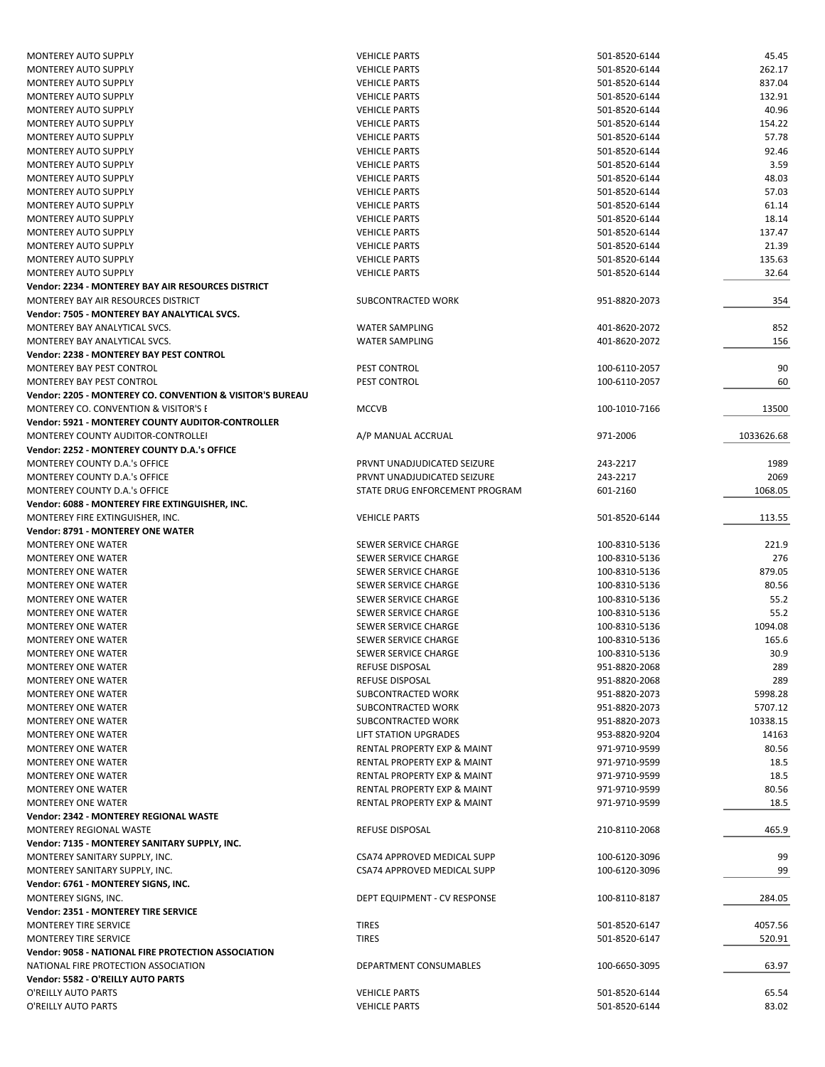| | | | |
|---|---|---|---|
| MONTEREY AUTO SUPPLY | VEHICLE PARTS | 501-8520-6144 | 45.45 |
| MONTEREY AUTO SUPPLY | VEHICLE PARTS | 501-8520-6144 | 262.17 |
| MONTEREY AUTO SUPPLY | VEHICLE PARTS | 501-8520-6144 | 837.04 |
| MONTEREY AUTO SUPPLY | VEHICLE PARTS | 501-8520-6144 | 132.91 |
| MONTEREY AUTO SUPPLY | VEHICLE PARTS | 501-8520-6144 | 40.96 |
| MONTEREY AUTO SUPPLY | VEHICLE PARTS | 501-8520-6144 | 154.22 |
| MONTEREY AUTO SUPPLY | VEHICLE PARTS | 501-8520-6144 | 57.78 |
| MONTEREY AUTO SUPPLY | VEHICLE PARTS | 501-8520-6144 | 92.46 |
| MONTEREY AUTO SUPPLY | VEHICLE PARTS | 501-8520-6144 | 3.59 |
| MONTEREY AUTO SUPPLY | VEHICLE PARTS | 501-8520-6144 | 48.03 |
| MONTEREY AUTO SUPPLY | VEHICLE PARTS | 501-8520-6144 | 57.03 |
| MONTEREY AUTO SUPPLY | VEHICLE PARTS | 501-8520-6144 | 61.14 |
| MONTEREY AUTO SUPPLY | VEHICLE PARTS | 501-8520-6144 | 18.14 |
| MONTEREY AUTO SUPPLY | VEHICLE PARTS | 501-8520-6144 | 137.47 |
| MONTEREY AUTO SUPPLY | VEHICLE PARTS | 501-8520-6144 | 21.39 |
| MONTEREY AUTO SUPPLY | VEHICLE PARTS | 501-8520-6144 | 135.63 |
| MONTEREY AUTO SUPPLY | VEHICLE PARTS | 501-8520-6144 | 32.64 |
| **Vendor: 2234 - MONTEREY BAY AIR RESOURCES DISTRICT** | | | |
| MONTEREY BAY AIR RESOURCES DISTRICT | SUBCONTRACTED WORK | 951-8820-2073 | 354 |
| **Vendor: 7505 - MONTEREY BAY ANALYTICAL SVCS.** | | | |
| MONTEREY BAY ANALYTICAL SVCS. | WATER SAMPLING | 401-8620-2072 | 852 |
| MONTEREY BAY ANALYTICAL SVCS. | WATER SAMPLING | 401-8620-2072 | 156 |
| **Vendor: 2238 - MONTEREY BAY PEST CONTROL** | | | |
| MONTEREY BAY PEST CONTROL | PEST CONTROL | 100-6110-2057 | 90 |
| MONTEREY BAY PEST CONTROL | PEST CONTROL | 100-6110-2057 | 60 |
| **Vendor: 2205 - MONTEREY CO. CONVENTION & VISITOR'S BUREAU** | | | |
| MONTEREY CO. CONVENTION & VISITOR'S E | MCCVB | 100-1010-7166 | 13500 |
| **Vendor: 5921 - MONTEREY COUNTY AUDITOR-CONTROLLER** | | | |
| MONTEREY COUNTY AUDITOR-CONTROLLEI | A/P MANUAL ACCRUAL | 971-2006 | 1033626.68 |
| **Vendor: 2252 - MONTEREY COUNTY D.A.'s OFFICE** | | | |
| MONTEREY COUNTY D.A.'s OFFICE | PRVNT UNADJUDICATED SEIZURE | 243-2217 | 1989 |
| MONTEREY COUNTY D.A.'s OFFICE | PRVNT UNADJUDICATED SEIZURE | 243-2217 | 2069 |
| MONTEREY COUNTY D.A.'s OFFICE | STATE DRUG ENFORCEMENT PROGRAM | 601-2160 | 1068.05 |
| **Vendor: 6088 - MONTEREY FIRE EXTINGUISHER, INC.** | | | |
| MONTEREY FIRE EXTINGUISHER, INC. | VEHICLE PARTS | 501-8520-6144 | 113.55 |
| **Vendor: 8791 - MONTEREY ONE WATER** | | | |
| MONTEREY ONE WATER | SEWER SERVICE CHARGE | 100-8310-5136 | 221.9 |
| MONTEREY ONE WATER | SEWER SERVICE CHARGE | 100-8310-5136 | 276 |
| MONTEREY ONE WATER | SEWER SERVICE CHARGE | 100-8310-5136 | 879.05 |
| MONTEREY ONE WATER | SEWER SERVICE CHARGE | 100-8310-5136 | 80.56 |
| MONTEREY ONE WATER | SEWER SERVICE CHARGE | 100-8310-5136 | 55.2 |
| MONTEREY ONE WATER | SEWER SERVICE CHARGE | 100-8310-5136 | 55.2 |
| MONTEREY ONE WATER | SEWER SERVICE CHARGE | 100-8310-5136 | 1094.08 |
| MONTEREY ONE WATER | SEWER SERVICE CHARGE | 100-8310-5136 | 165.6 |
| MONTEREY ONE WATER | SEWER SERVICE CHARGE | 100-8310-5136 | 30.9 |
| MONTEREY ONE WATER | REFUSE DISPOSAL | 951-8820-2068 | 289 |
| MONTEREY ONE WATER | REFUSE DISPOSAL | 951-8820-2068 | 289 |
| MONTEREY ONE WATER | SUBCONTRACTED WORK | 951-8820-2073 | 5998.28 |
| MONTEREY ONE WATER | SUBCONTRACTED WORK | 951-8820-2073 | 5707.12 |
| MONTEREY ONE WATER | SUBCONTRACTED WORK | 951-8820-2073 | 10338.15 |
| MONTEREY ONE WATER | LIFT STATION UPGRADES | 953-8820-9204 | 14163 |
| MONTEREY ONE WATER | RENTAL PROPERTY EXP & MAINT | 971-9710-9599 | 80.56 |
| MONTEREY ONE WATER | RENTAL PROPERTY EXP & MAINT | 971-9710-9599 | 18.5 |
| MONTEREY ONE WATER | RENTAL PROPERTY EXP & MAINT | 971-9710-9599 | 18.5 |
| MONTEREY ONE WATER | RENTAL PROPERTY EXP & MAINT | 971-9710-9599 | 80.56 |
| MONTEREY ONE WATER | RENTAL PROPERTY EXP & MAINT | 971-9710-9599 | 18.5 |
| **Vendor: 2342 - MONTEREY REGIONAL WASTE** | | | |
| MONTEREY REGIONAL WASTE | REFUSE DISPOSAL | 210-8110-2068 | 465.9 |
| **Vendor: 7135 - MONTEREY SANITARY SUPPLY, INC.** | | | |
| MONTEREY SANITARY SUPPLY, INC. | CSA74 APPROVED MEDICAL SUPP | 100-6120-3096 | 99 |
| MONTEREY SANITARY SUPPLY, INC. | CSA74 APPROVED MEDICAL SUPP | 100-6120-3096 | 99 |
| **Vendor: 6761 - MONTEREY SIGNS, INC.** | | | |
| MONTEREY SIGNS, INC. | DEPT EQUIPMENT - CV RESPONSE | 100-8110-8187 | 284.05 |
| **Vendor: 2351 - MONTEREY TIRE SERVICE** | | | |
| MONTEREY TIRE SERVICE | TIRES | 501-8520-6147 | 4057.56 |
| MONTEREY TIRE SERVICE | TIRES | 501-8520-6147 | 520.91 |
| **Vendor: 9058 - NATIONAL FIRE PROTECTION ASSOCIATION** | | | |
| NATIONAL FIRE PROTECTION ASSOCIATION | DEPARTMENT CONSUMABLES | 100-6650-3095 | 63.97 |
| **Vendor: 5582 - O'REILLY AUTO PARTS** | | | |
| O'REILLY AUTO PARTS | VEHICLE PARTS | 501-8520-6144 | 65.54 |
| O'REILLY AUTO PARTS | VEHICLE PARTS | 501-8520-6144 | 83.02 |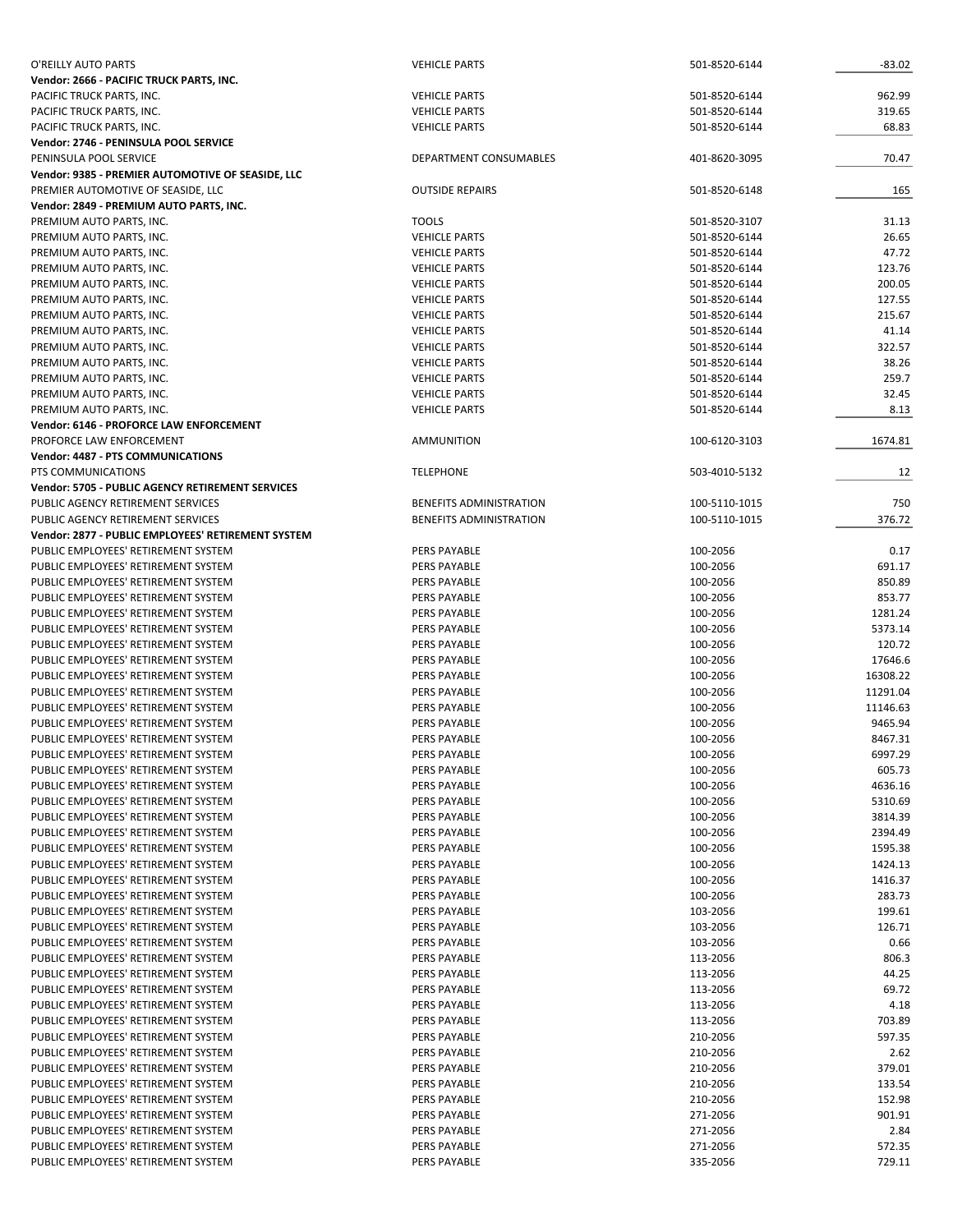| | | | |
|---|---|---|---|
| O'REILLY AUTO PARTS | VEHICLE PARTS | 501-8520-6144 | -83.02 |
| **Vendor: 2666 - PACIFIC TRUCK PARTS, INC.** | | | |
| PACIFIC TRUCK PARTS, INC. | VEHICLE PARTS | 501-8520-6144 | 962.99 |
| PACIFIC TRUCK PARTS, INC. | VEHICLE PARTS | 501-8520-6144 | 319.65 |
| PACIFIC TRUCK PARTS, INC. | VEHICLE PARTS | 501-8520-6144 | 68.83 |
| **Vendor: 2746 - PENINSULA POOL SERVICE** | | | |
| PENINSULA POOL SERVICE | DEPARTMENT CONSUMABLES | 401-8620-3095 | 70.47 |
| **Vendor: 9385 - PREMIER AUTOMOTIVE OF SEASIDE, LLC** | | | |
| PREMIER AUTOMOTIVE OF SEASIDE, LLC | OUTSIDE REPAIRS | 501-8520-6148 | 165 |
| **Vendor: 2849 - PREMIUM AUTO PARTS, INC.** | | | |
| PREMIUM AUTO PARTS, INC. | TOOLS | 501-8520-3107 | 31.13 |
| PREMIUM AUTO PARTS, INC. | VEHICLE PARTS | 501-8520-6144 | 26.65 |
| PREMIUM AUTO PARTS, INC. | VEHICLE PARTS | 501-8520-6144 | 47.72 |
| PREMIUM AUTO PARTS, INC. | VEHICLE PARTS | 501-8520-6144 | 123.76 |
| PREMIUM AUTO PARTS, INC. | VEHICLE PARTS | 501-8520-6144 | 200.05 |
| PREMIUM AUTO PARTS, INC. | VEHICLE PARTS | 501-8520-6144 | 127.55 |
| PREMIUM AUTO PARTS, INC. | VEHICLE PARTS | 501-8520-6144 | 215.67 |
| PREMIUM AUTO PARTS, INC. | VEHICLE PARTS | 501-8520-6144 | 41.14 |
| PREMIUM AUTO PARTS, INC. | VEHICLE PARTS | 501-8520-6144 | 322.57 |
| PREMIUM AUTO PARTS, INC. | VEHICLE PARTS | 501-8520-6144 | 38.26 |
| PREMIUM AUTO PARTS, INC. | VEHICLE PARTS | 501-8520-6144 | 259.7 |
| PREMIUM AUTO PARTS, INC. | VEHICLE PARTS | 501-8520-6144 | 32.45 |
| PREMIUM AUTO PARTS, INC. | VEHICLE PARTS | 501-8520-6144 | 8.13 |
| **Vendor: 6146 - PROFORCE LAW ENFORCEMENT** | | | |
| PROFORCE LAW ENFORCEMENT | AMMUNITION | 100-6120-3103 | 1674.81 |
| **Vendor: 4487 - PTS COMMUNICATIONS** | | | |
| PTS COMMUNICATIONS | TELEPHONE | 503-4010-5132 | 12 |
| **Vendor: 5705 - PUBLIC AGENCY RETIREMENT SERVICES** | | | |
| PUBLIC AGENCY RETIREMENT SERVICES | BENEFITS ADMINISTRATION | 100-5110-1015 | 750 |
| PUBLIC AGENCY RETIREMENT SERVICES | BENEFITS ADMINISTRATION | 100-5110-1015 | 376.72 |
| **Vendor: 2877 - PUBLIC EMPLOYEES' RETIREMENT SYSTEM** | | | |
| PUBLIC EMPLOYEES' RETIREMENT SYSTEM | PERS PAYABLE | 100-2056 | 0.17 |
| PUBLIC EMPLOYEES' RETIREMENT SYSTEM | PERS PAYABLE | 100-2056 | 691.17 |
| PUBLIC EMPLOYEES' RETIREMENT SYSTEM | PERS PAYABLE | 100-2056 | 850.89 |
| PUBLIC EMPLOYEES' RETIREMENT SYSTEM | PERS PAYABLE | 100-2056 | 853.77 |
| PUBLIC EMPLOYEES' RETIREMENT SYSTEM | PERS PAYABLE | 100-2056 | 1281.24 |
| PUBLIC EMPLOYEES' RETIREMENT SYSTEM | PERS PAYABLE | 100-2056 | 5373.14 |
| PUBLIC EMPLOYEES' RETIREMENT SYSTEM | PERS PAYABLE | 100-2056 | 120.72 |
| PUBLIC EMPLOYEES' RETIREMENT SYSTEM | PERS PAYABLE | 100-2056 | 17646.6 |
| PUBLIC EMPLOYEES' RETIREMENT SYSTEM | PERS PAYABLE | 100-2056 | 16308.22 |
| PUBLIC EMPLOYEES' RETIREMENT SYSTEM | PERS PAYABLE | 100-2056 | 11291.04 |
| PUBLIC EMPLOYEES' RETIREMENT SYSTEM | PERS PAYABLE | 100-2056 | 11146.63 |
| PUBLIC EMPLOYEES' RETIREMENT SYSTEM | PERS PAYABLE | 100-2056 | 9465.94 |
| PUBLIC EMPLOYEES' RETIREMENT SYSTEM | PERS PAYABLE | 100-2056 | 8467.31 |
| PUBLIC EMPLOYEES' RETIREMENT SYSTEM | PERS PAYABLE | 100-2056 | 6997.29 |
| PUBLIC EMPLOYEES' RETIREMENT SYSTEM | PERS PAYABLE | 100-2056 | 605.73 |
| PUBLIC EMPLOYEES' RETIREMENT SYSTEM | PERS PAYABLE | 100-2056 | 4636.16 |
| PUBLIC EMPLOYEES' RETIREMENT SYSTEM | PERS PAYABLE | 100-2056 | 5310.69 |
| PUBLIC EMPLOYEES' RETIREMENT SYSTEM | PERS PAYABLE | 100-2056 | 3814.39 |
| PUBLIC EMPLOYEES' RETIREMENT SYSTEM | PERS PAYABLE | 100-2056 | 2394.49 |
| PUBLIC EMPLOYEES' RETIREMENT SYSTEM | PERS PAYABLE | 100-2056 | 1595.38 |
| PUBLIC EMPLOYEES' RETIREMENT SYSTEM | PERS PAYABLE | 100-2056 | 1424.13 |
| PUBLIC EMPLOYEES' RETIREMENT SYSTEM | PERS PAYABLE | 100-2056 | 1416.37 |
| PUBLIC EMPLOYEES' RETIREMENT SYSTEM | PERS PAYABLE | 100-2056 | 283.73 |
| PUBLIC EMPLOYEES' RETIREMENT SYSTEM | PERS PAYABLE | 103-2056 | 199.61 |
| PUBLIC EMPLOYEES' RETIREMENT SYSTEM | PERS PAYABLE | 103-2056 | 126.71 |
| PUBLIC EMPLOYEES' RETIREMENT SYSTEM | PERS PAYABLE | 103-2056 | 0.66 |
| PUBLIC EMPLOYEES' RETIREMENT SYSTEM | PERS PAYABLE | 113-2056 | 806.3 |
| PUBLIC EMPLOYEES' RETIREMENT SYSTEM | PERS PAYABLE | 113-2056 | 44.25 |
| PUBLIC EMPLOYEES' RETIREMENT SYSTEM | PERS PAYABLE | 113-2056 | 69.72 |
| PUBLIC EMPLOYEES' RETIREMENT SYSTEM | PERS PAYABLE | 113-2056 | 4.18 |
| PUBLIC EMPLOYEES' RETIREMENT SYSTEM | PERS PAYABLE | 113-2056 | 703.89 |
| PUBLIC EMPLOYEES' RETIREMENT SYSTEM | PERS PAYABLE | 210-2056 | 597.35 |
| PUBLIC EMPLOYEES' RETIREMENT SYSTEM | PERS PAYABLE | 210-2056 | 2.62 |
| PUBLIC EMPLOYEES' RETIREMENT SYSTEM | PERS PAYABLE | 210-2056 | 379.01 |
| PUBLIC EMPLOYEES' RETIREMENT SYSTEM | PERS PAYABLE | 210-2056 | 133.54 |
| PUBLIC EMPLOYEES' RETIREMENT SYSTEM | PERS PAYABLE | 210-2056 | 152.98 |
| PUBLIC EMPLOYEES' RETIREMENT SYSTEM | PERS PAYABLE | 271-2056 | 901.91 |
| PUBLIC EMPLOYEES' RETIREMENT SYSTEM | PERS PAYABLE | 271-2056 | 2.84 |
| PUBLIC EMPLOYEES' RETIREMENT SYSTEM | PERS PAYABLE | 271-2056 | 572.35 |
| PUBLIC EMPLOYEES' RETIREMENT SYSTEM | PERS PAYABLE | 335-2056 | 729.11 |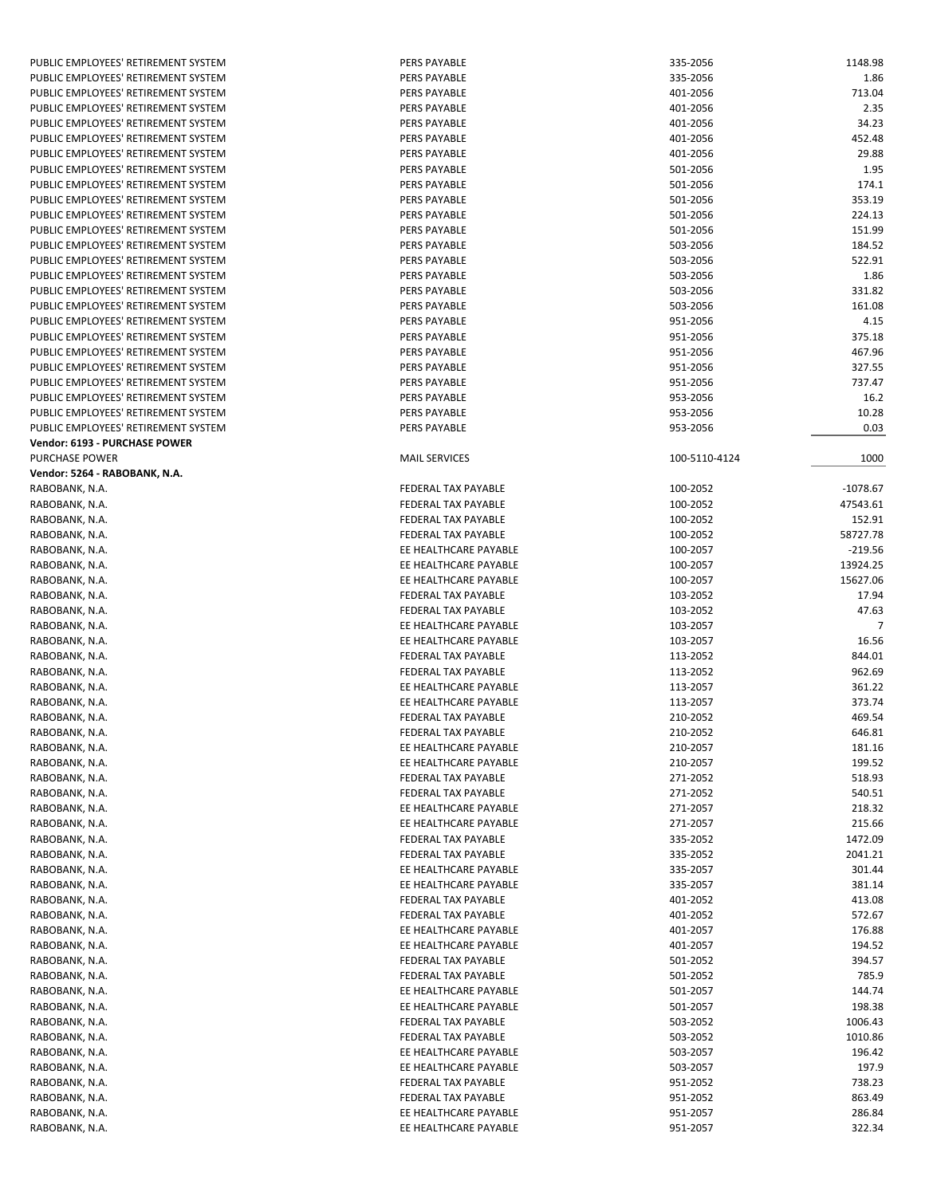| | | | |
|---|---|---|---|
| PUBLIC EMPLOYEES' RETIREMENT SYSTEM | PERS PAYABLE | 335-2056 | 1148.98 |
| PUBLIC EMPLOYEES' RETIREMENT SYSTEM | PERS PAYABLE | 335-2056 | 1.86 |
| PUBLIC EMPLOYEES' RETIREMENT SYSTEM | PERS PAYABLE | 401-2056 | 713.04 |
| PUBLIC EMPLOYEES' RETIREMENT SYSTEM | PERS PAYABLE | 401-2056 | 2.35 |
| PUBLIC EMPLOYEES' RETIREMENT SYSTEM | PERS PAYABLE | 401-2056 | 34.23 |
| PUBLIC EMPLOYEES' RETIREMENT SYSTEM | PERS PAYABLE | 401-2056 | 452.48 |
| PUBLIC EMPLOYEES' RETIREMENT SYSTEM | PERS PAYABLE | 401-2056 | 29.88 |
| PUBLIC EMPLOYEES' RETIREMENT SYSTEM | PERS PAYABLE | 501-2056 | 1.95 |
| PUBLIC EMPLOYEES' RETIREMENT SYSTEM | PERS PAYABLE | 501-2056 | 174.1 |
| PUBLIC EMPLOYEES' RETIREMENT SYSTEM | PERS PAYABLE | 501-2056 | 353.19 |
| PUBLIC EMPLOYEES' RETIREMENT SYSTEM | PERS PAYABLE | 501-2056 | 224.13 |
| PUBLIC EMPLOYEES' RETIREMENT SYSTEM | PERS PAYABLE | 501-2056 | 151.99 |
| PUBLIC EMPLOYEES' RETIREMENT SYSTEM | PERS PAYABLE | 503-2056 | 184.52 |
| PUBLIC EMPLOYEES' RETIREMENT SYSTEM | PERS PAYABLE | 503-2056 | 522.91 |
| PUBLIC EMPLOYEES' RETIREMENT SYSTEM | PERS PAYABLE | 503-2056 | 1.86 |
| PUBLIC EMPLOYEES' RETIREMENT SYSTEM | PERS PAYABLE | 503-2056 | 331.82 |
| PUBLIC EMPLOYEES' RETIREMENT SYSTEM | PERS PAYABLE | 503-2056 | 161.08 |
| PUBLIC EMPLOYEES' RETIREMENT SYSTEM | PERS PAYABLE | 951-2056 | 4.15 |
| PUBLIC EMPLOYEES' RETIREMENT SYSTEM | PERS PAYABLE | 951-2056 | 375.18 |
| PUBLIC EMPLOYEES' RETIREMENT SYSTEM | PERS PAYABLE | 951-2056 | 467.96 |
| PUBLIC EMPLOYEES' RETIREMENT SYSTEM | PERS PAYABLE | 951-2056 | 327.55 |
| PUBLIC EMPLOYEES' RETIREMENT SYSTEM | PERS PAYABLE | 951-2056 | 737.47 |
| PUBLIC EMPLOYEES' RETIREMENT SYSTEM | PERS PAYABLE | 953-2056 | 16.2 |
| PUBLIC EMPLOYEES' RETIREMENT SYSTEM | PERS PAYABLE | 953-2056 | 10.28 |
| PUBLIC EMPLOYEES' RETIREMENT SYSTEM | PERS PAYABLE | 953-2056 | 0.03 |
| **Vendor: 6193 - PURCHASE POWER** | | | |
| PURCHASE POWER | MAIL SERVICES | 100-5110-4124 | 1000 |
| **Vendor: 5264 - RABOBANK, N.A.** | | | |
| RABOBANK, N.A. | FEDERAL TAX PAYABLE | 100-2052 | -1078.67 |
| RABOBANK, N.A. | FEDERAL TAX PAYABLE | 100-2052 | 47543.61 |
| RABOBANK, N.A. | FEDERAL TAX PAYABLE | 100-2052 | 152.91 |
| RABOBANK, N.A. | FEDERAL TAX PAYABLE | 100-2052 | 58727.78 |
| RABOBANK, N.A. | EE HEALTHCARE PAYABLE | 100-2057 | -219.56 |
| RABOBANK, N.A. | EE HEALTHCARE PAYABLE | 100-2057 | 13924.25 |
| RABOBANK, N.A. | EE HEALTHCARE PAYABLE | 100-2057 | 15627.06 |
| RABOBANK, N.A. | FEDERAL TAX PAYABLE | 103-2052 | 17.94 |
| RABOBANK, N.A. | FEDERAL TAX PAYABLE | 103-2052 | 47.63 |
| RABOBANK, N.A. | EE HEALTHCARE PAYABLE | 103-2057 | 7 |
| RABOBANK, N.A. | EE HEALTHCARE PAYABLE | 103-2057 | 16.56 |
| RABOBANK, N.A. | FEDERAL TAX PAYABLE | 113-2052 | 844.01 |
| RABOBANK, N.A. | FEDERAL TAX PAYABLE | 113-2052 | 962.69 |
| RABOBANK, N.A. | EE HEALTHCARE PAYABLE | 113-2057 | 361.22 |
| RABOBANK, N.A. | EE HEALTHCARE PAYABLE | 113-2057 | 373.74 |
| RABOBANK, N.A. | FEDERAL TAX PAYABLE | 210-2052 | 469.54 |
| RABOBANK, N.A. | FEDERAL TAX PAYABLE | 210-2052 | 646.81 |
| RABOBANK, N.A. | EE HEALTHCARE PAYABLE | 210-2057 | 181.16 |
| RABOBANK, N.A. | EE HEALTHCARE PAYABLE | 210-2057 | 199.52 |
| RABOBANK, N.A. | FEDERAL TAX PAYABLE | 271-2052 | 518.93 |
| RABOBANK, N.A. | FEDERAL TAX PAYABLE | 271-2052 | 540.51 |
| RABOBANK, N.A. | EE HEALTHCARE PAYABLE | 271-2057 | 218.32 |
| RABOBANK, N.A. | EE HEALTHCARE PAYABLE | 271-2057 | 215.66 |
| RABOBANK, N.A. | FEDERAL TAX PAYABLE | 335-2052 | 1472.09 |
| RABOBANK, N.A. | FEDERAL TAX PAYABLE | 335-2052 | 2041.21 |
| RABOBANK, N.A. | EE HEALTHCARE PAYABLE | 335-2057 | 301.44 |
| RABOBANK, N.A. | EE HEALTHCARE PAYABLE | 335-2057 | 381.14 |
| RABOBANK, N.A. | FEDERAL TAX PAYABLE | 401-2052 | 413.08 |
| RABOBANK, N.A. | FEDERAL TAX PAYABLE | 401-2052 | 572.67 |
| RABOBANK, N.A. | EE HEALTHCARE PAYABLE | 401-2057 | 176.88 |
| RABOBANK, N.A. | EE HEALTHCARE PAYABLE | 401-2057 | 194.52 |
| RABOBANK, N.A. | FEDERAL TAX PAYABLE | 501-2052 | 394.57 |
| RABOBANK, N.A. | FEDERAL TAX PAYABLE | 501-2052 | 785.9 |
| RABOBANK, N.A. | EE HEALTHCARE PAYABLE | 501-2057 | 144.74 |
| RABOBANK, N.A. | EE HEALTHCARE PAYABLE | 501-2057 | 198.38 |
| RABOBANK, N.A. | FEDERAL TAX PAYABLE | 503-2052 | 1006.43 |
| RABOBANK, N.A. | FEDERAL TAX PAYABLE | 503-2052 | 1010.86 |
| RABOBANK, N.A. | EE HEALTHCARE PAYABLE | 503-2057 | 196.42 |
| RABOBANK, N.A. | EE HEALTHCARE PAYABLE | 503-2057 | 197.9 |
| RABOBANK, N.A. | FEDERAL TAX PAYABLE | 951-2052 | 738.23 |
| RABOBANK, N.A. | FEDERAL TAX PAYABLE | 951-2052 | 863.49 |
| RABOBANK, N.A. | EE HEALTHCARE PAYABLE | 951-2057 | 286.84 |
| RABOBANK, N.A. | EE HEALTHCARE PAYABLE | 951-2057 | 322.34 |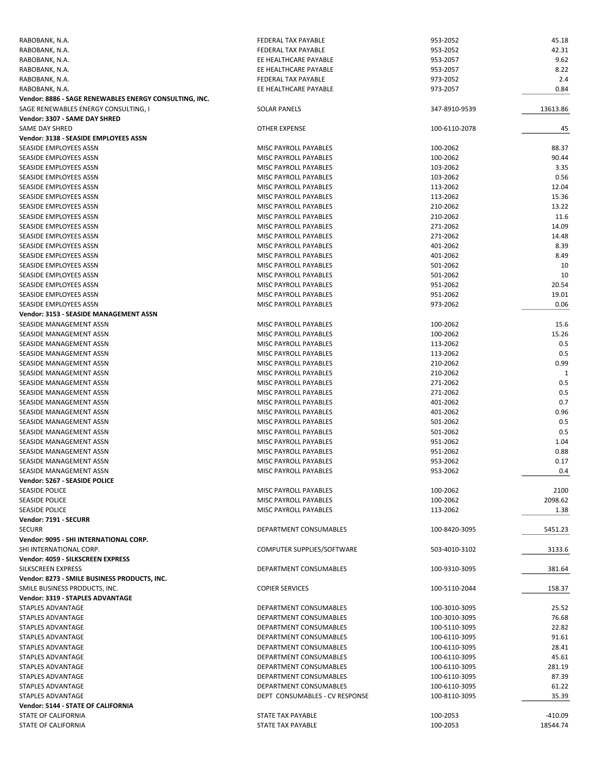| | | | |
|---|---|---|---|
| RABOBANK, N.A. | FEDERAL TAX PAYABLE | 953-2052 | 45.18 |
| RABOBANK, N.A. | FEDERAL TAX PAYABLE | 953-2052 | 42.31 |
| RABOBANK, N.A. | EE HEALTHCARE PAYABLE | 953-2057 | 9.62 |
| RABOBANK, N.A. | EE HEALTHCARE PAYABLE | 953-2057 | 8.22 |
| RABOBANK, N.A. | FEDERAL TAX PAYABLE | 973-2052 | 2.4 |
| RABOBANK, N.A. | EE HEALTHCARE PAYABLE | 973-2057 | 0.84 |
| **Vendor: 8886 - SAGE RENEWABLES ENERGY CONSULTING, INC.** | | | |
| SAGE RENEWABLES ENERGY CONSULTING, I | SOLAR PANELS | 347-8910-9539 | 13613.86 |
| **Vendor: 3307 - SAME DAY SHRED** | | | |
| SAME DAY SHRED | OTHER EXPENSE | 100-6110-2078 | 45 |
| **Vendor: 3138 - SEASIDE EMPLOYEES ASSN** | | | |
| SEASIDE EMPLOYEES ASSN | MISC PAYROLL PAYABLES | 100-2062 | 88.37 |
| SEASIDE EMPLOYEES ASSN | MISC PAYROLL PAYABLES | 100-2062 | 90.44 |
| SEASIDE EMPLOYEES ASSN | MISC PAYROLL PAYABLES | 103-2062 | 3.35 |
| SEASIDE EMPLOYEES ASSN | MISC PAYROLL PAYABLES | 103-2062 | 0.56 |
| SEASIDE EMPLOYEES ASSN | MISC PAYROLL PAYABLES | 113-2062 | 12.04 |
| SEASIDE EMPLOYEES ASSN | MISC PAYROLL PAYABLES | 113-2062 | 15.36 |
| SEASIDE EMPLOYEES ASSN | MISC PAYROLL PAYABLES | 210-2062 | 13.22 |
| SEASIDE EMPLOYEES ASSN | MISC PAYROLL PAYABLES | 210-2062 | 11.6 |
| SEASIDE EMPLOYEES ASSN | MISC PAYROLL PAYABLES | 271-2062 | 14.09 |
| SEASIDE EMPLOYEES ASSN | MISC PAYROLL PAYABLES | 271-2062 | 14.48 |
| SEASIDE EMPLOYEES ASSN | MISC PAYROLL PAYABLES | 401-2062 | 8.39 |
| SEASIDE EMPLOYEES ASSN | MISC PAYROLL PAYABLES | 401-2062 | 8.49 |
| SEASIDE EMPLOYEES ASSN | MISC PAYROLL PAYABLES | 501-2062 | 10 |
| SEASIDE EMPLOYEES ASSN | MISC PAYROLL PAYABLES | 501-2062 | 10 |
| SEASIDE EMPLOYEES ASSN | MISC PAYROLL PAYABLES | 951-2062 | 20.54 |
| SEASIDE EMPLOYEES ASSN | MISC PAYROLL PAYABLES | 951-2062 | 19.01 |
| SEASIDE EMPLOYEES ASSN | MISC PAYROLL PAYABLES | 973-2062 | 0.06 |
| **Vendor: 3153 - SEASIDE MANAGEMENT ASSN** | | | |
| SEASIDE MANAGEMENT ASSN | MISC PAYROLL PAYABLES | 100-2062 | 15.6 |
| SEASIDE MANAGEMENT ASSN | MISC PAYROLL PAYABLES | 100-2062 | 15.26 |
| SEASIDE MANAGEMENT ASSN | MISC PAYROLL PAYABLES | 113-2062 | 0.5 |
| SEASIDE MANAGEMENT ASSN | MISC PAYROLL PAYABLES | 113-2062 | 0.5 |
| SEASIDE MANAGEMENT ASSN | MISC PAYROLL PAYABLES | 210-2062 | 0.99 |
| SEASIDE MANAGEMENT ASSN | MISC PAYROLL PAYABLES | 210-2062 | 1 |
| SEASIDE MANAGEMENT ASSN | MISC PAYROLL PAYABLES | 271-2062 | 0.5 |
| SEASIDE MANAGEMENT ASSN | MISC PAYROLL PAYABLES | 271-2062 | 0.5 |
| SEASIDE MANAGEMENT ASSN | MISC PAYROLL PAYABLES | 401-2062 | 0.7 |
| SEASIDE MANAGEMENT ASSN | MISC PAYROLL PAYABLES | 401-2062 | 0.96 |
| SEASIDE MANAGEMENT ASSN | MISC PAYROLL PAYABLES | 501-2062 | 0.5 |
| SEASIDE MANAGEMENT ASSN | MISC PAYROLL PAYABLES | 501-2062 | 0.5 |
| SEASIDE MANAGEMENT ASSN | MISC PAYROLL PAYABLES | 951-2062 | 1.04 |
| SEASIDE MANAGEMENT ASSN | MISC PAYROLL PAYABLES | 951-2062 | 0.88 |
| SEASIDE MANAGEMENT ASSN | MISC PAYROLL PAYABLES | 953-2062 | 0.17 |
| SEASIDE MANAGEMENT ASSN | MISC PAYROLL PAYABLES | 953-2062 | 0.4 |
| **Vendor: 5267 - SEASIDE POLICE** | | | |
| SEASIDE POLICE | MISC PAYROLL PAYABLES | 100-2062 | 2100 |
| SEASIDE POLICE | MISC PAYROLL PAYABLES | 100-2062 | 2098.62 |
| SEASIDE POLICE | MISC PAYROLL PAYABLES | 113-2062 | 1.38 |
| **Vendor: 7191 - SECURR** | | | |
| SECURR | DEPARTMENT CONSUMABLES | 100-8420-3095 | 5451.23 |
| **Vendor: 9095 - SHI INTERNATIONAL CORP.** | | | |
| SHI INTERNATIONAL CORP. | COMPUTER SUPPLIES/SOFTWARE | 503-4010-3102 | 3133.6 |
| **Vendor: 4059 - SILKSCREEN EXPRESS** | | | |
| SILKSCREEN EXPRESS | DEPARTMENT CONSUMABLES | 100-9310-3095 | 381.64 |
| **Vendor: 8273 - SMILE BUSINESS PRODUCTS, INC.** | | | |
| SMILE BUSINESS PRODUCTS, INC. | COPIER SERVICES | 100-5110-2044 | 158.37 |
| **Vendor: 3319 - STAPLES ADVANTAGE** | | | |
| STAPLES ADVANTAGE | DEPARTMENT CONSUMABLES | 100-3010-3095 | 25.52 |
| STAPLES ADVANTAGE | DEPARTMENT CONSUMABLES | 100-3010-3095 | 76.68 |
| STAPLES ADVANTAGE | DEPARTMENT CONSUMABLES | 100-5110-3095 | 22.82 |
| STAPLES ADVANTAGE | DEPARTMENT CONSUMABLES | 100-6110-3095 | 91.61 |
| STAPLES ADVANTAGE | DEPARTMENT CONSUMABLES | 100-6110-3095 | 28.41 |
| STAPLES ADVANTAGE | DEPARTMENT CONSUMABLES | 100-6110-3095 | 45.61 |
| STAPLES ADVANTAGE | DEPARTMENT CONSUMABLES | 100-6110-3095 | 281.19 |
| STAPLES ADVANTAGE | DEPARTMENT CONSUMABLES | 100-6110-3095 | 87.39 |
| STAPLES ADVANTAGE | DEPARTMENT CONSUMABLES | 100-6110-3095 | 61.22 |
| STAPLES ADVANTAGE | DEPT CONSUMABLES - CV RESPONSE | 100-8110-3095 | 35.39 |
| **Vendor: 5144 - STATE OF CALIFORNIA** | | | |
| STATE OF CALIFORNIA | STATE TAX PAYABLE | 100-2053 | -410.09 |
| STATE OF CALIFORNIA | STATE TAX PAYABLE | 100-2053 | 18544.74 |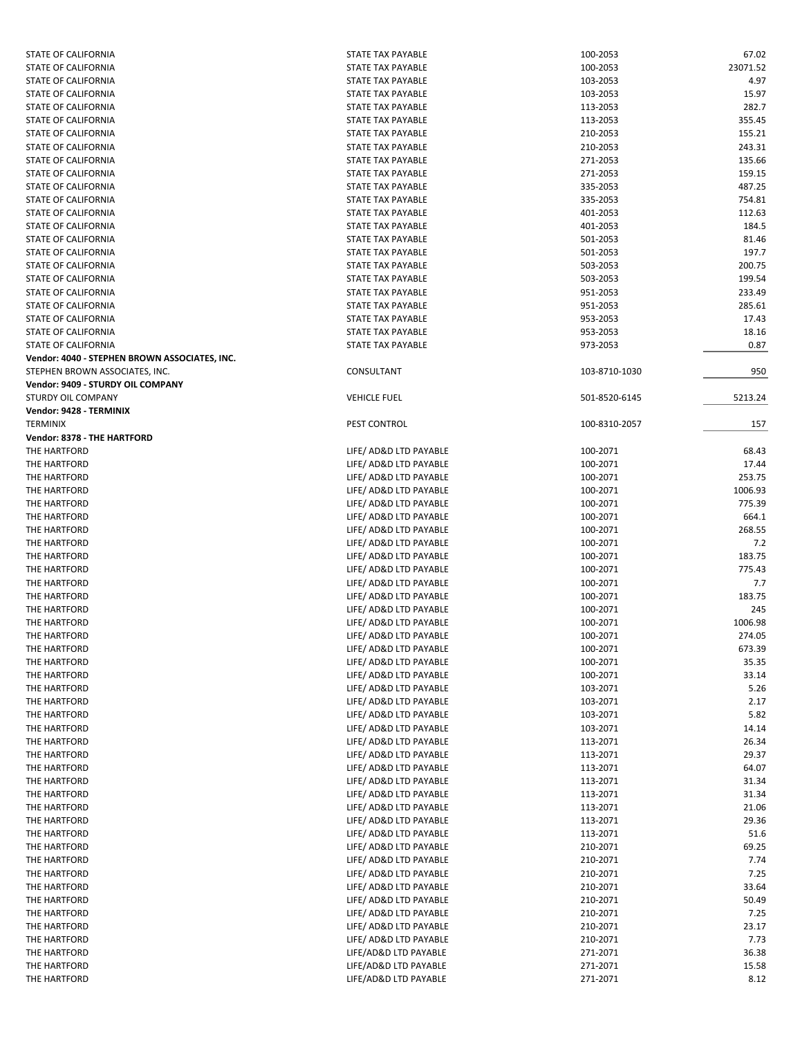| | | | |
|---|---|---|---|
| STATE OF CALIFORNIA | STATE TAX PAYABLE | 100-2053 | 67.02 |
| STATE OF CALIFORNIA | STATE TAX PAYABLE | 100-2053 | 23071.52 |
| STATE OF CALIFORNIA | STATE TAX PAYABLE | 103-2053 | 4.97 |
| STATE OF CALIFORNIA | STATE TAX PAYABLE | 103-2053 | 15.97 |
| STATE OF CALIFORNIA | STATE TAX PAYABLE | 113-2053 | 282.7 |
| STATE OF CALIFORNIA | STATE TAX PAYABLE | 113-2053 | 355.45 |
| STATE OF CALIFORNIA | STATE TAX PAYABLE | 210-2053 | 155.21 |
| STATE OF CALIFORNIA | STATE TAX PAYABLE | 210-2053 | 243.31 |
| STATE OF CALIFORNIA | STATE TAX PAYABLE | 271-2053 | 135.66 |
| STATE OF CALIFORNIA | STATE TAX PAYABLE | 271-2053 | 159.15 |
| STATE OF CALIFORNIA | STATE TAX PAYABLE | 335-2053 | 487.25 |
| STATE OF CALIFORNIA | STATE TAX PAYABLE | 335-2053 | 754.81 |
| STATE OF CALIFORNIA | STATE TAX PAYABLE | 401-2053 | 112.63 |
| STATE OF CALIFORNIA | STATE TAX PAYABLE | 401-2053 | 184.5 |
| STATE OF CALIFORNIA | STATE TAX PAYABLE | 501-2053 | 81.46 |
| STATE OF CALIFORNIA | STATE TAX PAYABLE | 501-2053 | 197.7 |
| STATE OF CALIFORNIA | STATE TAX PAYABLE | 503-2053 | 200.75 |
| STATE OF CALIFORNIA | STATE TAX PAYABLE | 503-2053 | 199.54 |
| STATE OF CALIFORNIA | STATE TAX PAYABLE | 951-2053 | 233.49 |
| STATE OF CALIFORNIA | STATE TAX PAYABLE | 951-2053 | 285.61 |
| STATE OF CALIFORNIA | STATE TAX PAYABLE | 953-2053 | 17.43 |
| STATE OF CALIFORNIA | STATE TAX PAYABLE | 953-2053 | 18.16 |
| STATE OF CALIFORNIA | STATE TAX PAYABLE | 973-2053 | 0.87 |
| **Vendor: 4040 - STEPHEN BROWN ASSOCIATES, INC.** | | | |
| STEPHEN BROWN ASSOCIATES, INC. | CONSULTANT | 103-8710-1030 | 950 |
| **Vendor: 9409 - STURDY OIL COMPANY** | | | |
| STURDY OIL COMPANY | VEHICLE FUEL | 501-8520-6145 | 5213.24 |
| **Vendor: 9428 - TERMINIX** | | | |
| TERMINIX | PEST CONTROL | 100-8310-2057 | 157 |
| **Vendor: 8378 - THE HARTFORD** | | | |
| THE HARTFORD | LIFE/ AD&D LTD PAYABLE | 100-2071 | 68.43 |
| THE HARTFORD | LIFE/ AD&D LTD PAYABLE | 100-2071 | 17.44 |
| THE HARTFORD | LIFE/ AD&D LTD PAYABLE | 100-2071 | 253.75 |
| THE HARTFORD | LIFE/ AD&D LTD PAYABLE | 100-2071 | 1006.93 |
| THE HARTFORD | LIFE/ AD&D LTD PAYABLE | 100-2071 | 775.39 |
| THE HARTFORD | LIFE/ AD&D LTD PAYABLE | 100-2071 | 664.1 |
| THE HARTFORD | LIFE/ AD&D LTD PAYABLE | 100-2071 | 268.55 |
| THE HARTFORD | LIFE/ AD&D LTD PAYABLE | 100-2071 | 7.2 |
| THE HARTFORD | LIFE/ AD&D LTD PAYABLE | 100-2071 | 183.75 |
| THE HARTFORD | LIFE/ AD&D LTD PAYABLE | 100-2071 | 775.43 |
| THE HARTFORD | LIFE/ AD&D LTD PAYABLE | 100-2071 | 7.7 |
| THE HARTFORD | LIFE/ AD&D LTD PAYABLE | 100-2071 | 183.75 |
| THE HARTFORD | LIFE/ AD&D LTD PAYABLE | 100-2071 | 245 |
| THE HARTFORD | LIFE/ AD&D LTD PAYABLE | 100-2071 | 1006.98 |
| THE HARTFORD | LIFE/ AD&D LTD PAYABLE | 100-2071 | 274.05 |
| THE HARTFORD | LIFE/ AD&D LTD PAYABLE | 100-2071 | 673.39 |
| THE HARTFORD | LIFE/ AD&D LTD PAYABLE | 100-2071 | 35.35 |
| THE HARTFORD | LIFE/ AD&D LTD PAYABLE | 100-2071 | 33.14 |
| THE HARTFORD | LIFE/ AD&D LTD PAYABLE | 103-2071 | 5.26 |
| THE HARTFORD | LIFE/ AD&D LTD PAYABLE | 103-2071 | 2.17 |
| THE HARTFORD | LIFE/ AD&D LTD PAYABLE | 103-2071 | 5.82 |
| THE HARTFORD | LIFE/ AD&D LTD PAYABLE | 103-2071 | 14.14 |
| THE HARTFORD | LIFE/ AD&D LTD PAYABLE | 113-2071 | 26.34 |
| THE HARTFORD | LIFE/ AD&D LTD PAYABLE | 113-2071 | 29.37 |
| THE HARTFORD | LIFE/ AD&D LTD PAYABLE | 113-2071 | 64.07 |
| THE HARTFORD | LIFE/ AD&D LTD PAYABLE | 113-2071 | 31.34 |
| THE HARTFORD | LIFE/ AD&D LTD PAYABLE | 113-2071 | 31.34 |
| THE HARTFORD | LIFE/ AD&D LTD PAYABLE | 113-2071 | 21.06 |
| THE HARTFORD | LIFE/ AD&D LTD PAYABLE | 113-2071 | 29.36 |
| THE HARTFORD | LIFE/ AD&D LTD PAYABLE | 113-2071 | 51.6 |
| THE HARTFORD | LIFE/ AD&D LTD PAYABLE | 210-2071 | 69.25 |
| THE HARTFORD | LIFE/ AD&D LTD PAYABLE | 210-2071 | 7.74 |
| THE HARTFORD | LIFE/ AD&D LTD PAYABLE | 210-2071 | 7.25 |
| THE HARTFORD | LIFE/ AD&D LTD PAYABLE | 210-2071 | 33.64 |
| THE HARTFORD | LIFE/ AD&D LTD PAYABLE | 210-2071 | 50.49 |
| THE HARTFORD | LIFE/ AD&D LTD PAYABLE | 210-2071 | 7.25 |
| THE HARTFORD | LIFE/ AD&D LTD PAYABLE | 210-2071 | 23.17 |
| THE HARTFORD | LIFE/ AD&D LTD PAYABLE | 210-2071 | 7.73 |
| THE HARTFORD | LIFE/AD&D LTD PAYABLE | 271-2071 | 36.38 |
| THE HARTFORD | LIFE/AD&D LTD PAYABLE | 271-2071 | 15.58 |
| THE HARTFORD | LIFE/AD&D LTD PAYABLE | 271-2071 | 8.12 |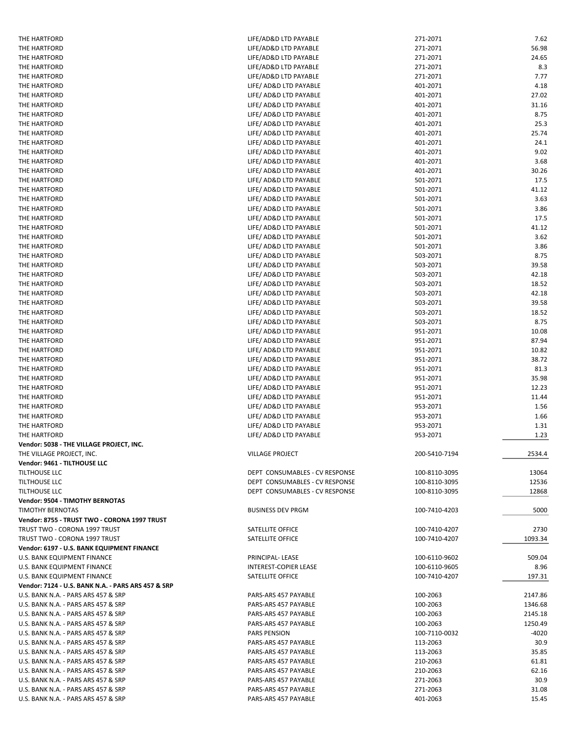| | | | |
|---|---|---|---|
| THE HARTFORD | LIFE/AD&D LTD PAYABLE | 271-2071 | 7.62 |
| THE HARTFORD | LIFE/AD&D LTD PAYABLE | 271-2071 | 56.98 |
| THE HARTFORD | LIFE/AD&D LTD PAYABLE | 271-2071 | 24.65 |
| THE HARTFORD | LIFE/AD&D LTD PAYABLE | 271-2071 | 8.3 |
| THE HARTFORD | LIFE/AD&D LTD PAYABLE | 271-2071 | 7.77 |
| THE HARTFORD | LIFE/ AD&D LTD PAYABLE | 401-2071 | 4.18 |
| THE HARTFORD | LIFE/ AD&D LTD PAYABLE | 401-2071 | 27.02 |
| THE HARTFORD | LIFE/ AD&D LTD PAYABLE | 401-2071 | 31.16 |
| THE HARTFORD | LIFE/ AD&D LTD PAYABLE | 401-2071 | 8.75 |
| THE HARTFORD | LIFE/ AD&D LTD PAYABLE | 401-2071 | 25.3 |
| THE HARTFORD | LIFE/ AD&D LTD PAYABLE | 401-2071 | 25.74 |
| THE HARTFORD | LIFE/ AD&D LTD PAYABLE | 401-2071 | 24.1 |
| THE HARTFORD | LIFE/ AD&D LTD PAYABLE | 401-2071 | 9.02 |
| THE HARTFORD | LIFE/ AD&D LTD PAYABLE | 401-2071 | 3.68 |
| THE HARTFORD | LIFE/ AD&D LTD PAYABLE | 401-2071 | 30.26 |
| THE HARTFORD | LIFE/ AD&D LTD PAYABLE | 501-2071 | 17.5 |
| THE HARTFORD | LIFE/ AD&D LTD PAYABLE | 501-2071 | 41.12 |
| THE HARTFORD | LIFE/ AD&D LTD PAYABLE | 501-2071 | 3.63 |
| THE HARTFORD | LIFE/ AD&D LTD PAYABLE | 501-2071 | 3.86 |
| THE HARTFORD | LIFE/ AD&D LTD PAYABLE | 501-2071 | 17.5 |
| THE HARTFORD | LIFE/ AD&D LTD PAYABLE | 501-2071 | 41.12 |
| THE HARTFORD | LIFE/ AD&D LTD PAYABLE | 501-2071 | 3.62 |
| THE HARTFORD | LIFE/ AD&D LTD PAYABLE | 501-2071 | 3.86 |
| THE HARTFORD | LIFE/ AD&D LTD PAYABLE | 503-2071 | 8.75 |
| THE HARTFORD | LIFE/ AD&D LTD PAYABLE | 503-2071 | 39.58 |
| THE HARTFORD | LIFE/ AD&D LTD PAYABLE | 503-2071 | 42.18 |
| THE HARTFORD | LIFE/ AD&D LTD PAYABLE | 503-2071 | 18.52 |
| THE HARTFORD | LIFE/ AD&D LTD PAYABLE | 503-2071 | 42.18 |
| THE HARTFORD | LIFE/ AD&D LTD PAYABLE | 503-2071 | 39.58 |
| THE HARTFORD | LIFE/ AD&D LTD PAYABLE | 503-2071 | 18.52 |
| THE HARTFORD | LIFE/ AD&D LTD PAYABLE | 503-2071 | 8.75 |
| THE HARTFORD | LIFE/ AD&D LTD PAYABLE | 951-2071 | 10.08 |
| THE HARTFORD | LIFE/ AD&D LTD PAYABLE | 951-2071 | 87.94 |
| THE HARTFORD | LIFE/ AD&D LTD PAYABLE | 951-2071 | 10.82 |
| THE HARTFORD | LIFE/ AD&D LTD PAYABLE | 951-2071 | 38.72 |
| THE HARTFORD | LIFE/ AD&D LTD PAYABLE | 951-2071 | 81.3 |
| THE HARTFORD | LIFE/ AD&D LTD PAYABLE | 951-2071 | 35.98 |
| THE HARTFORD | LIFE/ AD&D LTD PAYABLE | 951-2071 | 12.23 |
| THE HARTFORD | LIFE/ AD&D LTD PAYABLE | 951-2071 | 11.44 |
| THE HARTFORD | LIFE/ AD&D LTD PAYABLE | 953-2071 | 1.56 |
| THE HARTFORD | LIFE/ AD&D LTD PAYABLE | 953-2071 | 1.66 |
| THE HARTFORD | LIFE/ AD&D LTD PAYABLE | 953-2071 | 1.31 |
| THE HARTFORD | LIFE/ AD&D LTD PAYABLE | 953-2071 | 1.23 |
| **Vendor: 5038 - THE VILLAGE PROJECT, INC.** | | | |
| THE VILLAGE PROJECT, INC. | VILLAGE PROJECT | 200-5410-7194 | 2534.4 |
| **Vendor: 9461 - TILTHOUSE LLC** | | | |
| TILTHOUSE LLC | DEPT CONSUMABLES - CV RESPONSE | 100-8110-3095 | 13064 |
| TILTHOUSE LLC | DEPT CONSUMABLES - CV RESPONSE | 100-8110-3095 | 12536 |
| TILTHOUSE LLC | DEPT CONSUMABLES - CV RESPONSE | 100-8110-3095 | 12868 |
| **Vendor: 9504 - TIMOTHY BERNOTAS** | | | |
| TIMOTHY BERNOTAS | BUSINESS DEV PRGM | 100-7410-4203 | 5000 |
| **Vendor: 8755 - TRUST TWO - CORONA 1997 TRUST** | | | |
| TRUST TWO - CORONA 1997 TRUST | SATELLITE OFFICE | 100-7410-4207 | 2730 |
| TRUST TWO - CORONA 1997 TRUST | SATELLITE OFFICE | 100-7410-4207 | 1093.34 |
| **Vendor: 6197 - U.S. BANK EQUIPMENT FINANCE** | | | |
| U.S. BANK EQUIPMENT FINANCE | PRINCIPAL- LEASE | 100-6110-9602 | 509.04 |
| U.S. BANK EQUIPMENT FINANCE | INTEREST-COPIER LEASE | 100-6110-9605 | 8.96 |
| U.S. BANK EQUIPMENT FINANCE | SATELLITE OFFICE | 100-7410-4207 | 197.31 |
| **Vendor: 7124 - U.S. BANK N.A. - PARS ARS 457 & SRP** | | | |
| U.S. BANK N.A. - PARS ARS 457 & SRP | PARS-ARS 457 PAYABLE | 100-2063 | 2147.86 |
| U.S. BANK N.A. - PARS ARS 457 & SRP | PARS-ARS 457 PAYABLE | 100-2063 | 1346.68 |
| U.S. BANK N.A. - PARS ARS 457 & SRP | PARS-ARS 457 PAYABLE | 100-2063 | 2145.18 |
| U.S. BANK N.A. - PARS ARS 457 & SRP | PARS-ARS 457 PAYABLE | 100-2063 | 1250.49 |
| U.S. BANK N.A. - PARS ARS 457 & SRP | PARS PENSION | 100-7110-0032 | -4020 |
| U.S. BANK N.A. - PARS ARS 457 & SRP | PARS-ARS 457 PAYABLE | 113-2063 | 30.9 |
| U.S. BANK N.A. - PARS ARS 457 & SRP | PARS-ARS 457 PAYABLE | 113-2063 | 35.85 |
| U.S. BANK N.A. - PARS ARS 457 & SRP | PARS-ARS 457 PAYABLE | 210-2063 | 61.81 |
| U.S. BANK N.A. - PARS ARS 457 & SRP | PARS-ARS 457 PAYABLE | 210-2063 | 62.16 |
| U.S. BANK N.A. - PARS ARS 457 & SRP | PARS-ARS 457 PAYABLE | 271-2063 | 30.9 |
| U.S. BANK N.A. - PARS ARS 457 & SRP | PARS-ARS 457 PAYABLE | 271-2063 | 31.08 |
| U.S. BANK N.A. - PARS ARS 457 & SRP | PARS-ARS 457 PAYABLE | 401-2063 | 15.45 |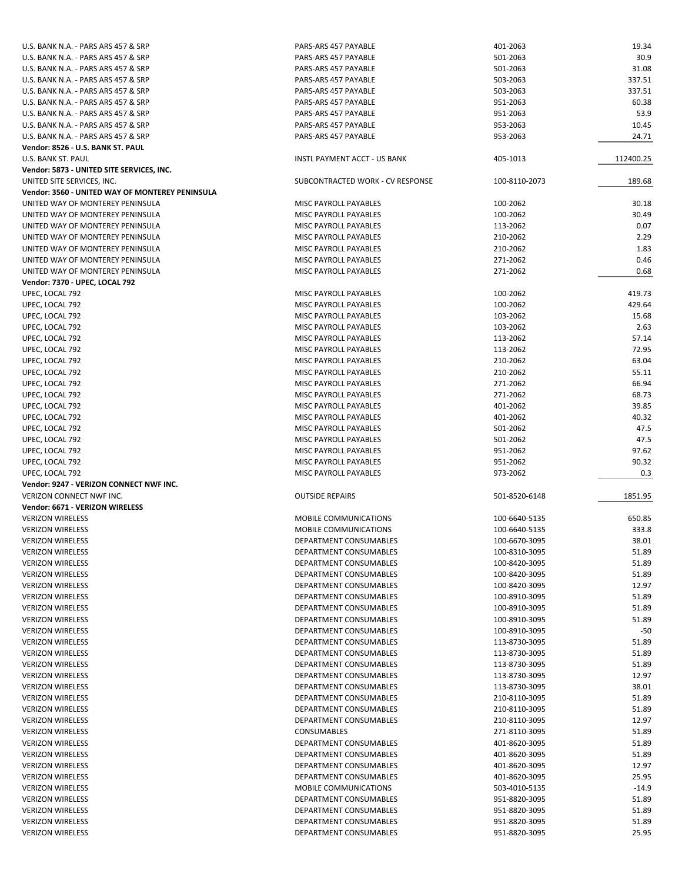| | | | |
|---|---|---|---|
| U.S. BANK N.A. - PARS ARS 457 & SRP | PARS-ARS 457 PAYABLE | 401-2063 | 19.34 |
| U.S. BANK N.A. - PARS ARS 457 & SRP | PARS-ARS 457 PAYABLE | 501-2063 | 30.9 |
| U.S. BANK N.A. - PARS ARS 457 & SRP | PARS-ARS 457 PAYABLE | 501-2063 | 31.08 |
| U.S. BANK N.A. - PARS ARS 457 & SRP | PARS-ARS 457 PAYABLE | 503-2063 | 337.51 |
| U.S. BANK N.A. - PARS ARS 457 & SRP | PARS-ARS 457 PAYABLE | 503-2063 | 337.51 |
| U.S. BANK N.A. - PARS ARS 457 & SRP | PARS-ARS 457 PAYABLE | 951-2063 | 60.38 |
| U.S. BANK N.A. - PARS ARS 457 & SRP | PARS-ARS 457 PAYABLE | 951-2063 | 53.9 |
| U.S. BANK N.A. - PARS ARS 457 & SRP | PARS-ARS 457 PAYABLE | 953-2063 | 10.45 |
| U.S. BANK N.A. - PARS ARS 457 & SRP | PARS-ARS 457 PAYABLE | 953-2063 | 24.71 |
| **Vendor: 8526 - U.S. BANK ST. PAUL** | | | |
| U.S. BANK ST. PAUL | INSTL PAYMENT ACCT - US BANK | 405-1013 | 112400.25 |
| **Vendor: 5873 - UNITED SITE SERVICES, INC.** | | | |
| UNITED SITE SERVICES, INC. | SUBCONTRACTED WORK - CV RESPONSE | 100-8110-2073 | 189.68 |
| **Vendor: 3560 - UNITED WAY OF MONTEREY PENINSULA** | | | |
| UNITED WAY OF MONTEREY PENINSULA | MISC PAYROLL PAYABLES | 100-2062 | 30.18 |
| UNITED WAY OF MONTEREY PENINSULA | MISC PAYROLL PAYABLES | 100-2062 | 30.49 |
| UNITED WAY OF MONTEREY PENINSULA | MISC PAYROLL PAYABLES | 113-2062 | 0.07 |
| UNITED WAY OF MONTEREY PENINSULA | MISC PAYROLL PAYABLES | 210-2062 | 2.29 |
| UNITED WAY OF MONTEREY PENINSULA | MISC PAYROLL PAYABLES | 210-2062 | 1.83 |
| UNITED WAY OF MONTEREY PENINSULA | MISC PAYROLL PAYABLES | 271-2062 | 0.46 |
| UNITED WAY OF MONTEREY PENINSULA | MISC PAYROLL PAYABLES | 271-2062 | 0.68 |
| **Vendor: 7370 - UPEC, LOCAL 792** | | | |
| UPEC, LOCAL 792 | MISC PAYROLL PAYABLES | 100-2062 | 419.73 |
| UPEC, LOCAL 792 | MISC PAYROLL PAYABLES | 100-2062 | 429.64 |
| UPEC, LOCAL 792 | MISC PAYROLL PAYABLES | 103-2062 | 15.68 |
| UPEC, LOCAL 792 | MISC PAYROLL PAYABLES | 103-2062 | 2.63 |
| UPEC, LOCAL 792 | MISC PAYROLL PAYABLES | 113-2062 | 57.14 |
| UPEC, LOCAL 792 | MISC PAYROLL PAYABLES | 113-2062 | 72.95 |
| UPEC, LOCAL 792 | MISC PAYROLL PAYABLES | 210-2062 | 63.04 |
| UPEC, LOCAL 792 | MISC PAYROLL PAYABLES | 210-2062 | 55.11 |
| UPEC, LOCAL 792 | MISC PAYROLL PAYABLES | 271-2062 | 66.94 |
| UPEC, LOCAL 792 | MISC PAYROLL PAYABLES | 271-2062 | 68.73 |
| UPEC, LOCAL 792 | MISC PAYROLL PAYABLES | 401-2062 | 39.85 |
| UPEC, LOCAL 792 | MISC PAYROLL PAYABLES | 401-2062 | 40.32 |
| UPEC, LOCAL 792 | MISC PAYROLL PAYABLES | 501-2062 | 47.5 |
| UPEC, LOCAL 792 | MISC PAYROLL PAYABLES | 501-2062 | 47.5 |
| UPEC, LOCAL 792 | MISC PAYROLL PAYABLES | 951-2062 | 97.62 |
| UPEC, LOCAL 792 | MISC PAYROLL PAYABLES | 951-2062 | 90.32 |
| UPEC, LOCAL 792 | MISC PAYROLL PAYABLES | 973-2062 | 0.3 |
| **Vendor: 9247 - VERIZON CONNECT NWF INC.** | | | |
| VERIZON CONNECT NWF INC. | OUTSIDE REPAIRS | 501-8520-6148 | 1851.95 |
| **Vendor: 6671 - VERIZON WIRELESS** | | | |
| VERIZON WIRELESS | MOBILE COMMUNICATIONS | 100-6640-5135 | 650.85 |
| VERIZON WIRELESS | MOBILE COMMUNICATIONS | 100-6640-5135 | 333.8 |
| VERIZON WIRELESS | DEPARTMENT CONSUMABLES | 100-6670-3095 | 38.01 |
| VERIZON WIRELESS | DEPARTMENT CONSUMABLES | 100-8310-3095 | 51.89 |
| VERIZON WIRELESS | DEPARTMENT CONSUMABLES | 100-8420-3095 | 51.89 |
| VERIZON WIRELESS | DEPARTMENT CONSUMABLES | 100-8420-3095 | 51.89 |
| VERIZON WIRELESS | DEPARTMENT CONSUMABLES | 100-8420-3095 | 12.97 |
| VERIZON WIRELESS | DEPARTMENT CONSUMABLES | 100-8910-3095 | 51.89 |
| VERIZON WIRELESS | DEPARTMENT CONSUMABLES | 100-8910-3095 | 51.89 |
| VERIZON WIRELESS | DEPARTMENT CONSUMABLES | 100-8910-3095 | 51.89 |
| VERIZON WIRELESS | DEPARTMENT CONSUMABLES | 100-8910-3095 | -50 |
| VERIZON WIRELESS | DEPARTMENT CONSUMABLES | 113-8730-3095 | 51.89 |
| VERIZON WIRELESS | DEPARTMENT CONSUMABLES | 113-8730-3095 | 51.89 |
| VERIZON WIRELESS | DEPARTMENT CONSUMABLES | 113-8730-3095 | 51.89 |
| VERIZON WIRELESS | DEPARTMENT CONSUMABLES | 113-8730-3095 | 12.97 |
| VERIZON WIRELESS | DEPARTMENT CONSUMABLES | 113-8730-3095 | 38.01 |
| VERIZON WIRELESS | DEPARTMENT CONSUMABLES | 210-8110-3095 | 51.89 |
| VERIZON WIRELESS | DEPARTMENT CONSUMABLES | 210-8110-3095 | 51.89 |
| VERIZON WIRELESS | DEPARTMENT CONSUMABLES | 210-8110-3095 | 12.97 |
| VERIZON WIRELESS | CONSUMABLES | 271-8110-3095 | 51.89 |
| VERIZON WIRELESS | DEPARTMENT CONSUMABLES | 401-8620-3095 | 51.89 |
| VERIZON WIRELESS | DEPARTMENT CONSUMABLES | 401-8620-3095 | 51.89 |
| VERIZON WIRELESS | DEPARTMENT CONSUMABLES | 401-8620-3095 | 12.97 |
| VERIZON WIRELESS | DEPARTMENT CONSUMABLES | 401-8620-3095 | 25.95 |
| VERIZON WIRELESS | MOBILE COMMUNICATIONS | 503-4010-5135 | -14.9 |
| VERIZON WIRELESS | DEPARTMENT CONSUMABLES | 951-8820-3095 | 51.89 |
| VERIZON WIRELESS | DEPARTMENT CONSUMABLES | 951-8820-3095 | 51.89 |
| VERIZON WIRELESS | DEPARTMENT CONSUMABLES | 951-8820-3095 | 51.89 |
| VERIZON WIRELESS | DEPARTMENT CONSUMABLES | 951-8820-3095 | 25.95 |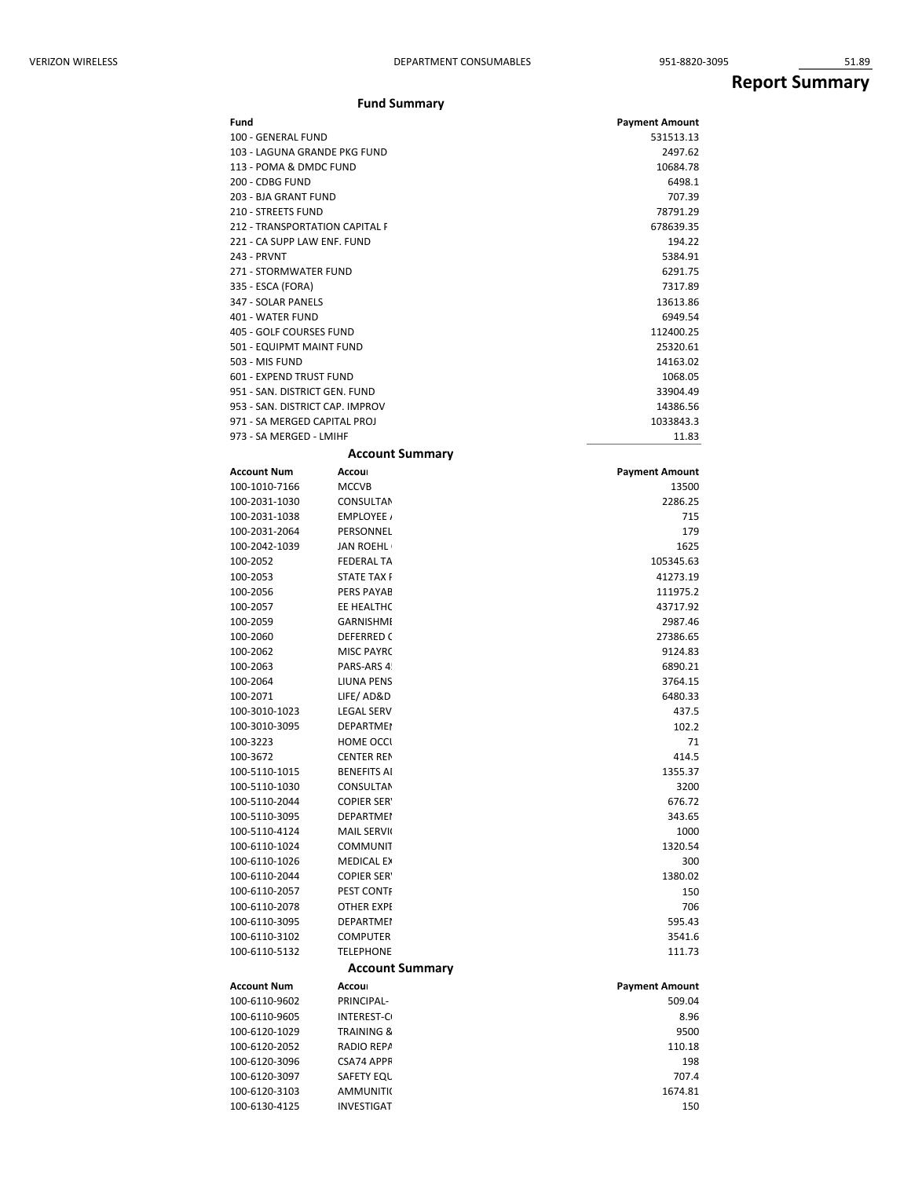| VERIZON WIRELESS | DEPARTMENT CONSUMABLES | 951-8820-3095 | 51.89 |
|---|---|---|---|

# Report Summary

### Fund Summary

| Fund | Payment Amount |
|---|---|
| 100 - GENERAL FUND | 531513.13 |
| 103 - LAGUNA GRANDE PKG FUND | 2497.62 |
| 113 - POMA & DMDC FUND | 10684.78 |
| 200 - CDBG FUND | 6498.1 |
| 203 - BJA GRANT FUND | 707.39 |
| 210 - STREETS FUND | 78791.29 |
| 212 - TRANSPORTATION CAPITAL F | 678639.35 |
| 221 - CA SUPP LAW ENF. FUND | 194.22 |
| 243 - PRVNT | 5384.91 |
| 271 - STORMWATER FUND | 6291.75 |
| 335 - ESCA (FORA) | 7317.89 |
| 347 - SOLAR PANELS | 13613.86 |
| 401 - WATER FUND | 6949.54 |
| 405 - GOLF COURSES FUND | 112400.25 |
| 501 - EQUIPMT MAINT FUND | 25320.61 |
| 503 - MIS FUND | 14163.02 |
| 601 - EXPEND TRUST FUND | 1068.05 |
| 951 - SAN. DISTRICT GEN. FUND | 33904.49 |
| 953 - SAN. DISTRICT CAP. IMPROV | 14386.56 |
| 971 - SA MERGED CAPITAL PROJ | 1033843.3 |
| 973 - SA MERGED - LMIHF | 11.83 |

### Account Summary

| Account Num | Accou | Payment Amount |
|---|---|---|
| 100-1010-7166 | MCCVB | 13500 |
| 100-2031-1030 | CONSULTAN | 2286.25 |
| 100-2031-1038 | EMPLOYEE / | 715 |
| 100-2031-2064 | PERSONNEL | 179 |
| 100-2042-1039 | JAN ROEHL | 1625 |
| 100-2052 | FEDERAL TA | 105345.63 |
| 100-2053 | STATE TAX F | 41273.19 |
| 100-2056 | PERS PAYAB | 111975.2 |
| 100-2057 | EE HEALTHC | 43717.92 |
| 100-2059 | GARNISHMI | 2987.46 |
| 100-2060 | DEFERRED C | 27386.65 |
| 100-2062 | MISC PAYRC | 9124.83 |
| 100-2063 | PARS-ARS 4 | 6890.21 |
| 100-2064 | LIUNA PENS | 3764.15 |
| 100-2071 | LIFE/ AD&D | 6480.33 |
| 100-3010-1023 | LEGAL SERV | 437.5 |
| 100-3010-3095 | DEPARTMEI | 102.2 |
| 100-3223 | HOME OCCU | 71 |
| 100-3672 | CENTER REN | 414.5 |
| 100-5110-1015 | BENEFITS AI | 1355.37 |
| 100-5110-1030 | CONSULTAN | 3200 |
| 100-5110-2044 | COPIER SER | 676.72 |
| 100-5110-3095 | DEPARTMEI | 343.65 |
| 100-5110-4124 | MAIL SERVI | 1000 |
| 100-6110-1024 | COMMUNIT | 1320.54 |
| 100-6110-1026 | MEDICAL EX | 300 |
| 100-6110-2044 | COPIER SER | 1380.02 |
| 100-6110-2057 | PEST CONTF | 150 |
| 100-6110-2078 | OTHER EXPE | 706 |
| 100-6110-3095 | DEPARTMEI | 595.43 |
| 100-6110-3102 | COMPUTER | 3541.6 |
| 100-6110-5132 | TELEPHONE | 111.73 |

### Account Summary

| Account Num | Accou | Payment Amount |
|---|---|---|
| 100-6110-9602 | PRINCIPAL- | 509.04 |
| 100-6110-9605 | INTEREST-C | 8.96 |
| 100-6120-1029 | TRAINING & | 9500 |
| 100-6120-2052 | RADIO REPA | 110.18 |
| 100-6120-3096 | CSA74 APPF | 198 |
| 100-6120-3097 | SAFETY EQU | 707.4 |
| 100-6120-3103 | AMMUNITI | 1674.81 |
| 100-6130-4125 | INVESTIGAT | 150 |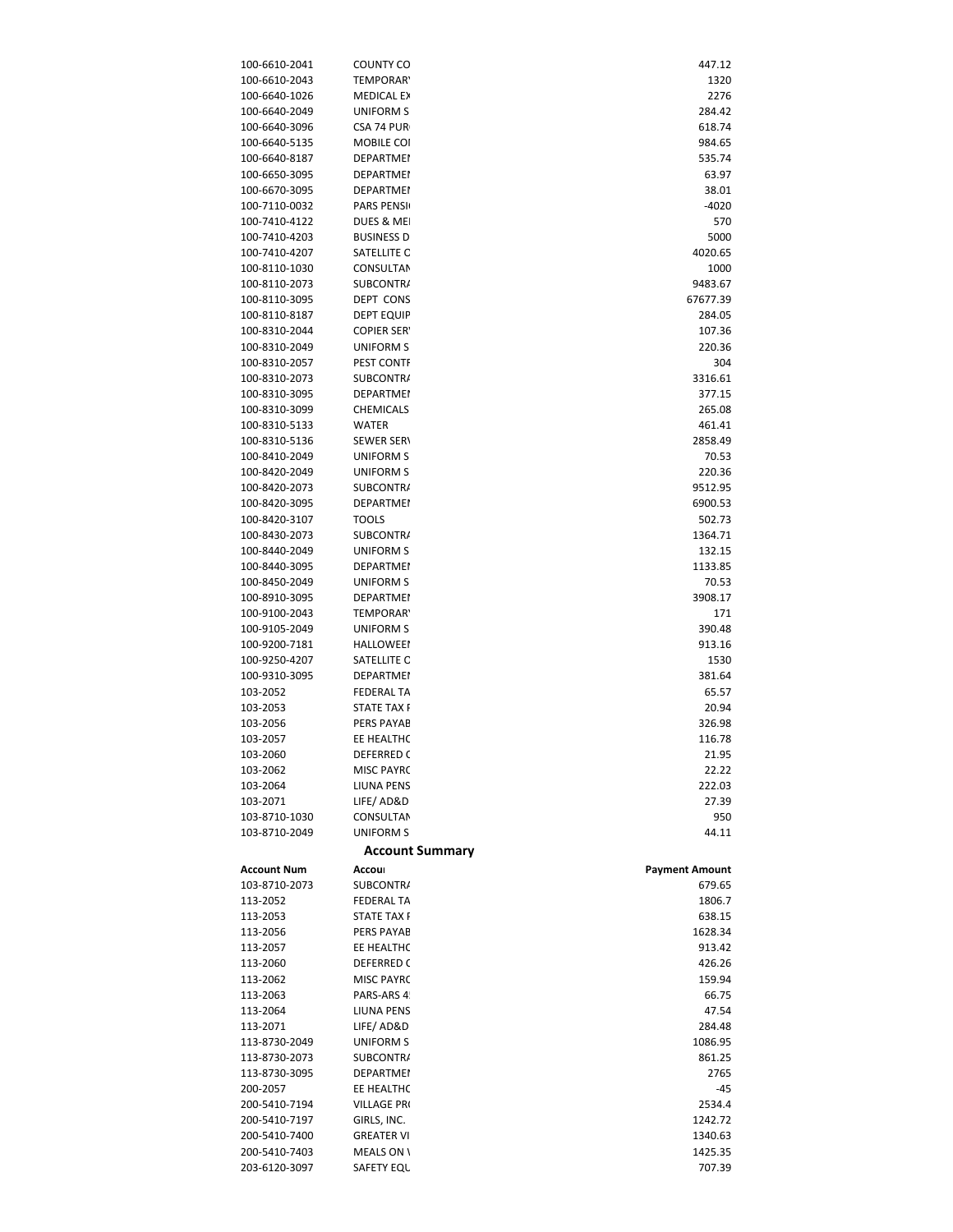| | | |
|---|---|---|
| 100-6610-2041 | COUNTY CO | 447.12 |
| 100-6610-2043 | TEMPORARY | 1320 |
| 100-6640-1026 | MEDICAL EX | 2276 |
| 100-6640-2049 | UNIFORM S | 284.42 |
| 100-6640-3096 | CSA 74 PUR | 618.74 |
| 100-6640-5135 | MOBILE COI | 984.65 |
| 100-6640-8187 | DEPARTMEI | 535.74 |
| 100-6650-3095 | DEPARTMEI | 63.97 |
| 100-6670-3095 | DEPARTMEI | 38.01 |
| 100-7110-0032 | PARS PENSI | -4020 |
| 100-7410-4122 | DUES & MEI | 570 |
| 100-7410-4203 | BUSINESS D | 5000 |
| 100-7410-4207 | SATELLITE C | 4020.65 |
| 100-8110-1030 | CONSULTAN | 1000 |
| 100-8110-2073 | SUBCONTRA | 9483.67 |
| 100-8110-3095 | DEPT CONS | 67677.39 |
| 100-8110-8187 | DEPT EQUIP | 284.05 |
| 100-8310-2044 | COPIER SER | 107.36 |
| 100-8310-2049 | UNIFORM S | 220.36 |
| 100-8310-2057 | PEST CONTF | 304 |
| 100-8310-2073 | SUBCONTRA | 3316.61 |
| 100-8310-3095 | DEPARTMEI | 377.15 |
| 100-8310-3099 | CHEMICALS | 265.08 |
| 100-8310-5133 | WATER | 461.41 |
| 100-8310-5136 | SEWER SER | 2858.49 |
| 100-8410-2049 | UNIFORM S | 70.53 |
| 100-8420-2049 | UNIFORM S | 220.36 |
| 100-8420-2073 | SUBCONTRA | 9512.95 |
| 100-8420-3095 | DEPARTMEI | 6900.53 |
| 100-8420-3107 | TOOLS | 502.73 |
| 100-8430-2073 | SUBCONTRA | 1364.71 |
| 100-8440-2049 | UNIFORM S | 132.15 |
| 100-8440-3095 | DEPARTMEI | 1133.85 |
| 100-8450-2049 | UNIFORM S | 70.53 |
| 100-8910-3095 | DEPARTMEI | 3908.17 |
| 100-9100-2043 | TEMPORARY | 171 |
| 100-9105-2049 | UNIFORM S | 390.48 |
| 100-9200-7181 | HALLOWEEI | 913.16 |
| 100-9250-4207 | SATELLITE C | 1530 |
| 100-9310-3095 | DEPARTMEI | 381.64 |
| 103-2052 | FEDERAL TA | 65.57 |
| 103-2053 | STATE TAX F | 20.94 |
| 103-2056 | PERS PAYAB | 326.98 |
| 103-2057 | EE HEALTHC | 116.78 |
| 103-2060 | DEFERRED C | 21.95 |
| 103-2062 | MISC PAYRC | 22.22 |
| 103-2064 | LIUNA PENS | 222.03 |
| 103-2071 | LIFE/ AD&D | 27.39 |
| 103-8710-1030 | CONSULTAN | 950 |
| 103-8710-2049 | UNIFORM S | 44.11 |

## Account Summary

| Account Num | Accou | Payment Amount |
|---|---|---|
| 103-8710-2073 | SUBCONTRA | 679.65 |
| 113-2052 | FEDERAL TA | 1806.7 |
| 113-2053 | STATE TAX F | 638.15 |
| 113-2056 | PERS PAYAB | 1628.34 |
| 113-2057 | EE HEALTHC | 913.42 |
| 113-2060 | DEFERRED C | 426.26 |
| 113-2062 | MISC PAYRC | 159.94 |
| 113-2063 | PARS-ARS 4 | 66.75 |
| 113-2064 | LIUNA PENS | 47.54 |
| 113-2071 | LIFE/ AD&D | 284.48 |
| 113-8730-2049 | UNIFORM S | 1086.95 |
| 113-8730-2073 | SUBCONTRA | 861.25 |
| 113-8730-3095 | DEPARTMEI | 2765 |
| 200-2057 | EE HEALTHC | -45 |
| 200-5410-7194 | VILLAGE PR | 2534.4 |
| 200-5410-7197 | GIRLS, INC. | 1242.72 |
| 200-5410-7400 | GREATER VI | 1340.63 |
| 200-5410-7403 | MEALS ON \ | 1425.35 |
| 203-6120-3097 | SAFETY EQU | 707.39 |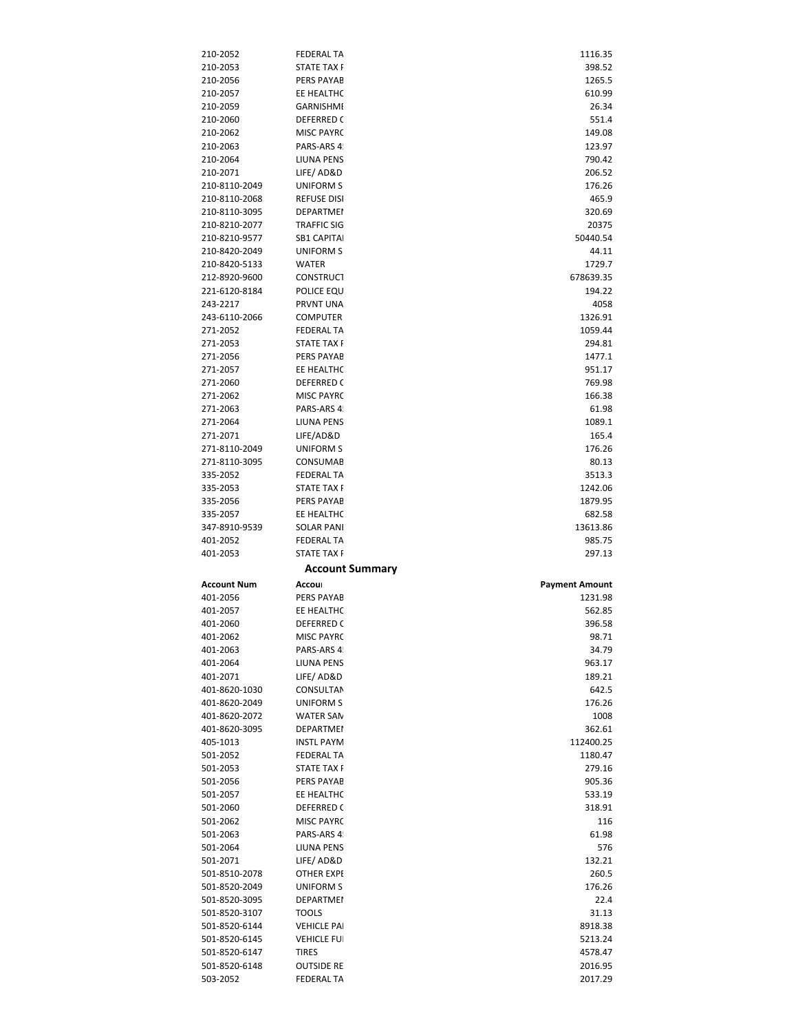| | | |
|---|---|---|
| 210-2052 | FEDERAL TA | 1116.35 |
| 210-2053 | STATE TAX F | 398.52 |
| 210-2056 | PERS PAYAB | 1265.5 |
| 210-2057 | EE HEALTHC | 610.99 |
| 210-2059 | GARNISHMI | 26.34 |
| 210-2060 | DEFERRED C | 551.4 |
| 210-2062 | MISC PAYRC | 149.08 |
| 210-2063 | PARS-ARS 4 | 123.97 |
| 210-2064 | LIUNA PENS | 790.42 |
| 210-2071 | LIFE/ AD&D | 206.52 |
| 210-8110-2049 | UNIFORM S | 176.26 |
| 210-8110-2068 | REFUSE DISI | 465.9 |
| 210-8110-3095 | DEPARTMEI | 320.69 |
| 210-8210-2077 | TRAFFIC SIG | 20375 |
| 210-8210-9577 | SB1 CAPITAI | 50440.54 |
| 210-8420-2049 | UNIFORM S | 44.11 |
| 210-8420-5133 | WATER | 1729.7 |
| 212-8920-9600 | CONSTRUCT | 678639.35 |
| 221-6120-8184 | POLICE EQU | 194.22 |
| 243-2217 | PRVNT UNA | 4058 |
| 243-6110-2066 | COMPUTER | 1326.91 |
| 271-2052 | FEDERAL TA | 1059.44 |
| 271-2053 | STATE TAX F | 294.81 |
| 271-2056 | PERS PAYAB | 1477.1 |
| 271-2057 | EE HEALTHC | 951.17 |
| 271-2060 | DEFERRED C | 769.98 |
| 271-2062 | MISC PAYRC | 166.38 |
| 271-2063 | PARS-ARS 4 | 61.98 |
| 271-2064 | LIUNA PENS | 1089.1 |
| 271-2071 | LIFE/AD&D | 165.4 |
| 271-8110-2049 | UNIFORM S | 176.26 |
| 271-8110-3095 | CONSUMAB | 80.13 |
| 335-2052 | FEDERAL TA | 3513.3 |
| 335-2053 | STATE TAX F | 1242.06 |
| 335-2056 | PERS PAYAB | 1879.95 |
| 335-2057 | EE HEALTHC | 682.58 |
| 347-8910-9539 | SOLAR PANI | 13613.86 |
| 401-2052 | FEDERAL TA | 985.75 |
| 401-2053 | STATE TAX F | 297.13 |

## Account Summary

| Account Num | Accou | Payment Amount |
|---|---|---|
| 401-2056 | PERS PAYAB | 1231.98 |
| 401-2057 | EE HEALTHC | 562.85 |
| 401-2060 | DEFERRED C | 396.58 |
| 401-2062 | MISC PAYRC | 98.71 |
| 401-2063 | PARS-ARS 4 | 34.79 |
| 401-2064 | LIUNA PENS | 963.17 |
| 401-2071 | LIFE/ AD&D | 189.21 |
| 401-8620-1030 | CONSULTAN | 642.5 |
| 401-8620-2049 | UNIFORM S | 176.26 |
| 401-8620-2072 | WATER SAN | 1008 |
| 401-8620-3095 | DEPARTMEI | 362.61 |
| 405-1013 | INSTL PAYM | 112400.25 |
| 501-2052 | FEDERAL TA | 1180.47 |
| 501-2053 | STATE TAX F | 279.16 |
| 501-2056 | PERS PAYAB | 905.36 |
| 501-2057 | EE HEALTHC | 533.19 |
| 501-2060 | DEFERRED C | 318.91 |
| 501-2062 | MISC PAYRC | 116 |
| 501-2063 | PARS-ARS 4 | 61.98 |
| 501-2064 | LIUNA PENS | 576 |
| 501-2071 | LIFE/ AD&D | 132.21 |
| 501-8510-2078 | OTHER EXPI | 260.5 |
| 501-8520-2049 | UNIFORM S | 176.26 |
| 501-8520-3095 | DEPARTMEI | 22.4 |
| 501-8520-3107 | TOOLS | 31.13 |
| 501-8520-6144 | VEHICLE PAI | 8918.38 |
| 501-8520-6145 | VEHICLE FUI | 5213.24 |
| 501-8520-6147 | TIRES | 4578.47 |
| 501-8520-6148 | OUTSIDE RE | 2016.95 |
| 503-2052 | FEDERAL TA | 2017.29 |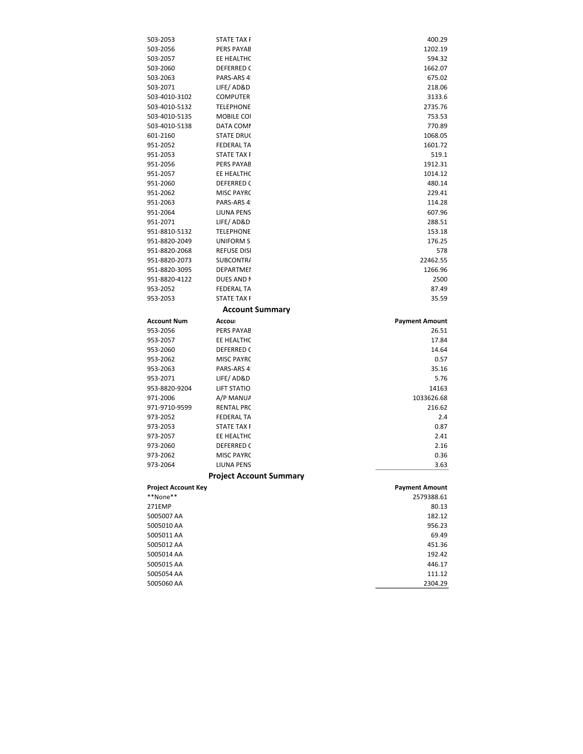| | | |
|---|---|---|
| 503-2053 | STATE TAX F | 400.29 |
| 503-2056 | PERS PAYAB | 1202.19 |
| 503-2057 | EE HEALTHC | 594.32 |
| 503-2060 | DEFERRED C | 1662.07 |
| 503-2063 | PARS-ARS 4 | 675.02 |
| 503-2071 | LIFE/ AD&D | 218.06 |
| 503-4010-3102 | COMPUTER | 3133.6 |
| 503-4010-5132 | TELEPHONE | 2735.76 |
| 503-4010-5135 | MOBILE COI | 753.53 |
| 503-4010-5138 | DATA COMI | 770.89 |
| 601-2160 | STATE DRUC | 1068.05 |
| 951-2052 | FEDERAL TA | 1601.72 |
| 951-2053 | STATE TAX F | 519.1 |
| 951-2056 | PERS PAYAB | 1912.31 |
| 951-2057 | EE HEALTHC | 1014.12 |
| 951-2060 | DEFERRED C | 480.14 |
| 951-2062 | MISC PAYRC | 229.41 |
| 951-2063 | PARS-ARS 4 | 114.28 |
| 951-2064 | LIUNA PENS | 607.96 |
| 951-2071 | LIFE/ AD&D | 288.51 |
| 951-8810-5132 | TELEPHONE | 153.18 |
| 951-8820-2049 | UNIFORM S | 176.25 |
| 951-8820-2068 | REFUSE DISI | 578 |
| 951-8820-2073 | SUBCONTRA | 22462.55 |
| 951-8820-3095 | DEPARTMEI | 1266.96 |
| 951-8820-4122 | DUES AND I | 2500 |
| 953-2052 | FEDERAL TA | 87.49 |
| 953-2053 | STATE TAX F | 35.59 |

## Account Summary

| Account Num | Accou | Payment Amount |
|---|---|---|
| 953-2056 | PERS PAYAB | 26.51 |
| 953-2057 | EE HEALTHC | 17.84 |
| 953-2060 | DEFERRED C | 14.64 |
| 953-2062 | MISC PAYRC | 0.57 |
| 953-2063 | PARS-ARS 4 | 35.16 |
| 953-2071 | LIFE/ AD&D | 5.76 |
| 953-8820-9204 | LIFT STATIO | 14163 |
| 971-2006 | A/P MANUA | 1033626.68 |
| 971-9710-9599 | RENTAL PRC | 216.62 |
| 973-2052 | FEDERAL TA | 2.4 |
| 973-2053 | STATE TAX F | 0.87 |
| 973-2057 | EE HEALTHC | 2.41 |
| 973-2060 | DEFERRED C | 2.16 |
| 973-2062 | MISC PAYRC | 0.36 |
| 973-2064 | LIUNA PENS | 3.63 |

## Project Account Summary

| Project Account Key | Payment Amount |
|---|---|
| **None** | 2579388.61 |
| 271EMP | 80.13 |
| 5005007 AA | 182.12 |
| 5005010 AA | 956.23 |
| 5005011 AA | 69.49 |
| 5005012 AA | 451.36 |
| 5005014 AA | 192.42 |
| 5005015 AA | 446.17 |
| 5005054 AA | 111.12 |
| 5005060 AA | 2304.29 |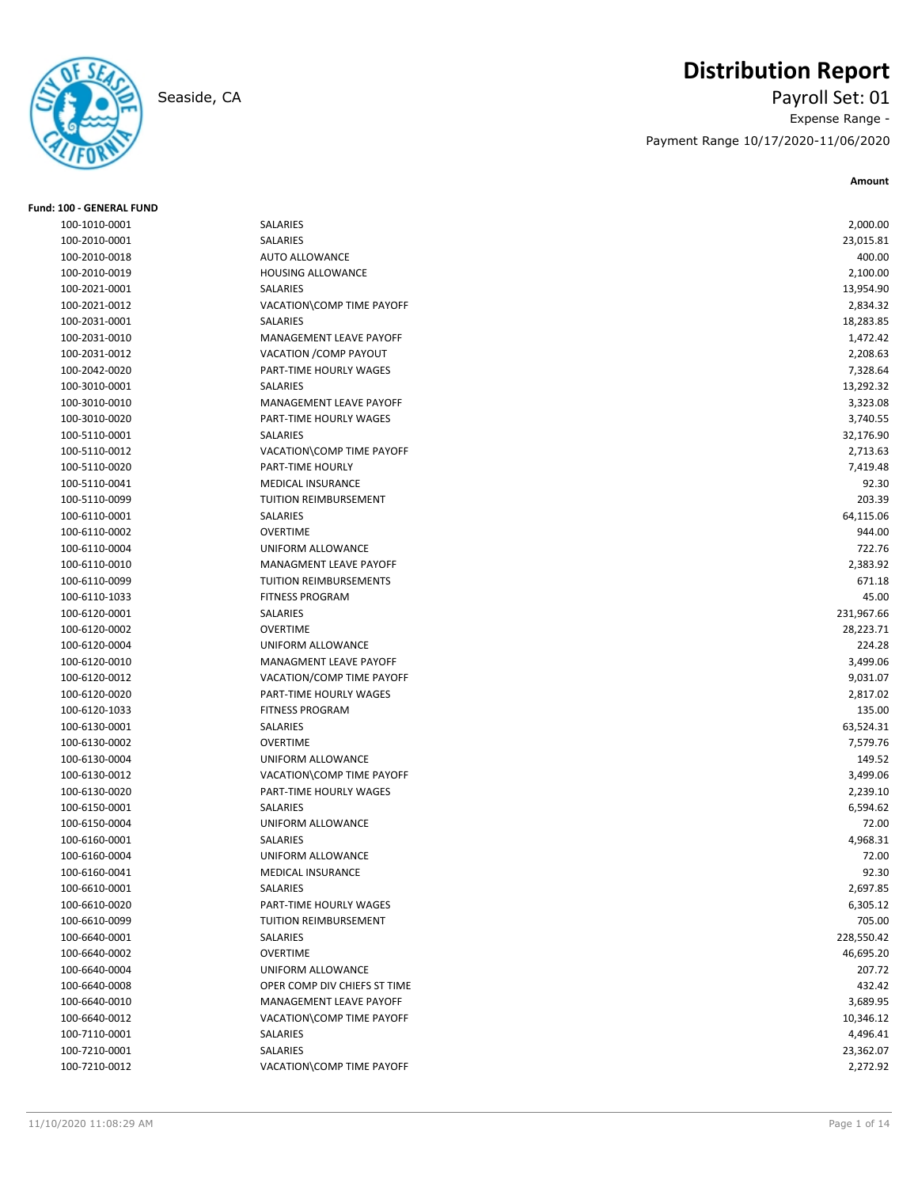# Distribution Report

Seaside, CA

Payroll Set: 01

Expense Range -

Payment Range 10/17/2020-11/06/2020

**Fund: 100 - GENERAL FUND**

| Account | Description | Amount |
|---|---|---|
| 100-1010-0001 | SALARIES | 2,000.00 |
| 100-2010-0001 | SALARIES | 23,015.81 |
| 100-2010-0018 | AUTO ALLOWANCE | 400.00 |
| 100-2010-0019 | HOUSING ALLOWANCE | 2,100.00 |
| 100-2021-0001 | SALARIES | 13,954.90 |
| 100-2021-0012 | VACATION\COMP TIME PAYOFF | 2,834.32 |
| 100-2031-0001 | SALARIES | 18,283.85 |
| 100-2031-0010 | MANAGEMENT LEAVE PAYOFF | 1,472.42 |
| 100-2031-0012 | VACATION /COMP PAYOUT | 2,208.63 |
| 100-2042-0020 | PART-TIME HOURLY WAGES | 7,328.64 |
| 100-3010-0001 | SALARIES | 13,292.32 |
| 100-3010-0010 | MANAGEMENT LEAVE PAYOFF | 3,323.08 |
| 100-3010-0020 | PART-TIME HOURLY WAGES | 3,740.55 |
| 100-5110-0001 | SALARIES | 32,176.90 |
| 100-5110-0012 | VACATION\COMP TIME PAYOFF | 2,713.63 |
| 100-5110-0020 | PART-TIME HOURLY | 7,419.48 |
| 100-5110-0041 | MEDICAL INSURANCE | 92.30 |
| 100-5110-0099 | TUITION REIMBURSEMENT | 203.39 |
| 100-6110-0001 | SALARIES | 64,115.06 |
| 100-6110-0002 | OVERTIME | 944.00 |
| 100-6110-0004 | UNIFORM ALLOWANCE | 722.76 |
| 100-6110-0010 | MANAGMENT LEAVE PAYOFF | 2,383.92 |
| 100-6110-0099 | TUITION REIMBURSEMENTS | 671.18 |
| 100-6110-1033 | FITNESS PROGRAM | 45.00 |
| 100-6120-0001 | SALARIES | 231,967.66 |
| 100-6120-0002 | OVERTIME | 28,223.71 |
| 100-6120-0004 | UNIFORM ALLOWANCE | 224.28 |
| 100-6120-0010 | MANAGMENT LEAVE PAYOFF | 3,499.06 |
| 100-6120-0012 | VACATION/COMP TIME PAYOFF | 9,031.07 |
| 100-6120-0020 | PART-TIME HOURLY WAGES | 2,817.02 |
| 100-6120-1033 | FITNESS PROGRAM | 135.00 |
| 100-6130-0001 | SALARIES | 63,524.31 |
| 100-6130-0002 | OVERTIME | 7,579.76 |
| 100-6130-0004 | UNIFORM ALLOWANCE | 149.52 |
| 100-6130-0012 | VACATION\COMP TIME PAYOFF | 3,499.06 |
| 100-6130-0020 | PART-TIME HOURLY WAGES | 2,239.10 |
| 100-6150-0001 | SALARIES | 6,594.62 |
| 100-6150-0004 | UNIFORM ALLOWANCE | 72.00 |
| 100-6160-0001 | SALARIES | 4,968.31 |
| 100-6160-0004 | UNIFORM ALLOWANCE | 72.00 |
| 100-6160-0041 | MEDICAL INSURANCE | 92.30 |
| 100-6610-0001 | SALARIES | 2,697.85 |
| 100-6610-0020 | PART-TIME HOURLY WAGES | 6,305.12 |
| 100-6610-0099 | TUITION REIMBURSEMENT | 705.00 |
| 100-6640-0001 | SALARIES | 228,550.42 |
| 100-6640-0002 | OVERTIME | 46,695.20 |
| 100-6640-0004 | UNIFORM ALLOWANCE | 207.72 |
| 100-6640-0008 | OPER COMP DIV CHIEFS ST TIME | 432.42 |
| 100-6640-0010 | MANAGEMENT LEAVE PAYOFF | 3,689.95 |
| 100-6640-0012 | VACATION\COMP TIME PAYOFF | 10,346.12 |
| 100-7110-0001 | SALARIES | 4,496.41 |
| 100-7210-0001 | SALARIES | 23,362.07 |
| 100-7210-0012 | VACATION\COMP TIME PAYOFF | 2,272.92 |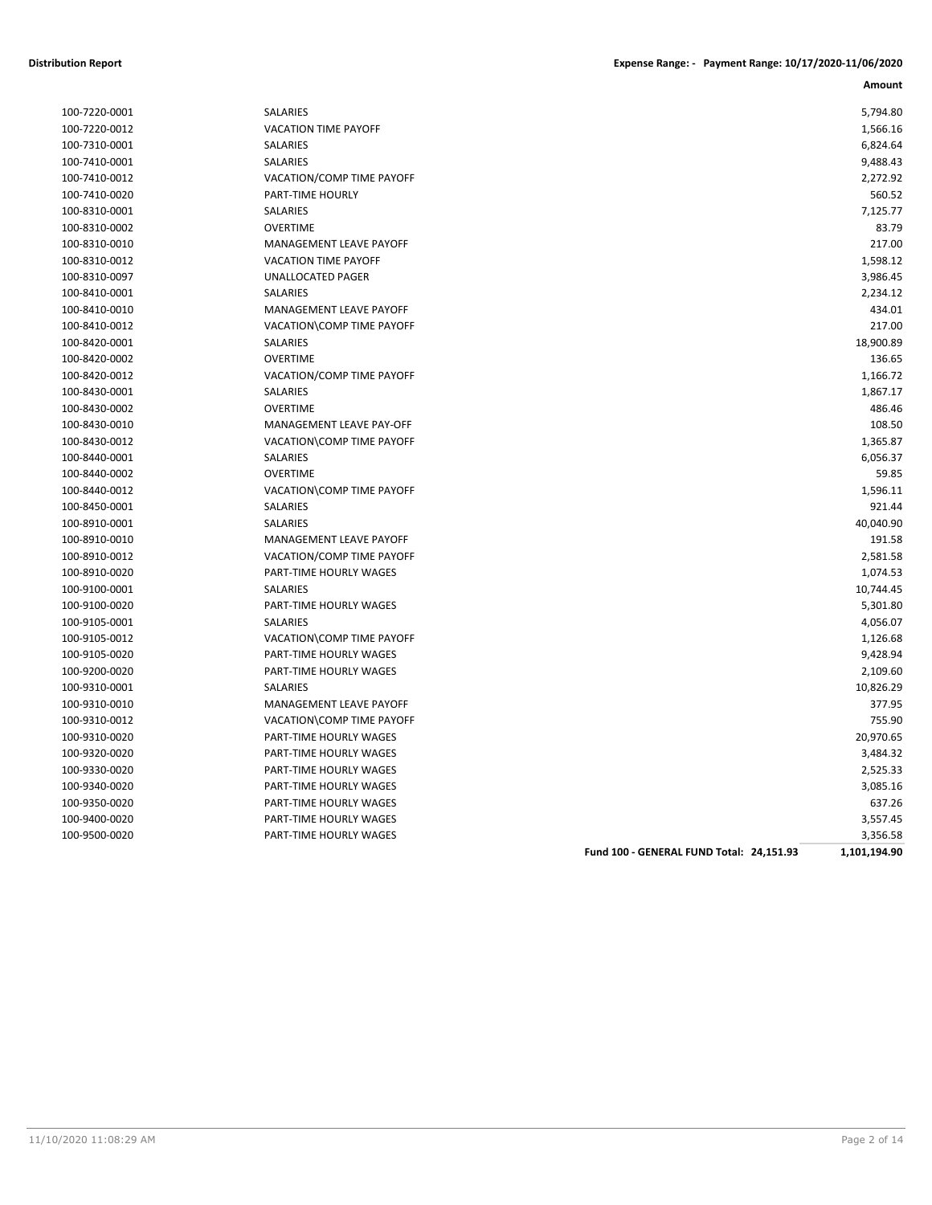**Distribution Report** **Expense Range: - Payment Range: 10/17/2020-11/06/2020**

| | | Amount |
|---|---|---|
| 100-7220-0001 | SALARIES | 5,794.80 |
| 100-7220-0012 | VACATION TIME PAYOFF | 1,566.16 |
| 100-7310-0001 | SALARIES | 6,824.64 |
| 100-7410-0001 | SALARIES | 9,488.43 |
| 100-7410-0012 | VACATION/COMP TIME PAYOFF | 2,272.92 |
| 100-7410-0020 | PART-TIME HOURLY | 560.52 |
| 100-8310-0001 | SALARIES | 7,125.77 |
| 100-8310-0002 | OVERTIME | 83.79 |
| 100-8310-0010 | MANAGEMENT LEAVE PAYOFF | 217.00 |
| 100-8310-0012 | VACATION TIME PAYOFF | 1,598.12 |
| 100-8310-0097 | UNALLOCATED PAGER | 3,986.45 |
| 100-8410-0001 | SALARIES | 2,234.12 |
| 100-8410-0010 | MANAGEMENT LEAVE PAYOFF | 434.01 |
| 100-8410-0012 | VACATION\COMP TIME PAYOFF | 217.00 |
| 100-8420-0001 | SALARIES | 18,900.89 |
| 100-8420-0002 | OVERTIME | 136.65 |
| 100-8420-0012 | VACATION/COMP TIME PAYOFF | 1,166.72 |
| 100-8430-0001 | SALARIES | 1,867.17 |
| 100-8430-0002 | OVERTIME | 486.46 |
| 100-8430-0010 | MANAGEMENT LEAVE PAY-OFF | 108.50 |
| 100-8430-0012 | VACATION\COMP TIME PAYOFF | 1,365.87 |
| 100-8440-0001 | SALARIES | 6,056.37 |
| 100-8440-0002 | OVERTIME | 59.85 |
| 100-8440-0012 | VACATION\COMP TIME PAYOFF | 1,596.11 |
| 100-8450-0001 | SALARIES | 921.44 |
| 100-8910-0001 | SALARIES | 40,040.90 |
| 100-8910-0010 | MANAGEMENT LEAVE PAYOFF | 191.58 |
| 100-8910-0012 | VACATION/COMP TIME PAYOFF | 2,581.58 |
| 100-8910-0020 | PART-TIME HOURLY WAGES | 1,074.53 |
| 100-9100-0001 | SALARIES | 10,744.45 |
| 100-9100-0020 | PART-TIME HOURLY WAGES | 5,301.80 |
| 100-9105-0001 | SALARIES | 4,056.07 |
| 100-9105-0012 | VACATION\COMP TIME PAYOFF | 1,126.68 |
| 100-9105-0020 | PART-TIME HOURLY WAGES | 9,428.94 |
| 100-9200-0020 | PART-TIME HOURLY WAGES | 2,109.60 |
| 100-9310-0001 | SALARIES | 10,826.29 |
| 100-9310-0010 | MANAGEMENT LEAVE PAYOFF | 377.95 |
| 100-9310-0012 | VACATION\COMP TIME PAYOFF | 755.90 |
| 100-9310-0020 | PART-TIME HOURLY WAGES | 20,970.65 |
| 100-9320-0020 | PART-TIME HOURLY WAGES | 3,484.32 |
| 100-9330-0020 | PART-TIME HOURLY WAGES | 2,525.33 |
| 100-9340-0020 | PART-TIME HOURLY WAGES | 3,085.16 |
| 100-9350-0020 | PART-TIME HOURLY WAGES | 637.26 |
| 100-9400-0020 | PART-TIME HOURLY WAGES | 3,557.45 |
| 100-9500-0020 | PART-TIME HOURLY WAGES | 3,356.58 |
| | **Fund 100 - GENERAL FUND Total: 24,151.93** | **1,101,194.90** |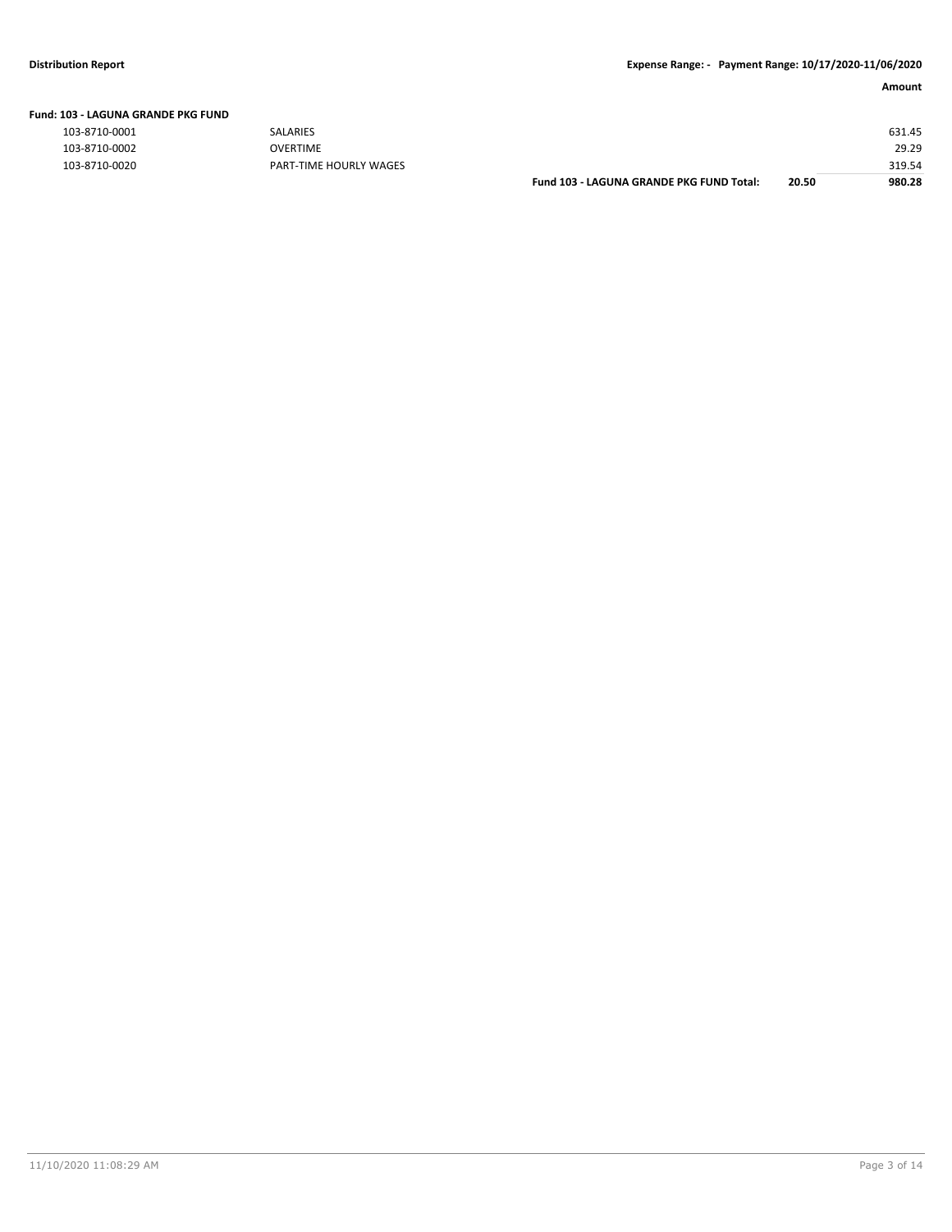**Distribution Report** | **Expense Range: - Payment Range: 10/17/2020-11/06/2020**

**Fund: 103 - LAGUNA GRANDE PKG FUND**

| | | | | Amount |
|---|---|---|---|---|
| 103-8710-0001 | SALARIES | | | 631.45 |
| 103-8710-0002 | OVERTIME | | | 29.29 |
| 103-8710-0020 | PART-TIME HOURLY WAGES | | | 319.54 |
| | | **Fund 103 - LAGUNA GRANDE PKG FUND Total:** | **20.50** | **980.28** |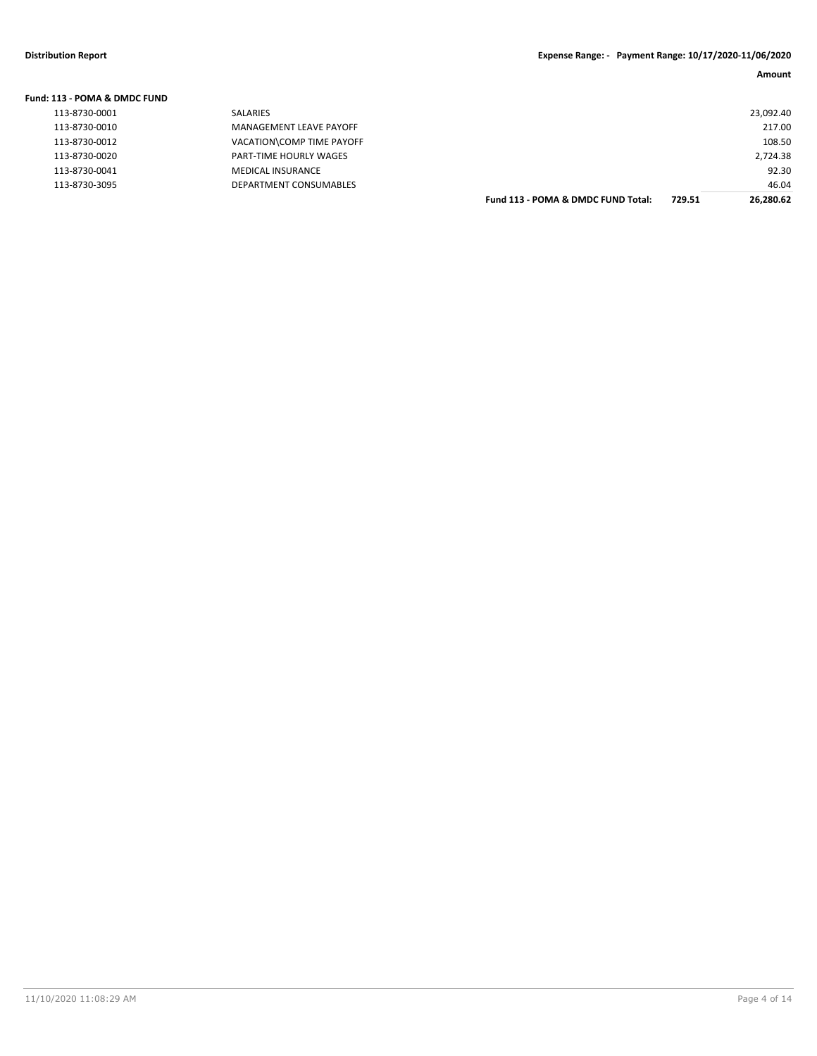**Distribution Report** **Expense Range: - Payment Range: 10/17/2020-11/06/2020**

**Fund: 113 - POMA & DMDC FUND**

| Account | Description | | | Amount |
|---|---|---|---|---|
| 113-8730-0001 | SALARIES | | | 23,092.40 |
| 113-8730-0010 | MANAGEMENT LEAVE PAYOFF | | | 217.00 |
| 113-8730-0012 | VACATION\COMP TIME PAYOFF | | | 108.50 |
| 113-8730-0020 | PART-TIME HOURLY WAGES | | | 2,724.38 |
| 113-8730-0041 | MEDICAL INSURANCE | | | 92.30 |
| 113-8730-3095 | DEPARTMENT CONSUMABLES | | | 46.04 |
| | | **Fund 113 - POMA & DMDC FUND Total:** | **729.51** | **26,280.62** |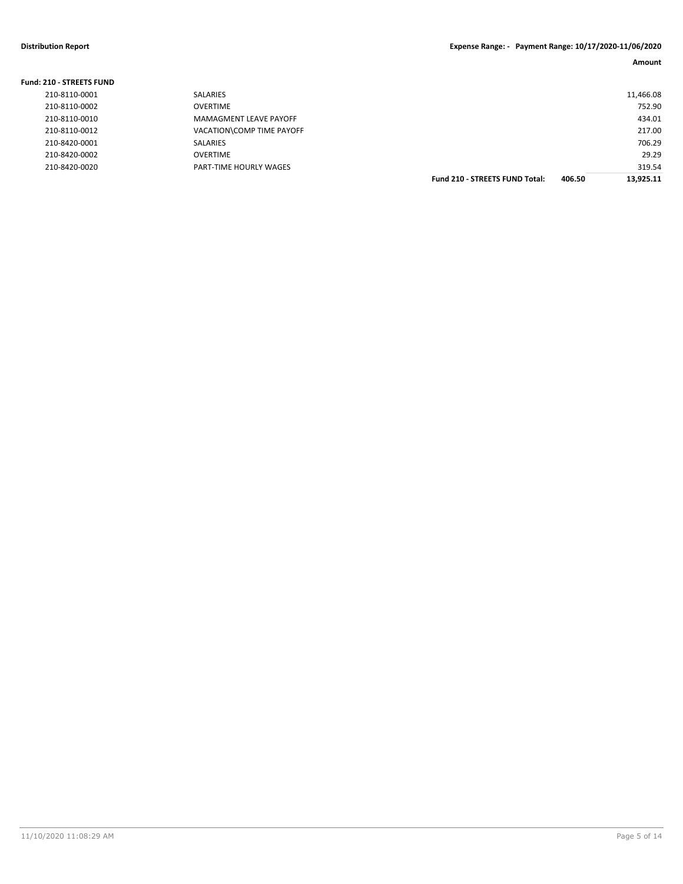| Fund: 210 - STREETS FUND | | | Amount |
|---|---|---|---|
| 210-8110-0001 | SALARIES | | 11,466.08 |
| 210-8110-0002 | OVERTIME | | 752.90 |
| 210-8110-0010 | MAMAGMENT LEAVE PAYOFF | | 434.01 |
| 210-8110-0012 | VACATION\COMP TIME PAYOFF | | 217.00 |
| 210-8420-0001 | SALARIES | | 706.29 |
| 210-8420-0002 | OVERTIME | | 29.29 |
| 210-8420-0020 | PART-TIME HOURLY WAGES | | 319.54 |
| | **Fund 210 - STREETS FUND Total:** | **406.50** | **13,925.11** |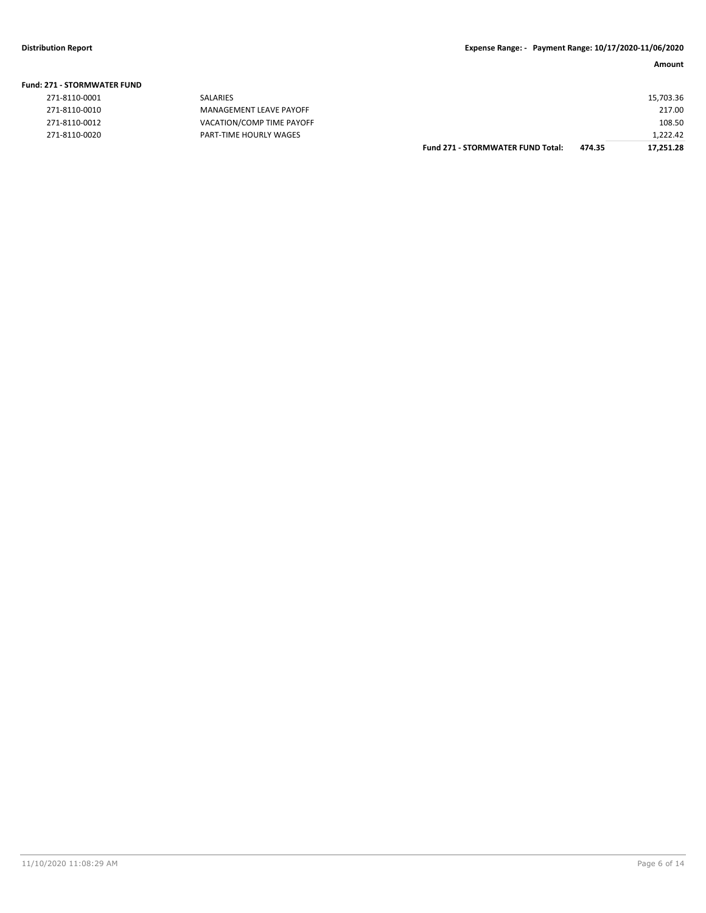**Distribution Report** — Expense Range: - Payment Range: 10/17/2020-11/06/2020

**Fund: 271 - STORMWATER FUND**

| | | | | Amount |
|---|---|---|---|---|
| 271-8110-0001 | SALARIES | | | 15,703.36 |
| 271-8110-0010 | MANAGEMENT LEAVE PAYOFF | | | 217.00 |
| 271-8110-0012 | VACATION/COMP TIME PAYOFF | | | 108.50 |
| 271-8110-0020 | PART-TIME HOURLY WAGES | | | 1,222.42 |
| | | **Fund 271 - STORMWATER FUND Total:** | **474.35** | **17,251.28** |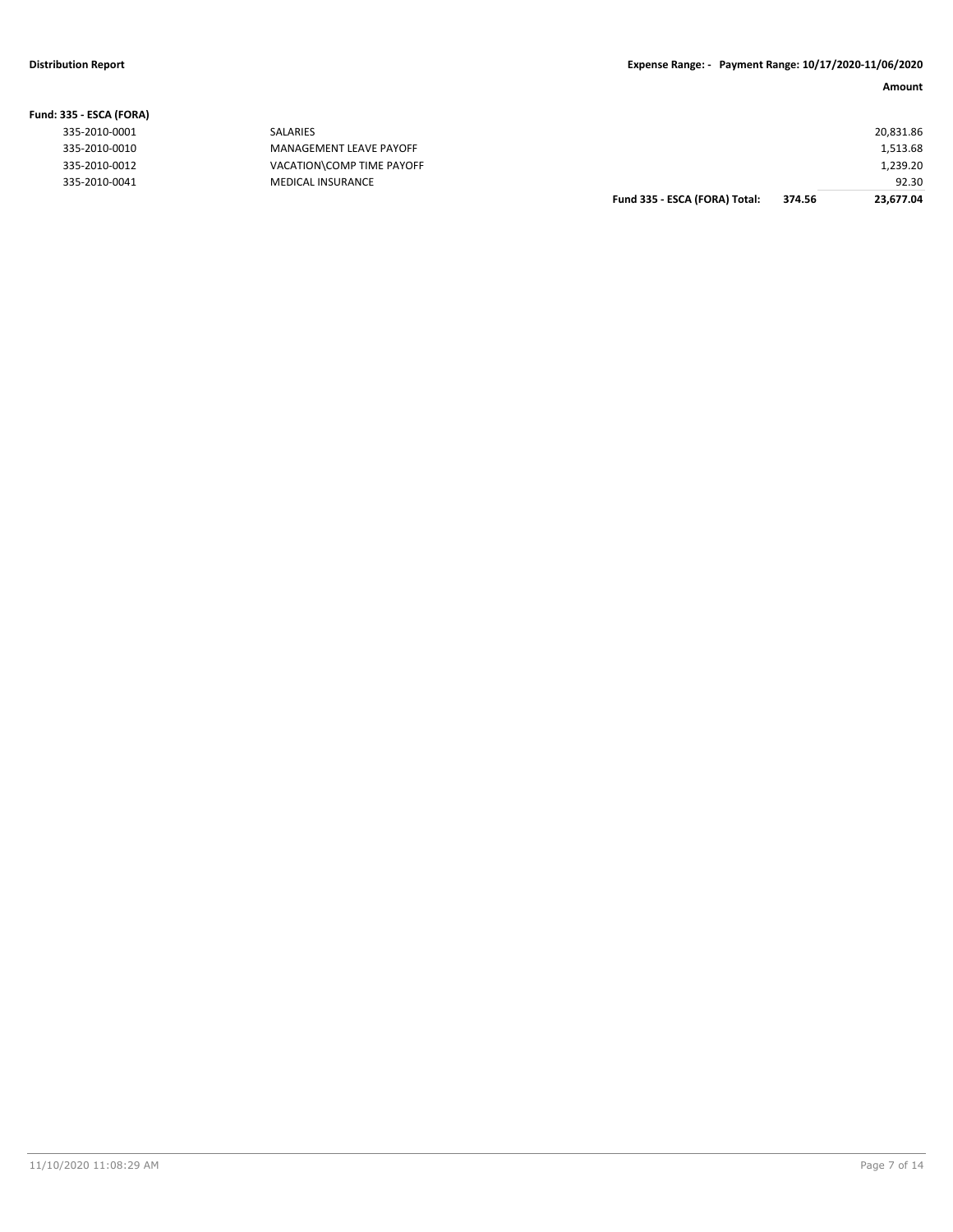**Distribution Report** | **Expense Range: - Payment Range: 10/17/2020-11/06/2020**

**Fund: 335 - ESCA (FORA)**

| Account | Description | | | Amount |
|---|---|---|---|---|
| 335-2010-0001 | SALARIES | | | 20,831.86 |
| 335-2010-0010 | MANAGEMENT LEAVE PAYOFF | | | 1,513.68 |
| 335-2010-0012 | VACATION\COMP TIME PAYOFF | | | 1,239.20 |
| 335-2010-0041 | MEDICAL INSURANCE | | | 92.30 |
| | | **Fund 335 - ESCA (FORA) Total:** | **374.56** | **23,677.04** |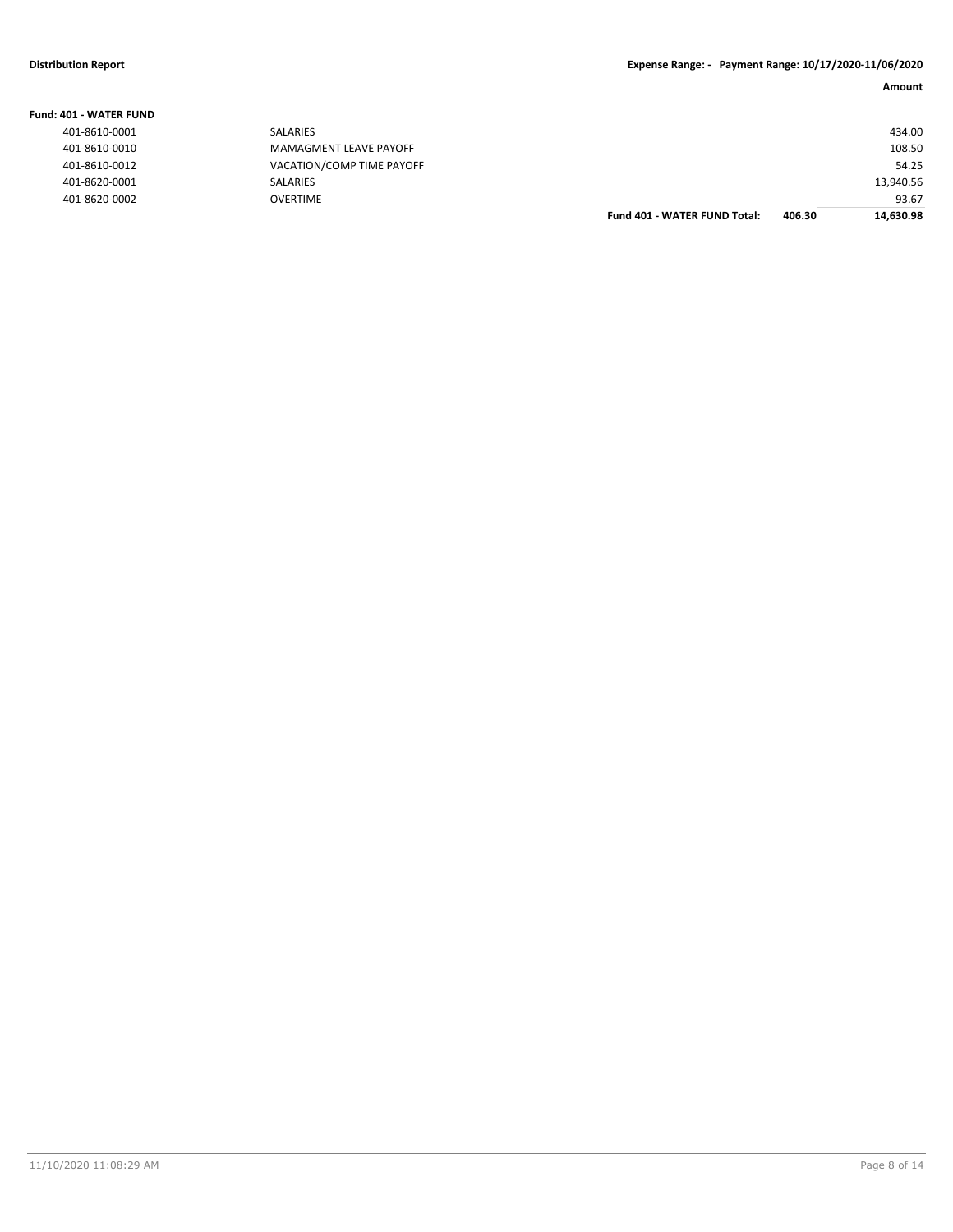**Fund: 401 - WATER FUND**

| | | | Amount |
|---|---|---|---|
| 401-8610-0001 | SALARIES | | 434.00 |
| 401-8610-0010 | MAMAGMENT LEAVE PAYOFF | | 108.50 |
| 401-8610-0012 | VACATION/COMP TIME PAYOFF | | 54.25 |
| 401-8620-0001 | SALARIES | | 13,940.56 |
| 401-8620-0002 | OVERTIME | | 93.67 |
| | **Fund 401 - WATER FUND Total:** | **406.30** | **14,630.98** |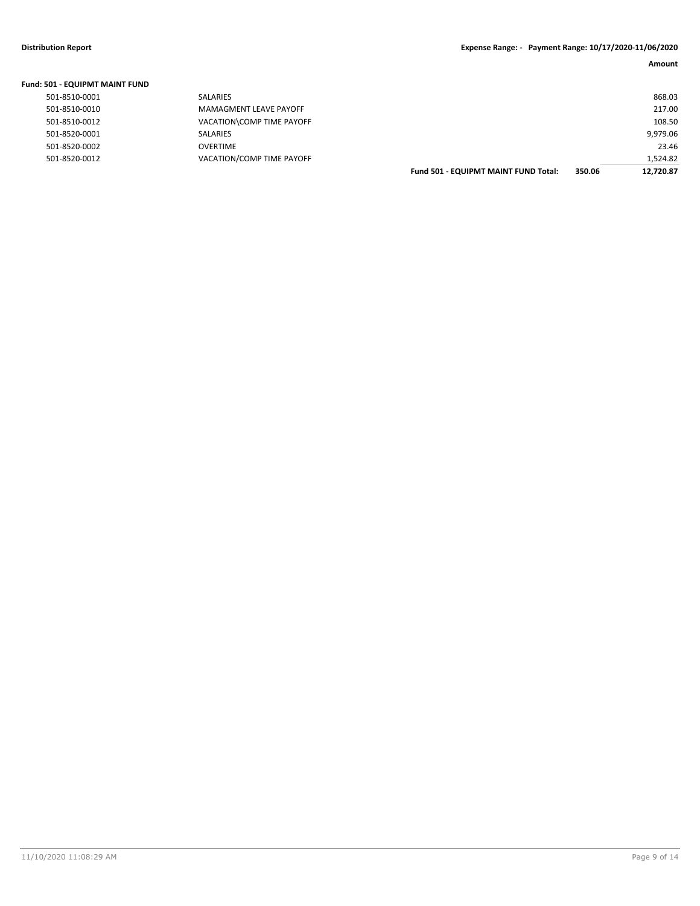**Distribution Report** **Expense Range: - Payment Range: 10/17/2020-11/06/2020**

| | | | | Amount |
|---|---|---|---|---|
| **Fund: 501 - EQUIPMT MAINT FUND** | | | | |
| 501-8510-0001 | SALARIES | | | 868.03 |
| 501-8510-0010 | MAMAGMENT LEAVE PAYOFF | | | 217.00 |
| 501-8510-0012 | VACATION\COMP TIME PAYOFF | | | 108.50 |
| 501-8520-0001 | SALARIES | | | 9,979.06 |
| 501-8520-0002 | OVERTIME | | | 23.46 |
| 501-8520-0012 | VACATION/COMP TIME PAYOFF | | | 1,524.82 |
| | | **Fund 501 - EQUIPMT MAINT FUND Total:** | **350.06** | **12,720.87** |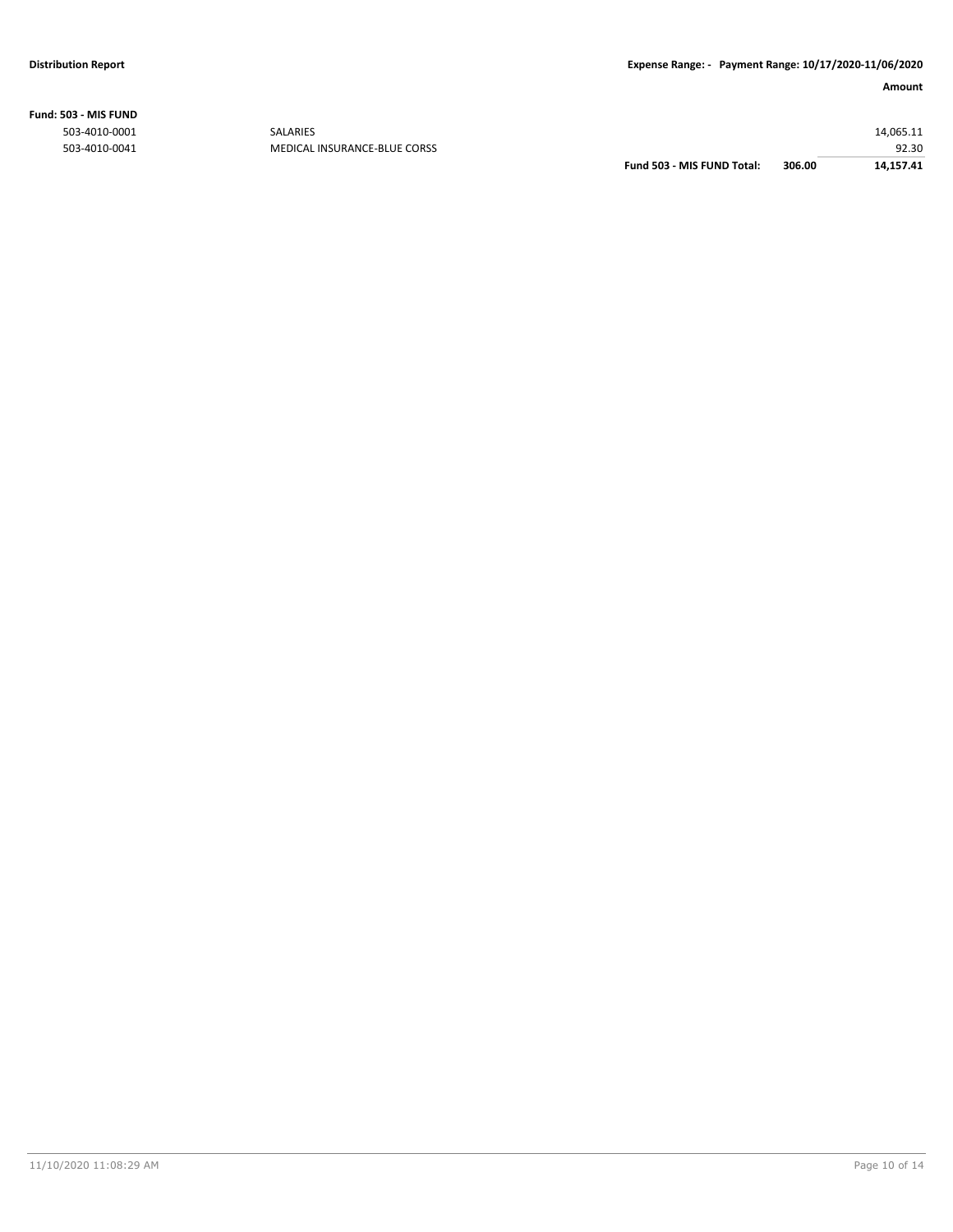**Fund: 503 - MIS FUND**

| Account | Description | | | Amount |
|---|---|---|---|---|
| 503-4010-0001 | SALARIES | | | 14,065.11 |
| 503-4010-0041 | MEDICAL INSURANCE-BLUE CORSS | | | 92.30 |
| | | **Fund 503 - MIS FUND Total:** | **306.00** | **14,157.41** |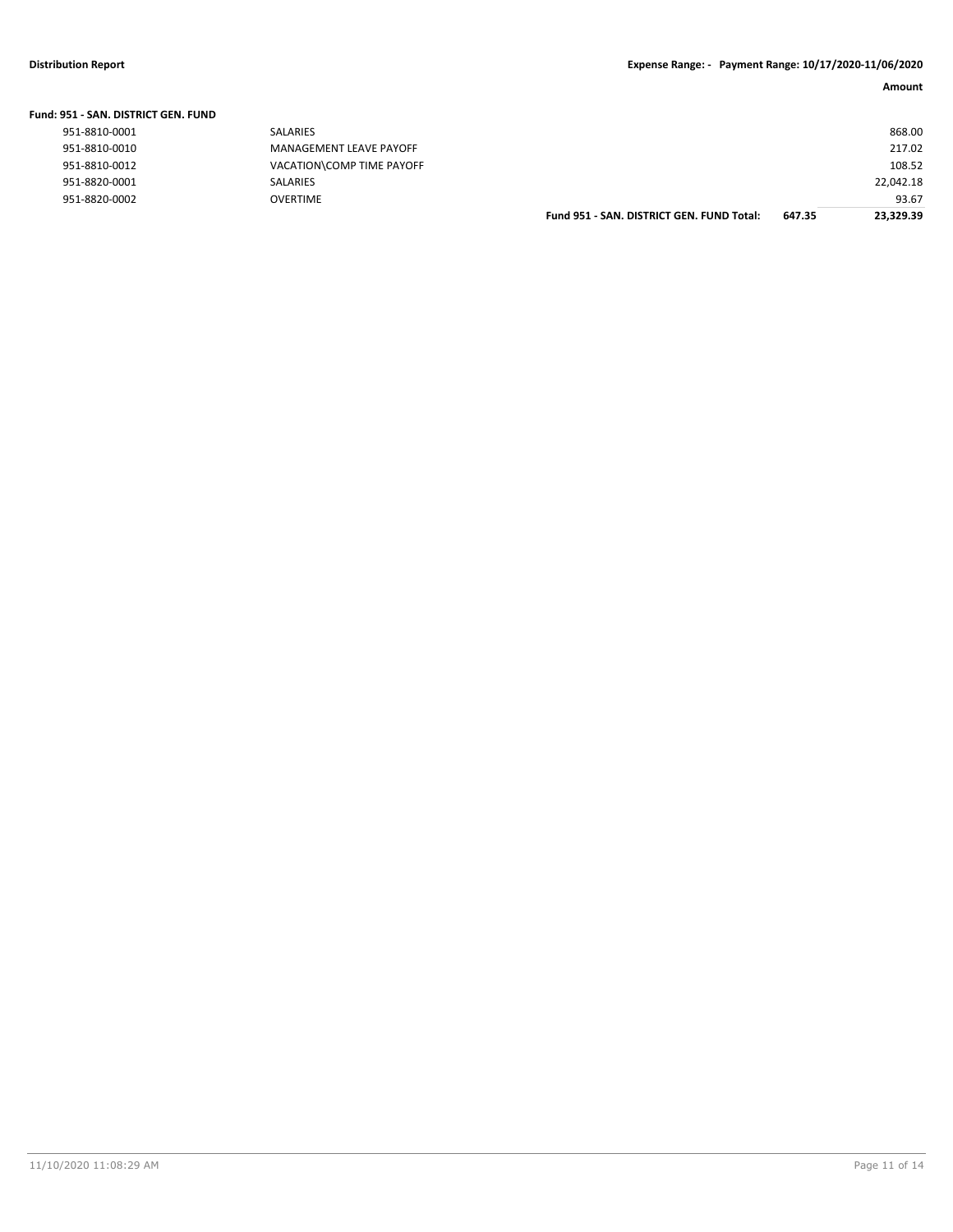**Distribution Report** **Expense Range: - Payment Range: 10/17/2020-11/06/2020**

**Fund: 951 - SAN. DISTRICT GEN. FUND**

| Account | Description | | | Amount |
|---|---|---|---|---|
| 951-8810-0001 | SALARIES | | | 868.00 |
| 951-8810-0010 | MANAGEMENT LEAVE PAYOFF | | | 217.02 |
| 951-8810-0012 | VACATION\COMP TIME PAYOFF | | | 108.52 |
| 951-8820-0001 | SALARIES | | | 22,042.18 |
| 951-8820-0002 | OVERTIME | | | 93.67 |
| | | **Fund 951 - SAN. DISTRICT GEN. FUND Total:** | **647.35** | **23,329.39** |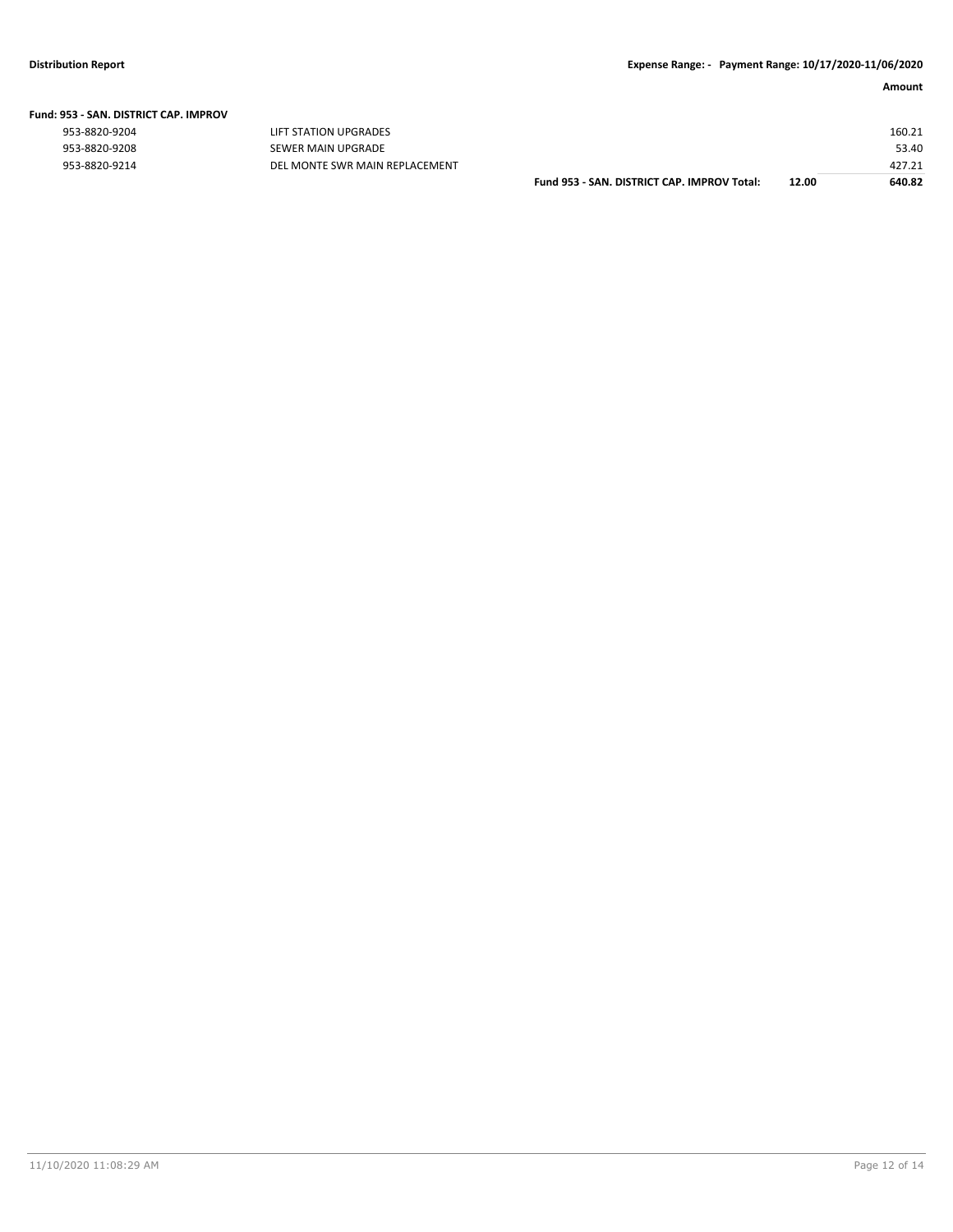**Fund: 953 - SAN. DISTRICT CAP. IMPROV**

| Account | Description | | | Amount |
|---|---|---|---|---|
| 953-8820-9204 | LIFT STATION UPGRADES | | | 160.21 |
| 953-8820-9208 | SEWER MAIN UPGRADE | | | 53.40 |
| 953-8820-9214 | DEL MONTE SWR MAIN REPLACEMENT | | | 427.21 |
| | | **Fund 953 - SAN. DISTRICT CAP. IMPROV Total:** | **12.00** | **640.82** |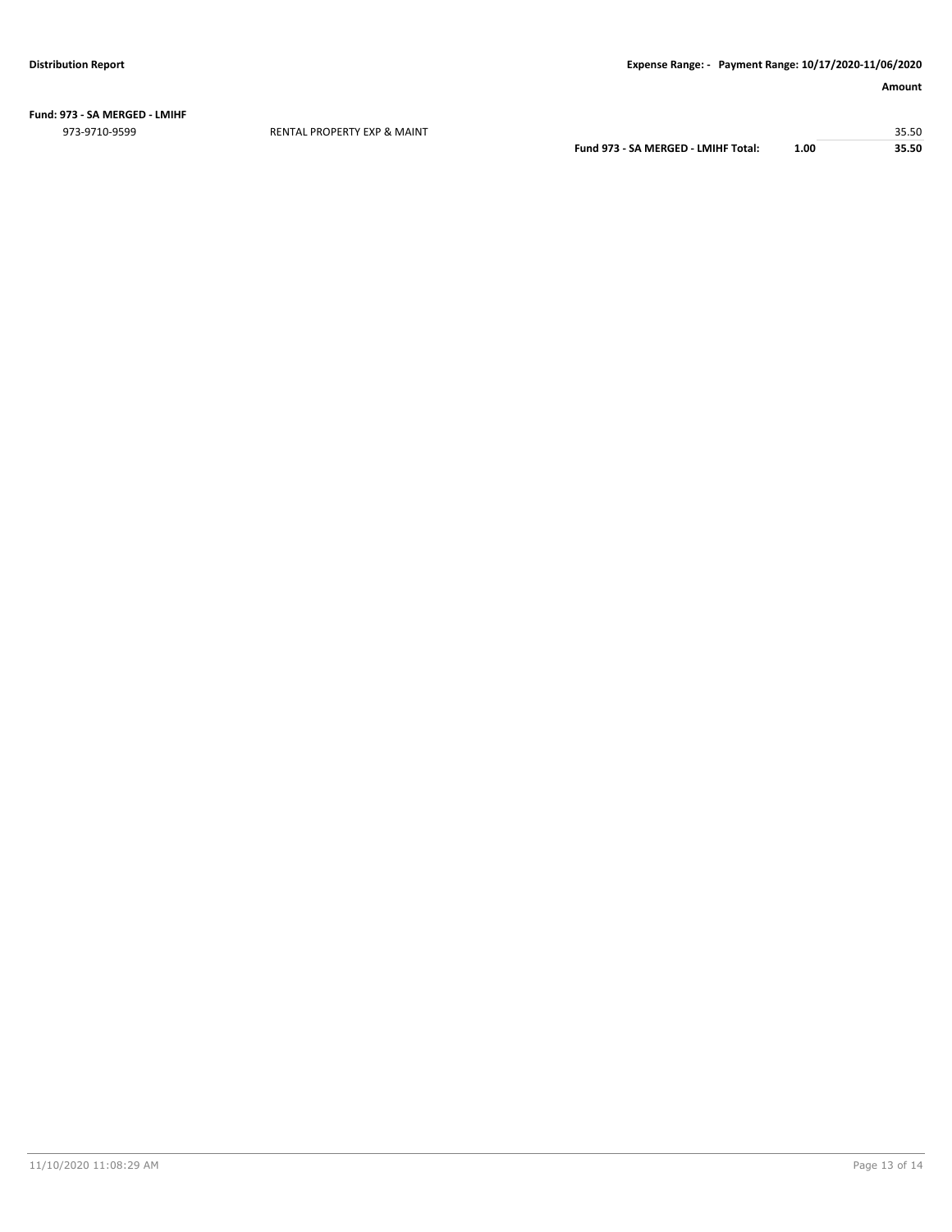**Fund: 973 - SA MERGED - LMIHF**

| Account | Description | | | Amount |
|---|---|---|---|---|
| 973-9710-9599 | RENTAL PROPERTY EXP & MAINT | | | 35.50 |
| | | **Fund 973 - SA MERGED - LMIHF Total:** | **1.00** | **35.50** |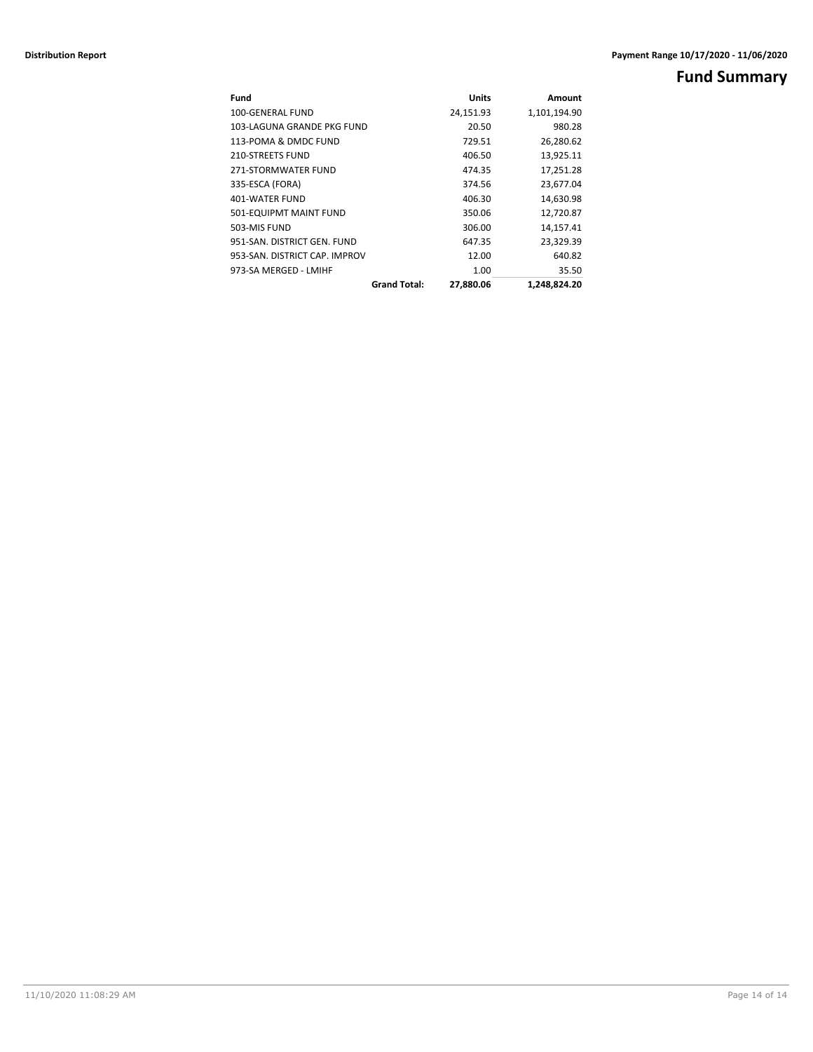# Fund Summary

| Fund | Units | Amount |
|---|---|---|
| 100-GENERAL FUND | 24,151.93 | 1,101,194.90 |
| 103-LAGUNA GRANDE PKG FUND | 20.50 | 980.28 |
| 113-POMA & DMDC FUND | 729.51 | 26,280.62 |
| 210-STREETS FUND | 406.50 | 13,925.11 |
| 271-STORMWATER FUND | 474.35 | 17,251.28 |
| 335-ESCA (FORA) | 374.56 | 23,677.04 |
| 401-WATER FUND | 406.30 | 14,630.98 |
| 501-EQUIPMT MAINT FUND | 350.06 | 12,720.87 |
| 503-MIS FUND | 306.00 | 14,157.41 |
| 951-SAN. DISTRICT GEN. FUND | 647.35 | 23,329.39 |
| 953-SAN. DISTRICT CAP. IMPROV | 12.00 | 640.82 |
| 973-SA MERGED - LMIHF | 1.00 | 35.50 |
| **Grand Total:** | **27,880.06** | **1,248,824.20** |